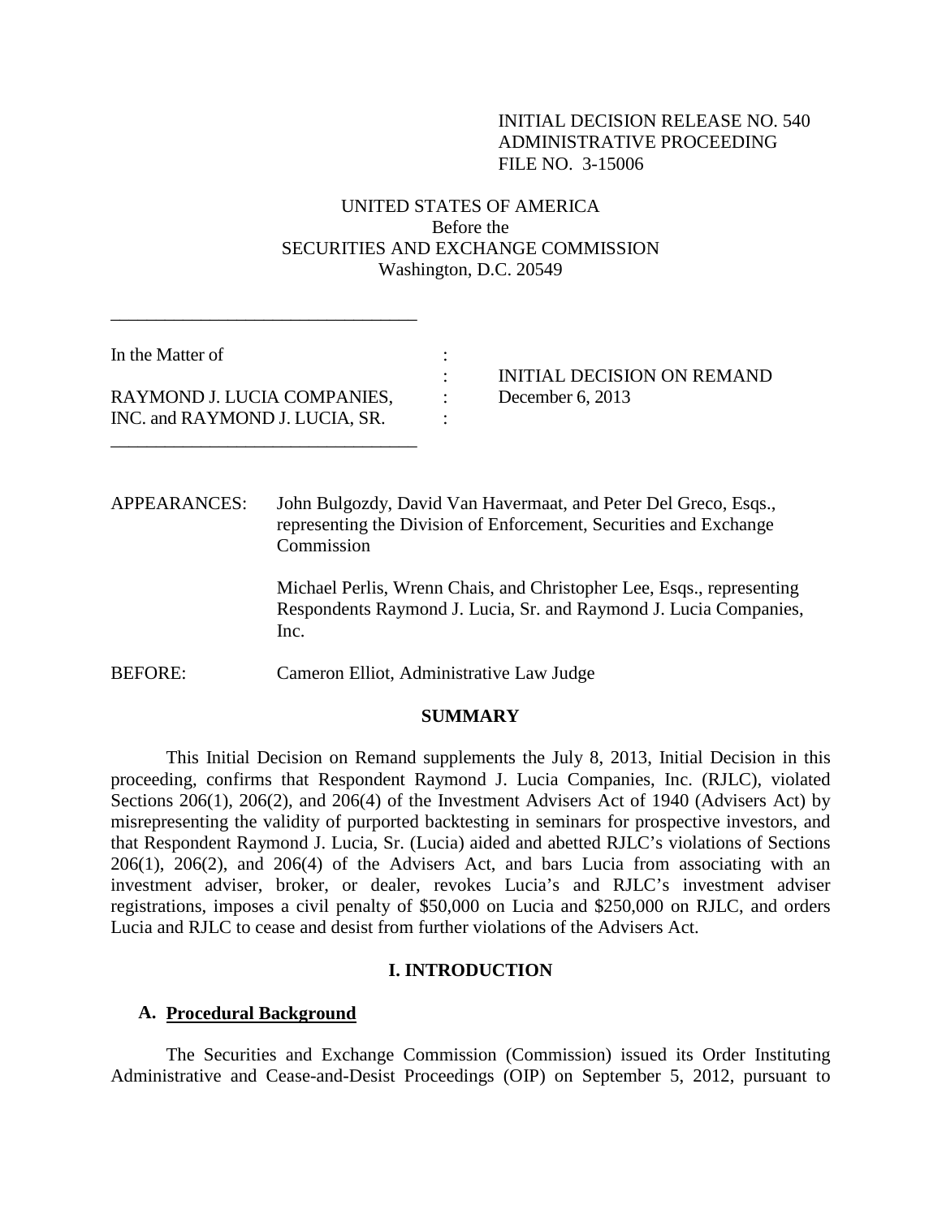INITIAL DECISION RELEASE NO. 540
ADMINISTRATIVE PROCEEDING
FILE NO. 3-15006

UNITED STATES OF AMERICA
Before the
SECURITIES AND EXCHANGE COMMISSION
Washington, D.C. 20549

---

In the Matter of

RAYMOND J. LUCIA COMPANIES, INC. and RAYMOND J. LUCIA, SR.

---

INITIAL DECISION ON REMAND
December 6, 2013

APPEARANCES: John Bulgozdy, David Van Havermaat, and Peter Del Greco, Esqs., representing the Division of Enforcement, Securities and Exchange Commission

Michael Perlis, Wrenn Chais, and Christopher Lee, Esqs., representing Respondents Raymond J. Lucia, Sr. and Raymond J. Lucia Companies, Inc.

BEFORE: Cameron Elliot, Administrative Law Judge

## SUMMARY

This Initial Decision on Remand supplements the July 8, 2013, Initial Decision in this proceeding, confirms that Respondent Raymond J. Lucia Companies, Inc. (RJLC), violated Sections 206(1), 206(2), and 206(4) of the Investment Advisers Act of 1940 (Advisers Act) by misrepresenting the validity of purported backtesting in seminars for prospective investors, and that Respondent Raymond J. Lucia, Sr. (Lucia) aided and abetted RJLC's violations of Sections 206(1), 206(2), and 206(4) of the Advisers Act, and bars Lucia from associating with an investment adviser, broker, or dealer, revokes Lucia's and RJLC's investment adviser registrations, imposes a civil penalty of $50,000 on Lucia and $250,000 on RJLC, and orders Lucia and RJLC to cease and desist from further violations of the Advisers Act.

## I. INTRODUCTION

### A. Procedural Background

The Securities and Exchange Commission (Commission) issued its Order Instituting Administrative and Cease-and-Desist Proceedings (OIP) on September 5, 2012, pursuant to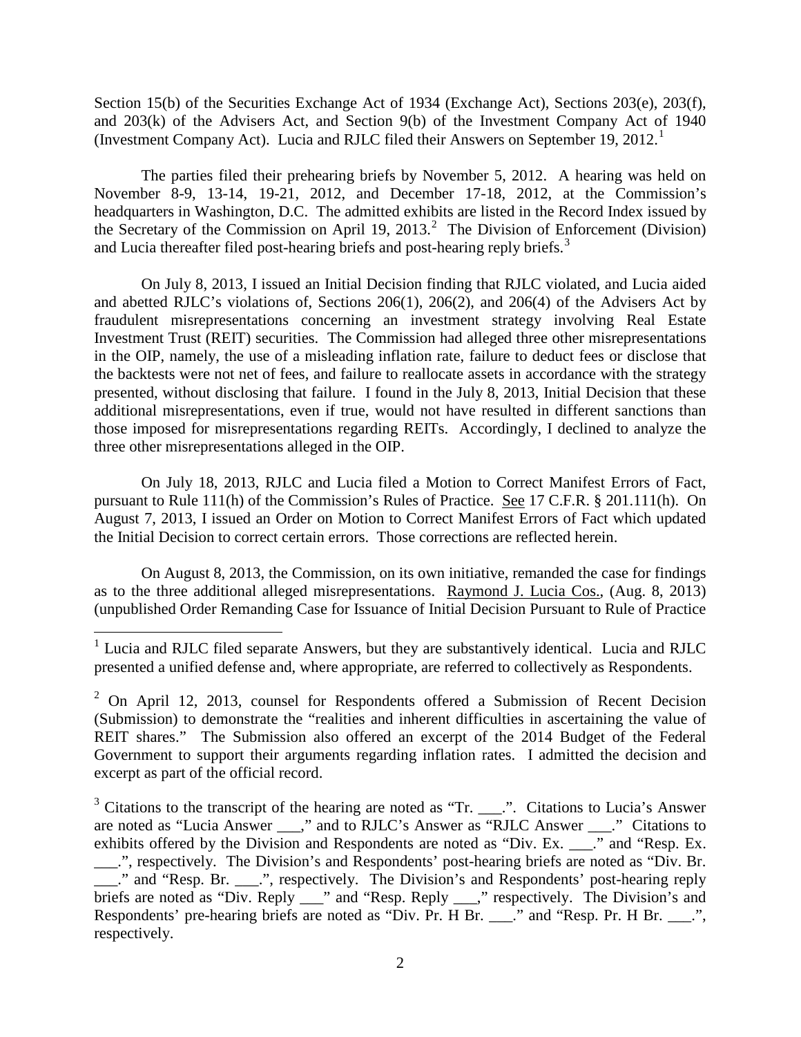Section 15(b) of the Securities Exchange Act of 1934 (Exchange Act), Sections 203(e), 203(f), and 203(k) of the Advisers Act, and Section 9(b) of the Investment Company Act of 1940 (Investment Company Act). Lucia and RJLC filed their Answers on September 19, 2012.[1]

The parties filed their prehearing briefs by November 5, 2012. A hearing was held on November 8-9, 13-14, 19-21, 2012, and December 17-18, 2012, at the Commission's headquarters in Washington, D.C. The admitted exhibits are listed in the Record Index issued by the Secretary of the Commission on April 19, 2013.[2] The Division of Enforcement (Division) and Lucia thereafter filed post-hearing briefs and post-hearing reply briefs.[3]

On July 8, 2013, I issued an Initial Decision finding that RJLC violated, and Lucia aided and abetted RJLC's violations of, Sections 206(1), 206(2), and 206(4) of the Advisers Act by fraudulent misrepresentations concerning an investment strategy involving Real Estate Investment Trust (REIT) securities. The Commission had alleged three other misrepresentations in the OIP, namely, the use of a misleading inflation rate, failure to deduct fees or disclose that the backtests were not net of fees, and failure to reallocate assets in accordance with the strategy presented, without disclosing that failure. I found in the July 8, 2013, Initial Decision that these additional misrepresentations, even if true, would not have resulted in different sanctions than those imposed for misrepresentations regarding REITs. Accordingly, I declined to analyze the three other misrepresentations alleged in the OIP.

On July 18, 2013, RJLC and Lucia filed a Motion to Correct Manifest Errors of Fact, pursuant to Rule 111(h) of the Commission's Rules of Practice. See 17 C.F.R. § 201.111(h). On August 7, 2013, I issued an Order on Motion to Correct Manifest Errors of Fact which updated the Initial Decision to correct certain errors. Those corrections are reflected herein.

On August 8, 2013, the Commission, on its own initiative, remanded the case for findings as to the three additional alleged misrepresentations. Raymond J. Lucia Cos., (Aug. 8, 2013) (unpublished Order Remanding Case for Issuance of Initial Decision Pursuant to Rule of Practice

---

[1] Lucia and RJLC filed separate Answers, but they are substantively identical. Lucia and RJLC presented a unified defense and, where appropriate, are referred to collectively as Respondents.

[2] On April 12, 2013, counsel for Respondents offered a Submission of Recent Decision (Submission) to demonstrate the "realities and inherent difficulties in ascertaining the value of REIT shares." The Submission also offered an excerpt of the 2014 Budget of the Federal Government to support their arguments regarding inflation rates. I admitted the decision and excerpt as part of the official record.

[3] Citations to the transcript of the hearing are noted as "Tr. ___.". Citations to Lucia's Answer are noted as "Lucia Answer ___," and to RJLC's Answer as "RJLC Answer ___." Citations to exhibits offered by the Division and Respondents are noted as "Div. Ex. ___." and "Resp. Ex. ___.", respectively. The Division's and Respondents' post-hearing briefs are noted as "Div. Br. ___." and "Resp. Br. ___.", respectively. The Division's and Respondents' post-hearing reply briefs are noted as "Div. Reply ___" and "Resp. Reply ___," respectively. The Division's and Respondents' pre-hearing briefs are noted as "Div. Pr. H Br. ___." and "Resp. Pr. H Br. ___.", respectively.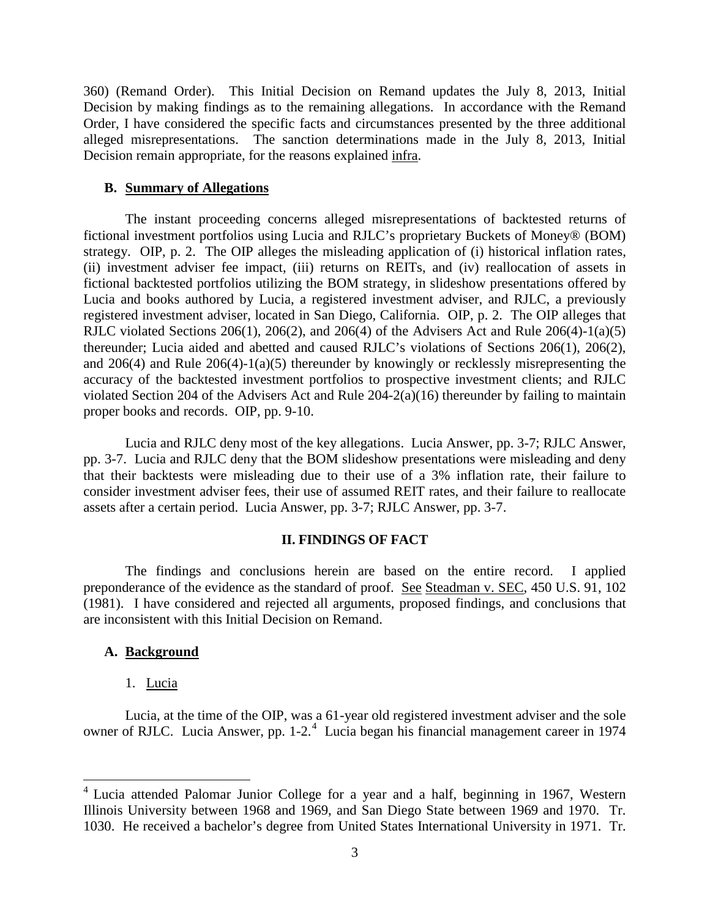360) (Remand Order). This Initial Decision on Remand updates the July 8, 2013, Initial Decision by making findings as to the remaining allegations. In accordance with the Remand Order, I have considered the specific facts and circumstances presented by the three additional alleged misrepresentations. The sanction determinations made in the July 8, 2013, Initial Decision remain appropriate, for the reasons explained infra.

### B. Summary of Allegations

The instant proceeding concerns alleged misrepresentations of backtested returns of fictional investment portfolios using Lucia and RJLC's proprietary Buckets of Money® (BOM) strategy. OIP, p. 2. The OIP alleges the misleading application of (i) historical inflation rates, (ii) investment adviser fee impact, (iii) returns on REITs, and (iv) reallocation of assets in fictional backtested portfolios utilizing the BOM strategy, in slideshow presentations offered by Lucia and books authored by Lucia, a registered investment adviser, and RJLC, a previously registered investment adviser, located in San Diego, California. OIP, p. 2. The OIP alleges that RJLC violated Sections 206(1), 206(2), and 206(4) of the Advisers Act and Rule 206(4)-1(a)(5) thereunder; Lucia aided and abetted and caused RJLC's violations of Sections 206(1), 206(2), and 206(4) and Rule 206(4)-1(a)(5) thereunder by knowingly or recklessly misrepresenting the accuracy of the backtested investment portfolios to prospective investment clients; and RJLC violated Section 204 of the Advisers Act and Rule 204-2(a)(16) thereunder by failing to maintain proper books and records. OIP, pp. 9-10.

Lucia and RJLC deny most of the key allegations. Lucia Answer, pp. 3-7; RJLC Answer, pp. 3-7. Lucia and RJLC deny that the BOM slideshow presentations were misleading and deny that their backtests were misleading due to their use of a 3% inflation rate, their failure to consider investment adviser fees, their use of assumed REIT rates, and their failure to reallocate assets after a certain period. Lucia Answer, pp. 3-7; RJLC Answer, pp. 3-7.

## II. FINDINGS OF FACT

The findings and conclusions herein are based on the entire record. I applied preponderance of the evidence as the standard of proof. See Steadman v. SEC, 450 U.S. 91, 102 (1981). I have considered and rejected all arguments, proposed findings, and conclusions that are inconsistent with this Initial Decision on Remand.

### A. Background

1. Lucia

Lucia, at the time of the OIP, was a 61-year old registered investment adviser and the sole owner of RJLC. Lucia Answer, pp. 1-2.[4] Lucia began his financial management career in 1974

[4] Lucia attended Palomar Junior College for a year and a half, beginning in 1967, Western Illinois University between 1968 and 1969, and San Diego State between 1969 and 1970. Tr. 1030. He received a bachelor's degree from United States International University in 1971. Tr.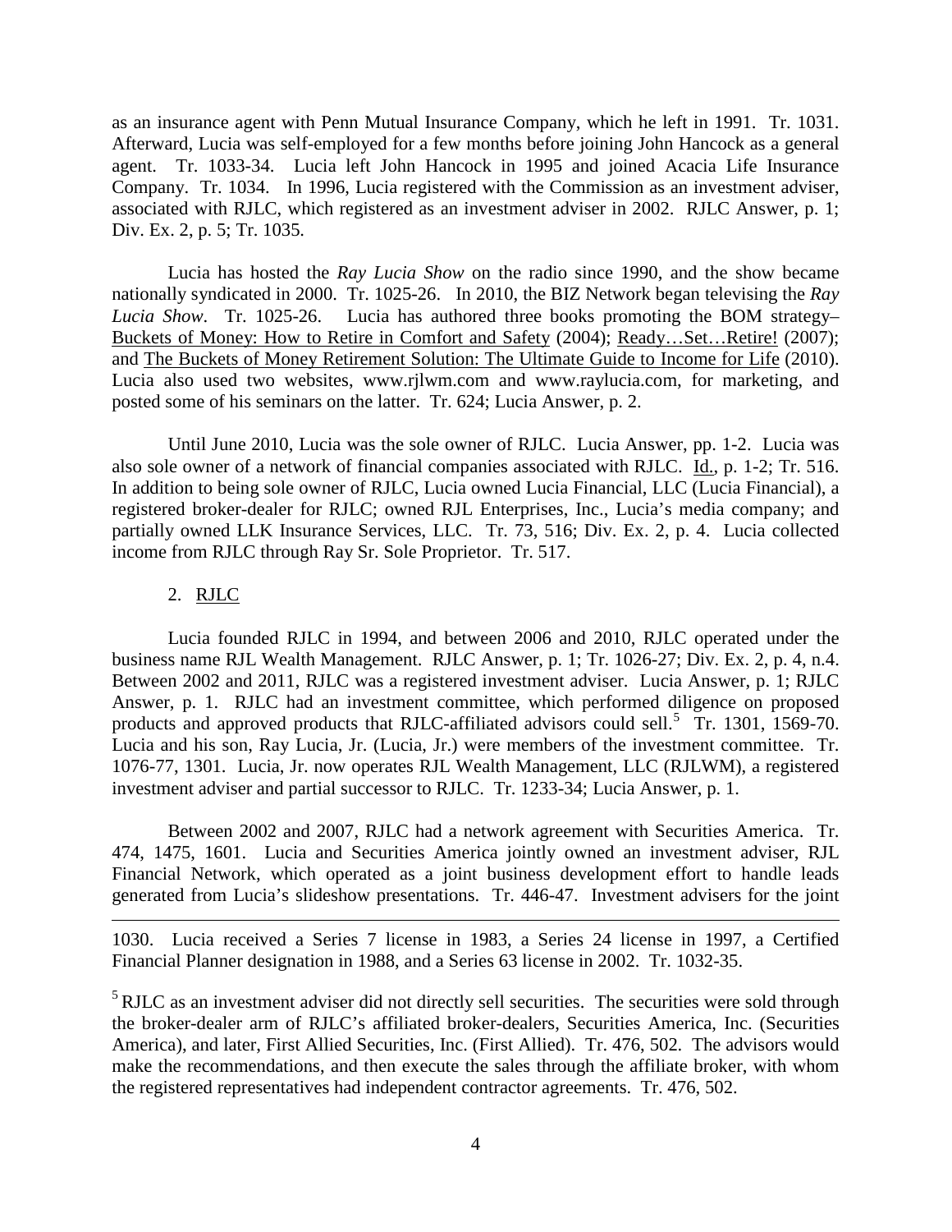as an insurance agent with Penn Mutual Insurance Company, which he left in 1991. Tr. 1031. Afterward, Lucia was self-employed for a few months before joining John Hancock as a general agent. Tr. 1033-34. Lucia left John Hancock in 1995 and joined Acacia Life Insurance Company. Tr. 1034. In 1996, Lucia registered with the Commission as an investment adviser, associated with RJLC, which registered as an investment adviser in 2002. RJLC Answer, p. 1; Div. Ex. 2, p. 5; Tr. 1035.

Lucia has hosted the *Ray Lucia Show* on the radio since 1990, and the show became nationally syndicated in 2000. Tr. 1025-26. In 2010, the BIZ Network began televising the *Ray Lucia Show*. Tr. 1025-26. Lucia has authored three books promoting the BOM strategy– Buckets of Money: How to Retire in Comfort and Safety (2004); Ready…Set…Retire! (2007); and The Buckets of Money Retirement Solution: The Ultimate Guide to Income for Life (2010). Lucia also used two websites, www.rjlwm.com and www.raylucia.com, for marketing, and posted some of his seminars on the latter. Tr. 624; Lucia Answer, p. 2.

Until June 2010, Lucia was the sole owner of RJLC. Lucia Answer, pp. 1-2. Lucia was also sole owner of a network of financial companies associated with RJLC. Id., p. 1-2; Tr. 516. In addition to being sole owner of RJLC, Lucia owned Lucia Financial, LLC (Lucia Financial), a registered broker-dealer for RJLC; owned RJL Enterprises, Inc., Lucia's media company; and partially owned LLK Insurance Services, LLC. Tr. 73, 516; Div. Ex. 2, p. 4. Lucia collected income from RJLC through Ray Sr. Sole Proprietor. Tr. 517.

2. RJLC

Lucia founded RJLC in 1994, and between 2006 and 2010, RJLC operated under the business name RJL Wealth Management. RJLC Answer, p. 1; Tr. 1026-27; Div. Ex. 2, p. 4, n.4. Between 2002 and 2011, RJLC was a registered investment adviser. Lucia Answer, p. 1; RJLC Answer, p. 1. RJLC had an investment committee, which performed diligence on proposed products and approved products that RJLC-affiliated advisors could sell.[5] Tr. 1301, 1569-70. Lucia and his son, Ray Lucia, Jr. (Lucia, Jr.) were members of the investment committee. Tr. 1076-77, 1301. Lucia, Jr. now operates RJL Wealth Management, LLC (RJLWM), a registered investment adviser and partial successor to RJLC. Tr. 1233-34; Lucia Answer, p. 1.

Between 2002 and 2007, RJLC had a network agreement with Securities America. Tr. 474, 1475, 1601. Lucia and Securities America jointly owned an investment adviser, RJL Financial Network, which operated as a joint business development effort to handle leads generated from Lucia's slideshow presentations. Tr. 446-47. Investment advisers for the joint

---

1030. Lucia received a Series 7 license in 1983, a Series 24 license in 1997, a Certified Financial Planner designation in 1988, and a Series 63 license in 2002. Tr. 1032-35.

[5] RJLC as an investment adviser did not directly sell securities. The securities were sold through the broker-dealer arm of RJLC's affiliated broker-dealers, Securities America, Inc. (Securities America), and later, First Allied Securities, Inc. (First Allied). Tr. 476, 502. The advisors would make the recommendations, and then execute the sales through the affiliate broker, with whom the registered representatives had independent contractor agreements. Tr. 476, 502.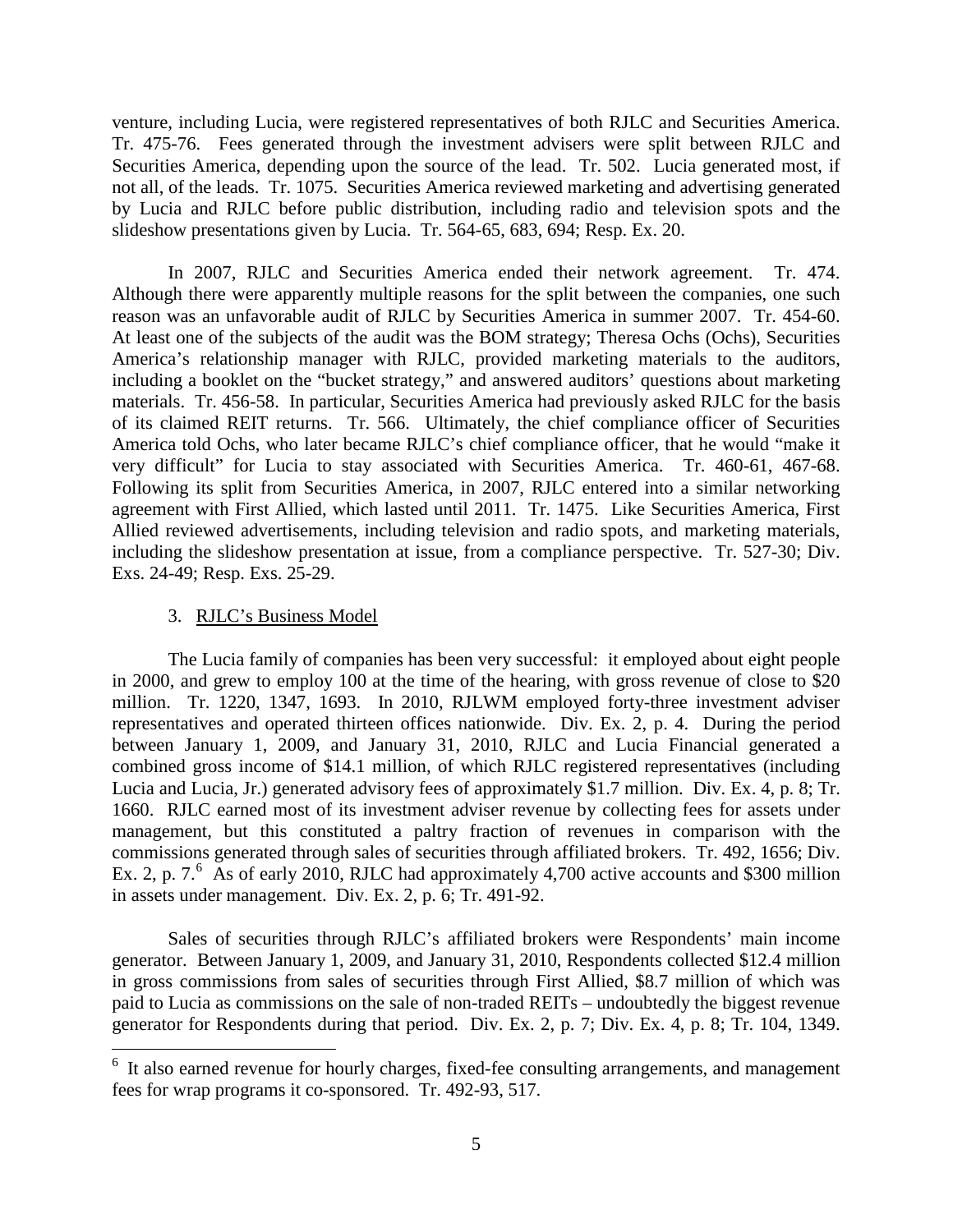venture, including Lucia, were registered representatives of both RJLC and Securities America. Tr. 475-76. Fees generated through the investment advisers were split between RJLC and Securities America, depending upon the source of the lead. Tr. 502. Lucia generated most, if not all, of the leads. Tr. 1075. Securities America reviewed marketing and advertising generated by Lucia and RJLC before public distribution, including radio and television spots and the slideshow presentations given by Lucia. Tr. 564-65, 683, 694; Resp. Ex. 20.

In 2007, RJLC and Securities America ended their network agreement. Tr. 474. Although there were apparently multiple reasons for the split between the companies, one such reason was an unfavorable audit of RJLC by Securities America in summer 2007. Tr. 454-60. At least one of the subjects of the audit was the BOM strategy; Theresa Ochs (Ochs), Securities America's relationship manager with RJLC, provided marketing materials to the auditors, including a booklet on the "bucket strategy," and answered auditors' questions about marketing materials. Tr. 456-58. In particular, Securities America had previously asked RJLC for the basis of its claimed REIT returns. Tr. 566. Ultimately, the chief compliance officer of Securities America told Ochs, who later became RJLC's chief compliance officer, that he would "make it very difficult" for Lucia to stay associated with Securities America. Tr. 460-61, 467-68. Following its split from Securities America, in 2007, RJLC entered into a similar networking agreement with First Allied, which lasted until 2011. Tr. 1475. Like Securities America, First Allied reviewed advertisements, including television and radio spots, and marketing materials, including the slideshow presentation at issue, from a compliance perspective. Tr. 527-30; Div. Exs. 24-49; Resp. Exs. 25-29.

3. RJLC's Business Model

The Lucia family of companies has been very successful: it employed about eight people in 2000, and grew to employ 100 at the time of the hearing, with gross revenue of close to $20 million. Tr. 1220, 1347, 1693. In 2010, RJLWM employed forty-three investment adviser representatives and operated thirteen offices nationwide. Div. Ex. 2, p. 4. During the period between January 1, 2009, and January 31, 2010, RJLC and Lucia Financial generated a combined gross income of $14.1 million, of which RJLC registered representatives (including Lucia and Lucia, Jr.) generated advisory fees of approximately $1.7 million. Div. Ex. 4, p. 8; Tr. 1660. RJLC earned most of its investment adviser revenue by collecting fees for assets under management, but this constituted a paltry fraction of revenues in comparison with the commissions generated through sales of securities through affiliated brokers. Tr. 492, 1656; Div. Ex. 2, p. 7.[6] As of early 2010, RJLC had approximately 4,700 active accounts and $300 million in assets under management. Div. Ex. 2, p. 6; Tr. 491-92.

Sales of securities through RJLC's affiliated brokers were Respondents' main income generator. Between January 1, 2009, and January 31, 2010, Respondents collected $12.4 million in gross commissions from sales of securities through First Allied, $8.7 million of which was paid to Lucia as commissions on the sale of non-traded REITs – undoubtedly the biggest revenue generator for Respondents during that period. Div. Ex. 2, p. 7; Div. Ex. 4, p. 8; Tr. 104, 1349.

[6] It also earned revenue for hourly charges, fixed-fee consulting arrangements, and management fees for wrap programs it co-sponsored. Tr. 492-93, 517.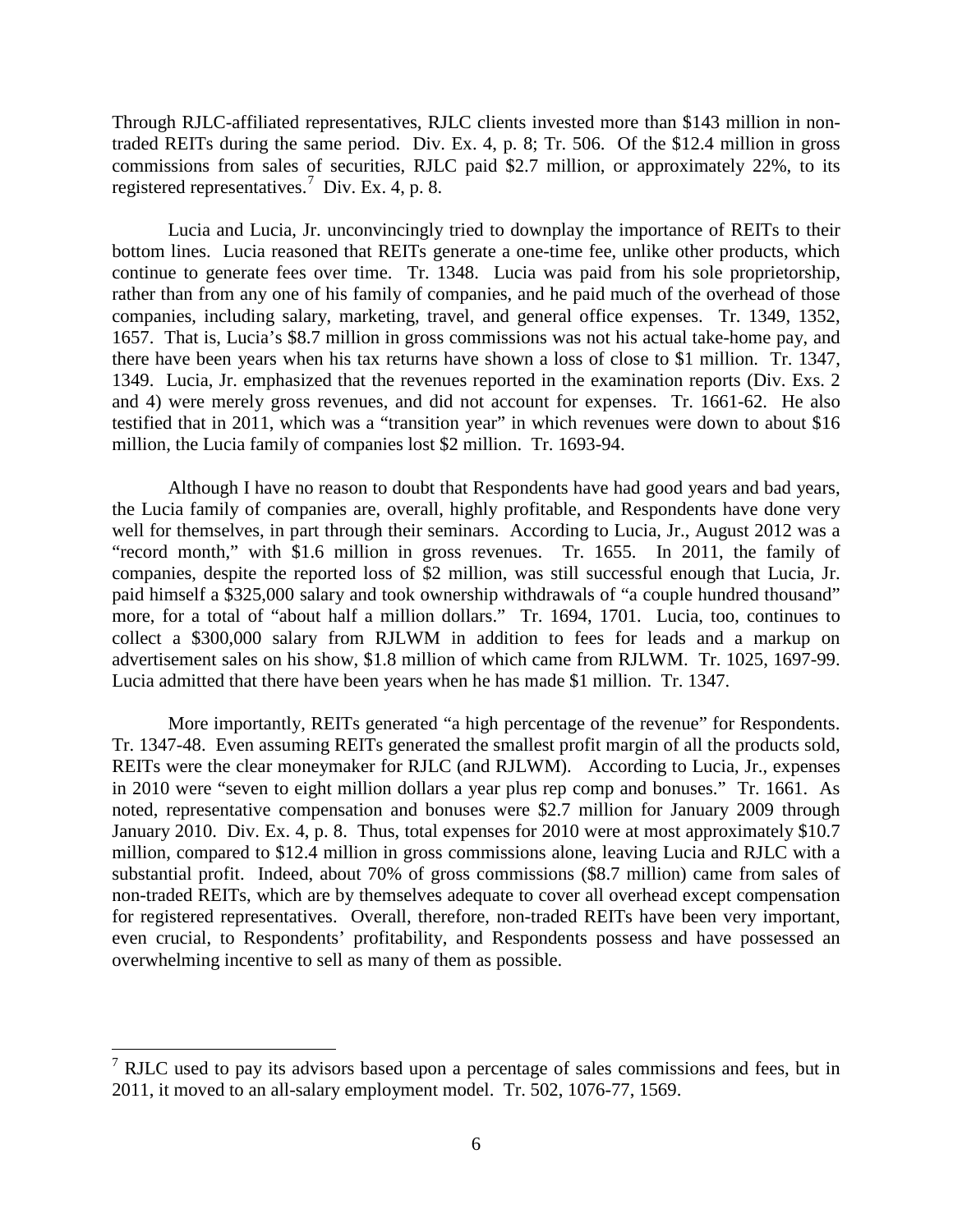Through RJLC-affiliated representatives, RJLC clients invested more than $143 million in non-traded REITs during the same period. Div. Ex. 4, p. 8; Tr. 506. Of the $12.4 million in gross commissions from sales of securities, RJLC paid $2.7 million, or approximately 22%, to its registered representatives.[7] Div. Ex. 4, p. 8.

Lucia and Lucia, Jr. unconvincingly tried to downplay the importance of REITs to their bottom lines. Lucia reasoned that REITs generate a one-time fee, unlike other products, which continue to generate fees over time. Tr. 1348. Lucia was paid from his sole proprietorship, rather than from any one of his family of companies, and he paid much of the overhead of those companies, including salary, marketing, travel, and general office expenses. Tr. 1349, 1352, 1657. That is, Lucia's $8.7 million in gross commissions was not his actual take-home pay, and there have been years when his tax returns have shown a loss of close to $1 million. Tr. 1347, 1349. Lucia, Jr. emphasized that the revenues reported in the examination reports (Div. Exs. 2 and 4) were merely gross revenues, and did not account for expenses. Tr. 1661-62. He also testified that in 2011, which was a "transition year" in which revenues were down to about $16 million, the Lucia family of companies lost $2 million. Tr. 1693-94.

Although I have no reason to doubt that Respondents have had good years and bad years, the Lucia family of companies are, overall, highly profitable, and Respondents have done very well for themselves, in part through their seminars. According to Lucia, Jr., August 2012 was a "record month," with $1.6 million in gross revenues. Tr. 1655. In 2011, the family of companies, despite the reported loss of $2 million, was still successful enough that Lucia, Jr. paid himself a $325,000 salary and took ownership withdrawals of "a couple hundred thousand" more, for a total of "about half a million dollars." Tr. 1694, 1701. Lucia, too, continues to collect a $300,000 salary from RJLWM in addition to fees for leads and a markup on advertisement sales on his show, $1.8 million of which came from RJLWM. Tr. 1025, 1697-99. Lucia admitted that there have been years when he has made $1 million. Tr. 1347.

More importantly, REITs generated "a high percentage of the revenue" for Respondents. Tr. 1347-48. Even assuming REITs generated the smallest profit margin of all the products sold, REITs were the clear moneymaker for RJLC (and RJLWM). According to Lucia, Jr., expenses in 2010 were "seven to eight million dollars a year plus rep comp and bonuses." Tr. 1661. As noted, representative compensation and bonuses were $2.7 million for January 2009 through January 2010. Div. Ex. 4, p. 8. Thus, total expenses for 2010 were at most approximately $10.7 million, compared to $12.4 million in gross commissions alone, leaving Lucia and RJLC with a substantial profit. Indeed, about 70% of gross commissions ($8.7 million) came from sales of non-traded REITs, which are by themselves adequate to cover all overhead except compensation for registered representatives. Overall, therefore, non-traded REITs have been very important, even crucial, to Respondents' profitability, and Respondents possess and have possessed an overwhelming incentive to sell as many of them as possible.

---

[7] RJLC used to pay its advisors based upon a percentage of sales commissions and fees, but in 2011, it moved to an all-salary employment model. Tr. 502, 1076-77, 1569.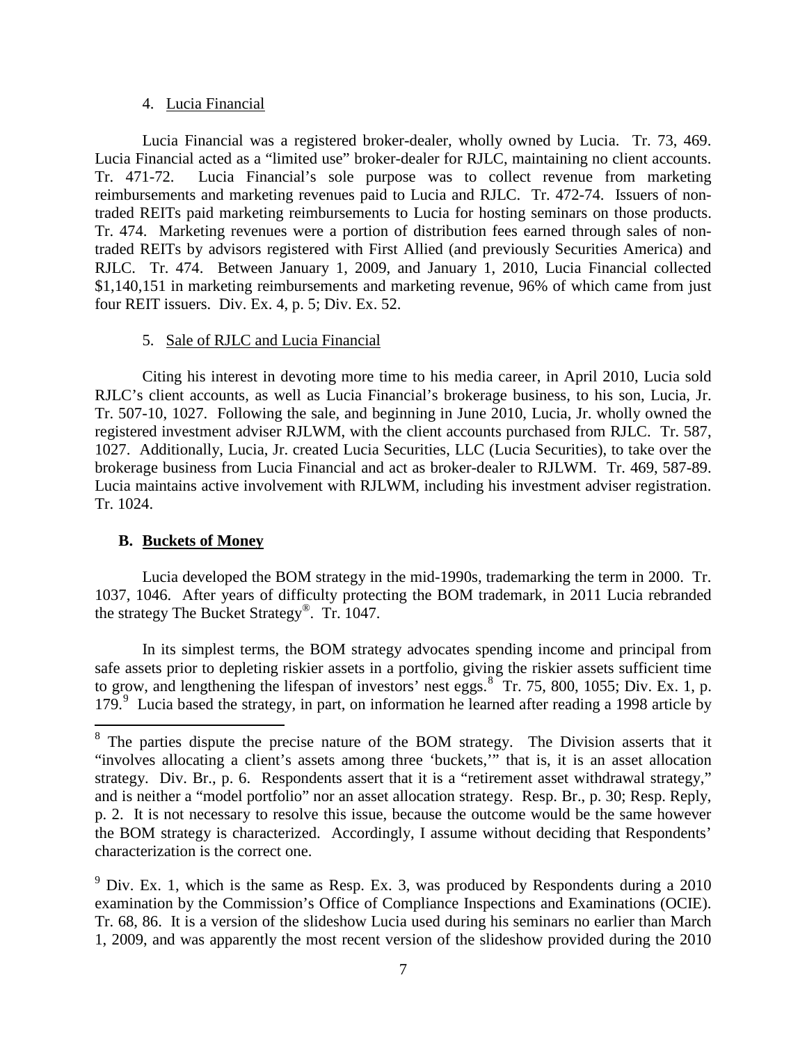4. Lucia Financial

Lucia Financial was a registered broker-dealer, wholly owned by Lucia. Tr. 73, 469. Lucia Financial acted as a "limited use" broker-dealer for RJLC, maintaining no client accounts. Tr. 471-72. Lucia Financial's sole purpose was to collect revenue from marketing reimbursements and marketing revenues paid to Lucia and RJLC. Tr. 472-74. Issuers of non-traded REITs paid marketing reimbursements to Lucia for hosting seminars on those products. Tr. 474. Marketing revenues were a portion of distribution fees earned through sales of non-traded REITs by advisors registered with First Allied (and previously Securities America) and RJLC. Tr. 474. Between January 1, 2009, and January 1, 2010, Lucia Financial collected \$1,140,151 in marketing reimbursements and marketing revenue, 96% of which came from just four REIT issuers. Div. Ex. 4, p. 5; Div. Ex. 52.

5. Sale of RJLC and Lucia Financial

Citing his interest in devoting more time to his media career, in April 2010, Lucia sold RJLC's client accounts, as well as Lucia Financial's brokerage business, to his son, Lucia, Jr. Tr. 507-10, 1027. Following the sale, and beginning in June 2010, Lucia, Jr. wholly owned the registered investment adviser RJLWM, with the client accounts purchased from RJLC. Tr. 587, 1027. Additionally, Lucia, Jr. created Lucia Securities, LLC (Lucia Securities), to take over the brokerage business from Lucia Financial and act as broker-dealer to RJLWM. Tr. 469, 587-89. Lucia maintains active involvement with RJLWM, including his investment adviser registration. Tr. 1024.

**B. Buckets of Money**

Lucia developed the BOM strategy in the mid-1990s, trademarking the term in 2000. Tr. 1037, 1046. After years of difficulty protecting the BOM trademark, in 2011 Lucia rebranded the strategy The Bucket Strategy®. Tr. 1047.

In its simplest terms, the BOM strategy advocates spending income and principal from safe assets prior to depleting riskier assets in a portfolio, giving the riskier assets sufficient time to grow, and lengthening the lifespan of investors' nest eggs.[8] Tr. 75, 800, 1055; Div. Ex. 1, p. 179.[9] Lucia based the strategy, in part, on information he learned after reading a 1998 article by

---

[8] The parties dispute the precise nature of the BOM strategy. The Division asserts that it "involves allocating a client's assets among three 'buckets,'" that is, it is an asset allocation strategy. Div. Br., p. 6. Respondents assert that it is a "retirement asset withdrawal strategy," and is neither a "model portfolio" nor an asset allocation strategy. Resp. Br., p. 30; Resp. Reply, p. 2. It is not necessary to resolve this issue, because the outcome would be the same however the BOM strategy is characterized. Accordingly, I assume without deciding that Respondents' characterization is the correct one.

[9] Div. Ex. 1, which is the same as Resp. Ex. 3, was produced by Respondents during a 2010 examination by the Commission's Office of Compliance Inspections and Examinations (OCIE). Tr. 68, 86. It is a version of the slideshow Lucia used during his seminars no earlier than March 1, 2009, and was apparently the most recent version of the slideshow provided during the 2010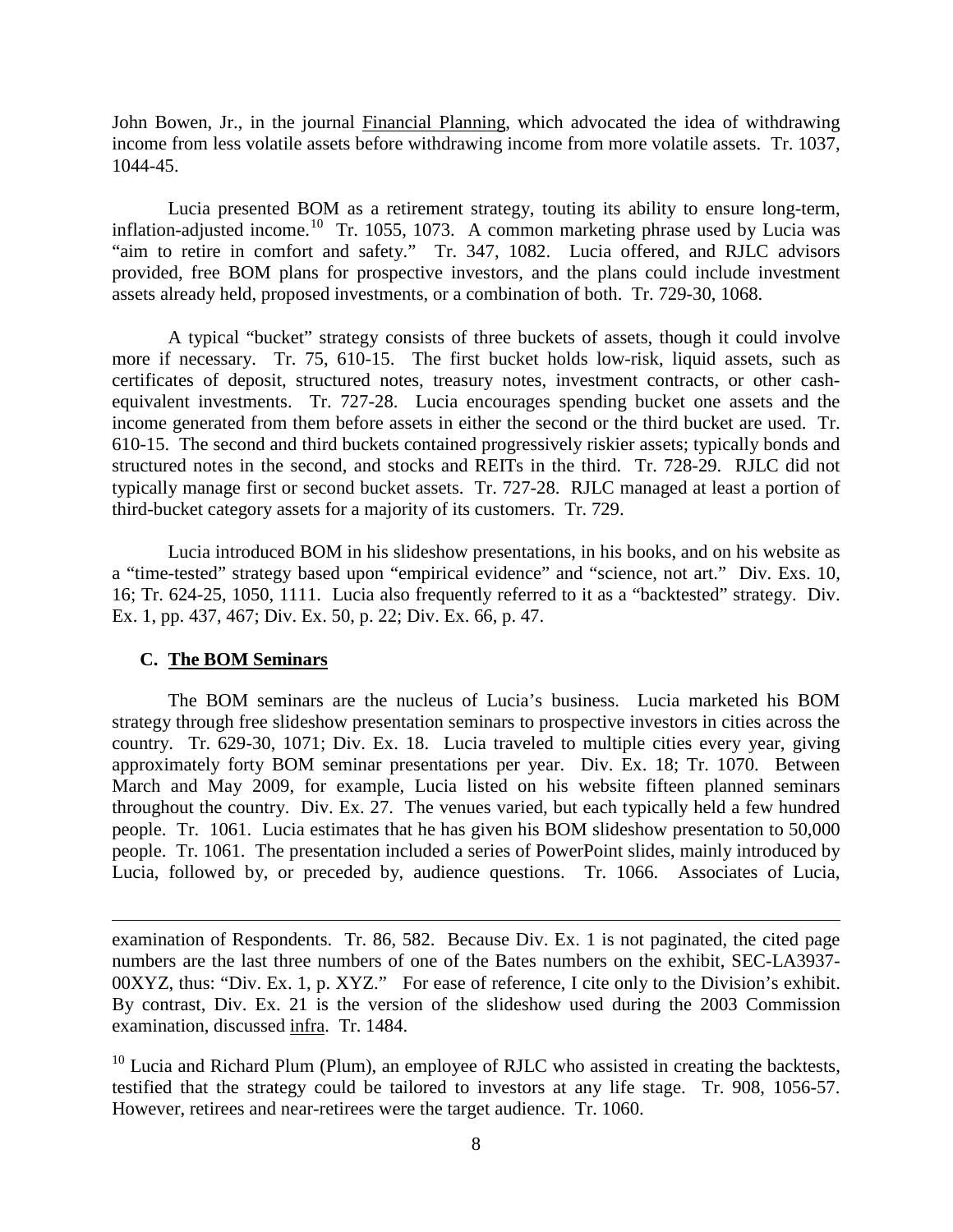John Bowen, Jr., in the journal Financial Planning, which advocated the idea of withdrawing income from less volatile assets before withdrawing income from more volatile assets. Tr. 1037, 1044-45.

Lucia presented BOM as a retirement strategy, touting its ability to ensure long-term, inflation-adjusted income.[10] Tr. 1055, 1073. A common marketing phrase used by Lucia was "aim to retire in comfort and safety." Tr. 347, 1082. Lucia offered, and RJLC advisors provided, free BOM plans for prospective investors, and the plans could include investment assets already held, proposed investments, or a combination of both. Tr. 729-30, 1068.

A typical "bucket" strategy consists of three buckets of assets, though it could involve more if necessary. Tr. 75, 610-15. The first bucket holds low-risk, liquid assets, such as certificates of deposit, structured notes, treasury notes, investment contracts, or other cash-equivalent investments. Tr. 727-28. Lucia encourages spending bucket one assets and the income generated from them before assets in either the second or the third bucket are used. Tr. 610-15. The second and third buckets contained progressively riskier assets; typically bonds and structured notes in the second, and stocks and REITs in the third. Tr. 728-29. RJLC did not typically manage first or second bucket assets. Tr. 727-28. RJLC managed at least a portion of third-bucket category assets for a majority of its customers. Tr. 729.

Lucia introduced BOM in his slideshow presentations, in his books, and on his website as a "time-tested" strategy based upon "empirical evidence" and "science, not art." Div. Exs. 10, 16; Tr. 624-25, 1050, 1111. Lucia also frequently referred to it as a "backtested" strategy. Div. Ex. 1, pp. 437, 467; Div. Ex. 50, p. 22; Div. Ex. 66, p. 47.

### C. The BOM Seminars

The BOM seminars are the nucleus of Lucia's business. Lucia marketed his BOM strategy through free slideshow presentation seminars to prospective investors in cities across the country. Tr. 629-30, 1071; Div. Ex. 18. Lucia traveled to multiple cities every year, giving approximately forty BOM seminar presentations per year. Div. Ex. 18; Tr. 1070. Between March and May 2009, for example, Lucia listed on his website fifteen planned seminars throughout the country. Div. Ex. 27. The venues varied, but each typically held a few hundred people. Tr. 1061. Lucia estimates that he has given his BOM slideshow presentation to 50,000 people. Tr. 1061. The presentation included a series of PowerPoint slides, mainly introduced by Lucia, followed by, or preceded by, audience questions. Tr. 1066. Associates of Lucia,

---

examination of Respondents. Tr. 86, 582. Because Div. Ex. 1 is not paginated, the cited page numbers are the last three numbers of one of the Bates numbers on the exhibit, SEC-LA3937-00XYZ, thus: "Div. Ex. 1, p. XYZ." For ease of reference, I cite only to the Division's exhibit. By contrast, Div. Ex. 21 is the version of the slideshow used during the 2003 Commission examination, discussed infra. Tr. 1484.

[10] Lucia and Richard Plum (Plum), an employee of RJLC who assisted in creating the backtests, testified that the strategy could be tailored to investors at any life stage. Tr. 908, 1056-57. However, retirees and near-retirees were the target audience. Tr. 1060.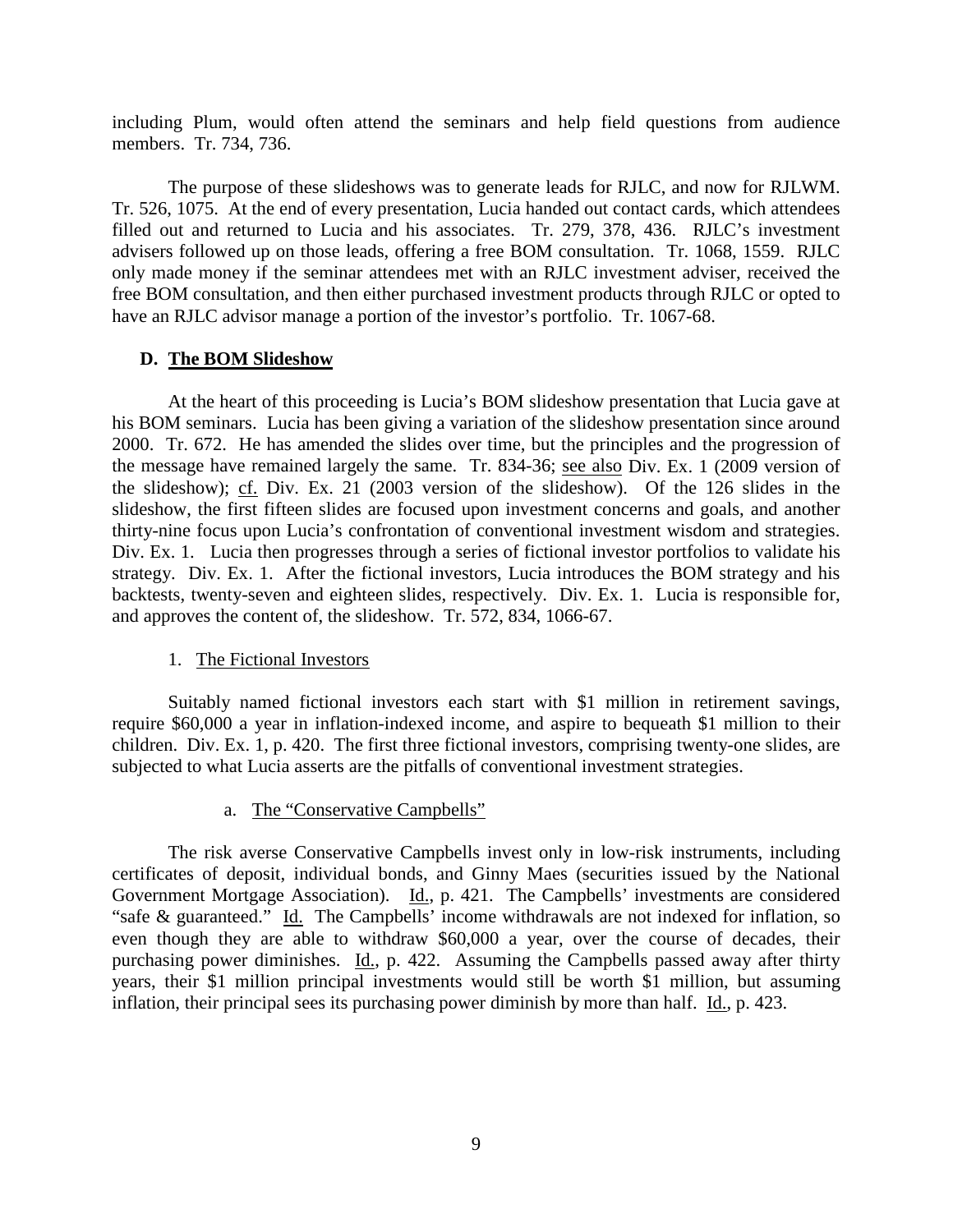including Plum, would often attend the seminars and help field questions from audience members. Tr. 734, 736.

The purpose of these slideshows was to generate leads for RJLC, and now for RJLWM. Tr. 526, 1075. At the end of every presentation, Lucia handed out contact cards, which attendees filled out and returned to Lucia and his associates. Tr. 279, 378, 436. RJLC's investment advisers followed up on those leads, offering a free BOM consultation. Tr. 1068, 1559. RJLC only made money if the seminar attendees met with an RJLC investment adviser, received the free BOM consultation, and then either purchased investment products through RJLC or opted to have an RJLC advisor manage a portion of the investor's portfolio. Tr. 1067-68.

### D. The BOM Slideshow

At the heart of this proceeding is Lucia's BOM slideshow presentation that Lucia gave at his BOM seminars. Lucia has been giving a variation of the slideshow presentation since around 2000. Tr. 672. He has amended the slides over time, but the principles and the progression of the message have remained largely the same. Tr. 834-36; see also Div. Ex. 1 (2009 version of the slideshow); cf. Div. Ex. 21 (2003 version of the slideshow). Of the 126 slides in the slideshow, the first fifteen slides are focused upon investment concerns and goals, and another thirty-nine focus upon Lucia's confrontation of conventional investment wisdom and strategies. Div. Ex. 1. Lucia then progresses through a series of fictional investor portfolios to validate his strategy. Div. Ex. 1. After the fictional investors, Lucia introduces the BOM strategy and his backtests, twenty-seven and eighteen slides, respectively. Div. Ex. 1. Lucia is responsible for, and approves the content of, the slideshow. Tr. 572, 834, 1066-67.

#### 1. The Fictional Investors

Suitably named fictional investors each start with $1 million in retirement savings, require $60,000 a year in inflation-indexed income, and aspire to bequeath $1 million to their children. Div. Ex. 1, p. 420. The first three fictional investors, comprising twenty-one slides, are subjected to what Lucia asserts are the pitfalls of conventional investment strategies.

##### a. The "Conservative Campbells"

The risk averse Conservative Campbells invest only in low-risk instruments, including certificates of deposit, individual bonds, and Ginny Maes (securities issued by the National Government Mortgage Association). Id., p. 421. The Campbells' investments are considered "safe & guaranteed." Id. The Campbells' income withdrawals are not indexed for inflation, so even though they are able to withdraw $60,000 a year, over the course of decades, their purchasing power diminishes. Id., p. 422. Assuming the Campbells passed away after thirty years, their $1 million principal investments would still be worth $1 million, but assuming inflation, their principal sees its purchasing power diminish by more than half. Id., p. 423.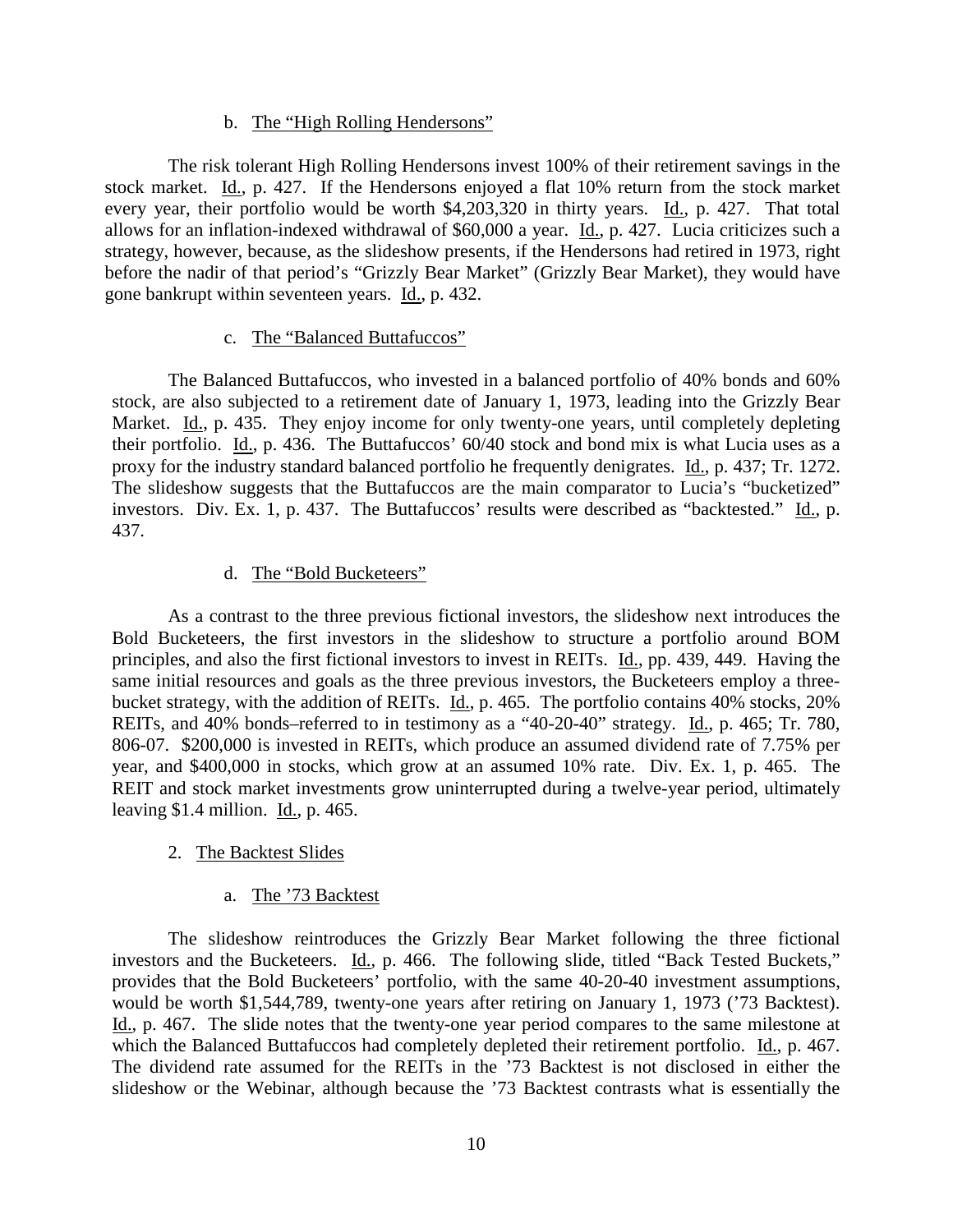b. The "High Rolling Hendersons"

The risk tolerant High Rolling Hendersons invest 100% of their retirement savings in the stock market. Id., p. 427. If the Hendersons enjoyed a flat 10% return from the stock market every year, their portfolio would be worth $4,203,320 in thirty years. Id., p. 427. That total allows for an inflation-indexed withdrawal of $60,000 a year. Id., p. 427. Lucia criticizes such a strategy, however, because, as the slideshow presents, if the Hendersons had retired in 1973, right before the nadir of that period's "Grizzly Bear Market" (Grizzly Bear Market), they would have gone bankrupt within seventeen years. Id., p. 432.

c. The "Balanced Buttafuccos"

The Balanced Buttafuccos, who invested in a balanced portfolio of 40% bonds and 60% stock, are also subjected to a retirement date of January 1, 1973, leading into the Grizzly Bear Market. Id., p. 435. They enjoy income for only twenty-one years, until completely depleting their portfolio. Id., p. 436. The Buttafuccos' 60/40 stock and bond mix is what Lucia uses as a proxy for the industry standard balanced portfolio he frequently denigrates. Id., p. 437; Tr. 1272. The slideshow suggests that the Buttafuccos are the main comparator to Lucia's "bucketized" investors. Div. Ex. 1, p. 437. The Buttafuccos' results were described as "backtested." Id., p. 437.

d. The "Bold Bucketeers"

As a contrast to the three previous fictional investors, the slideshow next introduces the Bold Bucketeers, the first investors in the slideshow to structure a portfolio around BOM principles, and also the first fictional investors to invest in REITs. Id., pp. 439, 449. Having the same initial resources and goals as the three previous investors, the Bucketeers employ a three-bucket strategy, with the addition of REITs. Id., p. 465. The portfolio contains 40% stocks, 20% REITs, and 40% bonds–referred to in testimony as a "40-20-40" strategy. Id., p. 465; Tr. 780, 806-07. $200,000 is invested in REITs, which produce an assumed dividend rate of 7.75% per year, and $400,000 in stocks, which grow at an assumed 10% rate. Div. Ex. 1, p. 465. The REIT and stock market investments grow uninterrupted during a twelve-year period, ultimately leaving $1.4 million. Id., p. 465.

2. The Backtest Slides

a. The '73 Backtest

The slideshow reintroduces the Grizzly Bear Market following the three fictional investors and the Bucketeers. Id., p. 466. The following slide, titled "Back Tested Buckets," provides that the Bold Bucketeers' portfolio, with the same 40-20-40 investment assumptions, would be worth $1,544,789, twenty-one years after retiring on January 1, 1973 ('73 Backtest). Id., p. 467. The slide notes that the twenty-one year period compares to the same milestone at which the Balanced Buttafuccos had completely depleted their retirement portfolio. Id., p. 467. The dividend rate assumed for the REITs in the '73 Backtest is not disclosed in either the slideshow or the Webinar, although because the '73 Backtest contrasts what is essentially the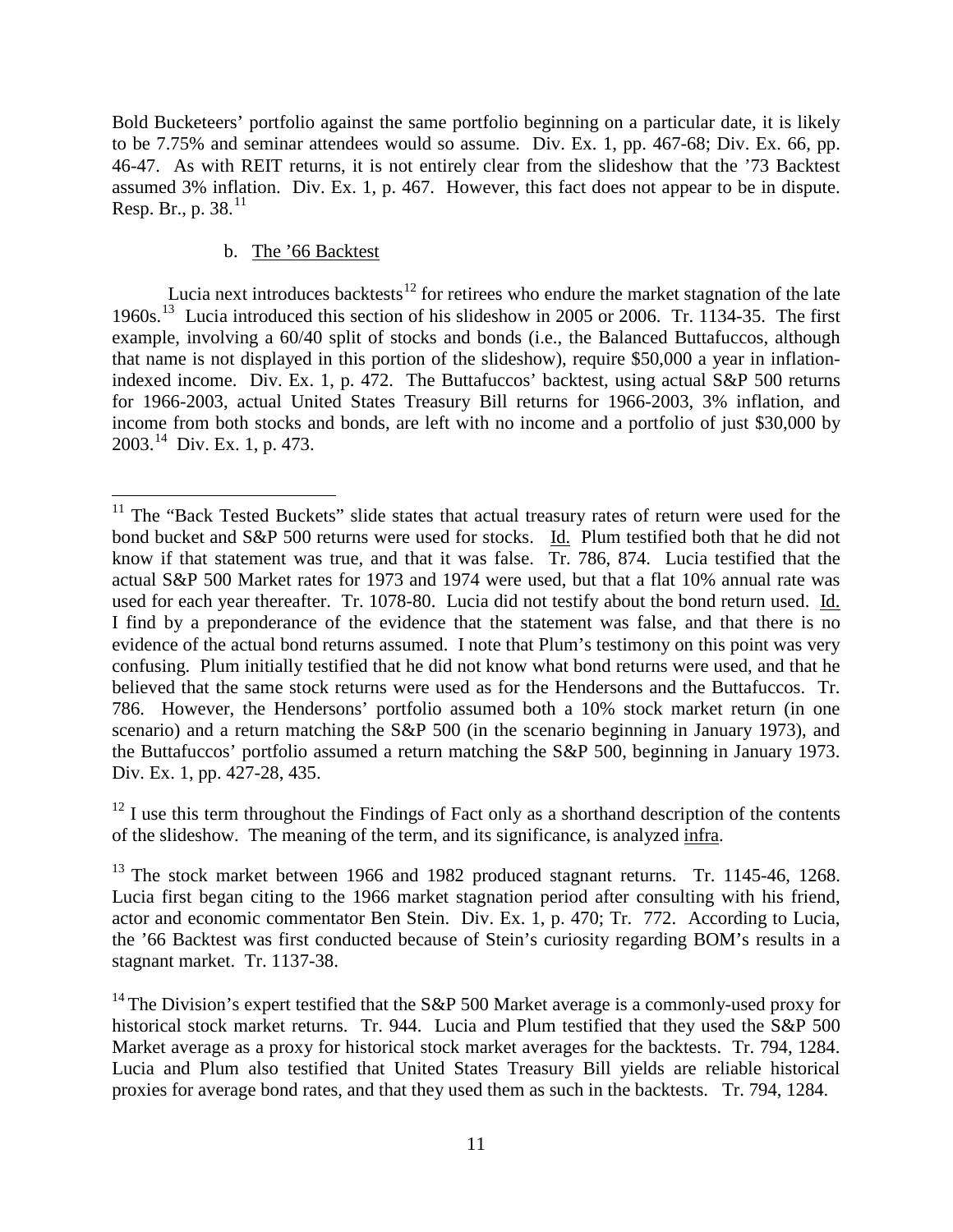Bold Bucketeers' portfolio against the same portfolio beginning on a particular date, it is likely to be 7.75% and seminar attendees would so assume. Div. Ex. 1, pp. 467-68; Div. Ex. 66, pp. 46-47. As with REIT returns, it is not entirely clear from the slideshow that the '73 Backtest assumed 3% inflation. Div. Ex. 1, p. 467. However, this fact does not appear to be in dispute. Resp. Br., p. 38.[11]

b. The '66 Backtest

Lucia next introduces backtests[12] for retirees who endure the market stagnation of the late 1960s.[13] Lucia introduced this section of his slideshow in 2005 or 2006. Tr. 1134-35. The first example, involving a 60/40 split of stocks and bonds (i.e., the Balanced Buttafuccos, although that name is not displayed in this portion of the slideshow), require $50,000 a year in inflation-indexed income. Div. Ex. 1, p. 472. The Buttafuccos' backtest, using actual S&P 500 returns for 1966-2003, actual United States Treasury Bill returns for 1966-2003, 3% inflation, and income from both stocks and bonds, are left with no income and a portfolio of just $30,000 by 2003.[14] Div. Ex. 1, p. 473.

---

[11] The "Back Tested Buckets" slide states that actual treasury rates of return were used for the bond bucket and S&P 500 returns were used for stocks. Id. Plum testified both that he did not know if that statement was true, and that it was false. Tr. 786, 874. Lucia testified that the actual S&P 500 Market rates for 1973 and 1974 were used, but that a flat 10% annual rate was used for each year thereafter. Tr. 1078-80. Lucia did not testify about the bond return used. Id. I find by a preponderance of the evidence that the statement was false, and that there is no evidence of the actual bond returns assumed. I note that Plum's testimony on this point was very confusing. Plum initially testified that he did not know what bond returns were used, and that he believed that the same stock returns were used as for the Hendersons and the Buttafuccos. Tr. 786. However, the Hendersons' portfolio assumed both a 10% stock market return (in one scenario) and a return matching the S&P 500 (in the scenario beginning in January 1973), and the Buttafuccos' portfolio assumed a return matching the S&P 500, beginning in January 1973. Div. Ex. 1, pp. 427-28, 435.

[12] I use this term throughout the Findings of Fact only as a shorthand description of the contents of the slideshow. The meaning of the term, and its significance, is analyzed infra.

[13] The stock market between 1966 and 1982 produced stagnant returns. Tr. 1145-46, 1268. Lucia first began citing to the 1966 market stagnation period after consulting with his friend, actor and economic commentator Ben Stein. Div. Ex. 1, p. 470; Tr. 772. According to Lucia, the '66 Backtest was first conducted because of Stein's curiosity regarding BOM's results in a stagnant market. Tr. 1137-38.

[14] The Division's expert testified that the S&P 500 Market average is a commonly-used proxy for historical stock market returns. Tr. 944. Lucia and Plum testified that they used the S&P 500 Market average as a proxy for historical stock market averages for the backtests. Tr. 794, 1284. Lucia and Plum also testified that United States Treasury Bill yields are reliable historical proxies for average bond rates, and that they used them as such in the backtests. Tr. 794, 1284.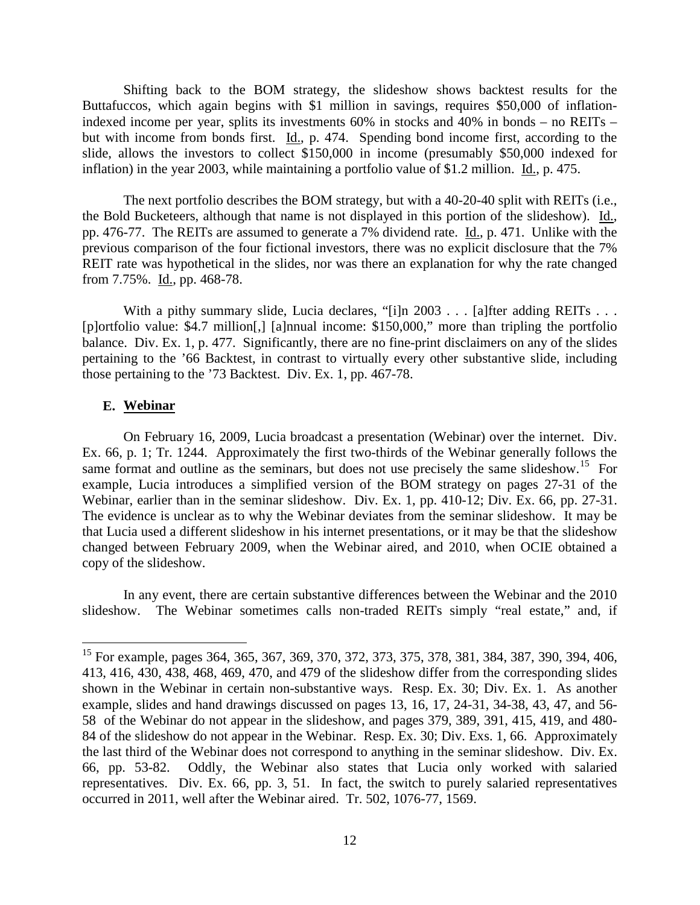Shifting back to the BOM strategy, the slideshow shows backtest results for the Buttafuccos, which again begins with $1 million in savings, requires $50,000 of inflation-indexed income per year, splits its investments 60% in stocks and 40% in bonds – no REITs – but with income from bonds first. Id., p. 474. Spending bond income first, according to the slide, allows the investors to collect $150,000 in income (presumably $50,000 indexed for inflation) in the year 2003, while maintaining a portfolio value of $1.2 million. Id., p. 475.

The next portfolio describes the BOM strategy, but with a 40-20-40 split with REITs (i.e., the Bold Bucketeers, although that name is not displayed in this portion of the slideshow). Id., pp. 476-77. The REITs are assumed to generate a 7% dividend rate. Id., p. 471. Unlike with the previous comparison of the four fictional investors, there was no explicit disclosure that the 7% REIT rate was hypothetical in the slides, nor was there an explanation for why the rate changed from 7.75%. Id., pp. 468-78.

With a pithy summary slide, Lucia declares, "[i]n 2003 . . . [a]fter adding REITs . . . [p]ortfolio value: $4.7 million[,] [a]nnual income: $150,000," more than tripling the portfolio balance. Div. Ex. 1, p. 477. Significantly, there are no fine-print disclaimers on any of the slides pertaining to the '66 Backtest, in contrast to virtually every other substantive slide, including those pertaining to the '73 Backtest. Div. Ex. 1, pp. 467-78.

### E. Webinar

On February 16, 2009, Lucia broadcast a presentation (Webinar) over the internet. Div. Ex. 66, p. 1; Tr. 1244. Approximately the first two-thirds of the Webinar generally follows the same format and outline as the seminars, but does not use precisely the same slideshow.[15] For example, Lucia introduces a simplified version of the BOM strategy on pages 27-31 of the Webinar, earlier than in the seminar slideshow. Div. Ex. 1, pp. 410-12; Div. Ex. 66, pp. 27-31. The evidence is unclear as to why the Webinar deviates from the seminar slideshow. It may be that Lucia used a different slideshow in his internet presentations, or it may be that the slideshow changed between February 2009, when the Webinar aired, and 2010, when OCIE obtained a copy of the slideshow.

In any event, there are certain substantive differences between the Webinar and the 2010 slideshow. The Webinar sometimes calls non-traded REITs simply "real estate," and, if

[15] For example, pages 364, 365, 367, 369, 370, 372, 373, 375, 378, 381, 384, 387, 390, 394, 406, 413, 416, 430, 438, 468, 469, 470, and 479 of the slideshow differ from the corresponding slides shown in the Webinar in certain non-substantive ways. Resp. Ex. 30; Div. Ex. 1. As another example, slides and hand drawings discussed on pages 13, 16, 17, 24-31, 34-38, 43, 47, and 56-58 of the Webinar do not appear in the slideshow, and pages 379, 389, 391, 415, 419, and 480-84 of the slideshow do not appear in the Webinar. Resp. Ex. 30; Div. Exs. 1, 66. Approximately the last third of the Webinar does not correspond to anything in the seminar slideshow. Div. Ex. 66, pp. 53-82. Oddly, the Webinar also states that Lucia only worked with salaried representatives. Div. Ex. 66, pp. 3, 51. In fact, the switch to purely salaried representatives occurred in 2011, well after the Webinar aired. Tr. 502, 1076-77, 1569.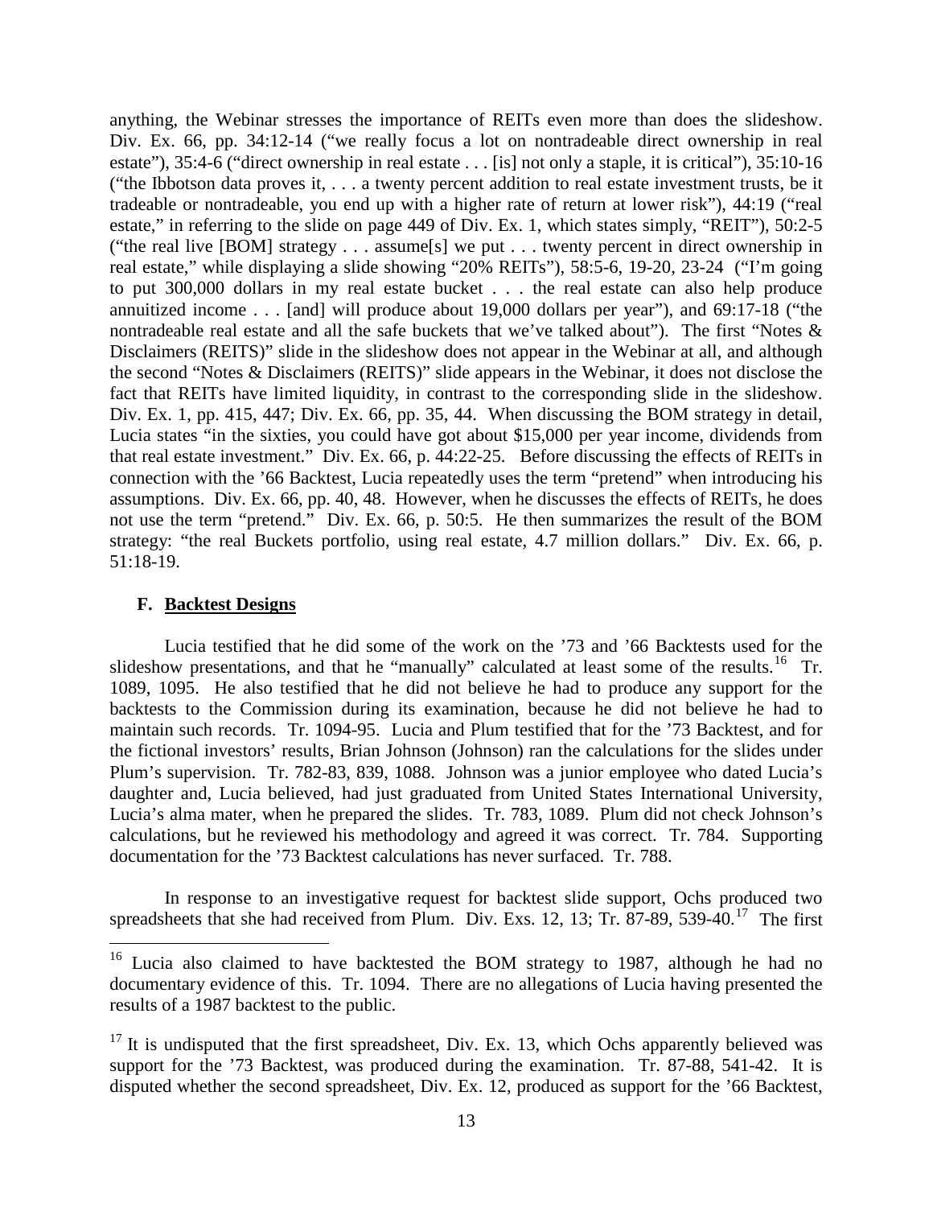anything, the Webinar stresses the importance of REITs even more than does the slideshow. Div. Ex. 66, pp. 34:12-14 ("we really focus a lot on nontradeable direct ownership in real estate"), 35:4-6 ("direct ownership in real estate . . . [is] not only a staple, it is critical"), 35:10-16 ("the Ibbotson data proves it, . . . a twenty percent addition to real estate investment trusts, be it tradeable or nontradeable, you end up with a higher rate of return at lower risk"), 44:19 ("real estate," in referring to the slide on page 449 of Div. Ex. 1, which states simply, "REIT"), 50:2-5 ("the real live [BOM] strategy . . . assume[s] we put . . . twenty percent in direct ownership in real estate," while displaying a slide showing "20% REITs"), 58:5-6, 19-20, 23-24 ("I'm going to put 300,000 dollars in my real estate bucket . . . the real estate can also help produce annuitized income . . . [and] will produce about 19,000 dollars per year"), and 69:17-18 ("the nontradeable real estate and all the safe buckets that we've talked about"). The first "Notes & Disclaimers (REITS)" slide in the slideshow does not appear in the Webinar at all, and although the second "Notes & Disclaimers (REITS)" slide appears in the Webinar, it does not disclose the fact that REITs have limited liquidity, in contrast to the corresponding slide in the slideshow. Div. Ex. 1, pp. 415, 447; Div. Ex. 66, pp. 35, 44. When discussing the BOM strategy in detail, Lucia states "in the sixties, you could have got about $15,000 per year income, dividends from that real estate investment." Div. Ex. 66, p. 44:22-25. Before discussing the effects of REITs in connection with the '66 Backtest, Lucia repeatedly uses the term "pretend" when introducing his assumptions. Div. Ex. 66, pp. 40, 48. However, when he discusses the effects of REITs, he does not use the term "pretend." Div. Ex. 66, p. 50:5. He then summarizes the result of the BOM strategy: "the real Buckets portfolio, using real estate, 4.7 million dollars." Div. Ex. 66, p. 51:18-19.

### F. Backtest Designs

Lucia testified that he did some of the work on the '73 and '66 Backtests used for the slideshow presentations, and that he "manually" calculated at least some of the results.[16] Tr. 1089, 1095. He also testified that he did not believe he had to produce any support for the backtests to the Commission during its examination, because he did not believe he had to maintain such records. Tr. 1094-95. Lucia and Plum testified that for the '73 Backtest, and for the fictional investors' results, Brian Johnson (Johnson) ran the calculations for the slides under Plum's supervision. Tr. 782-83, 839, 1088. Johnson was a junior employee who dated Lucia's daughter and, Lucia believed, had just graduated from United States International University, Lucia's alma mater, when he prepared the slides. Tr. 783, 1089. Plum did not check Johnson's calculations, but he reviewed his methodology and agreed it was correct. Tr. 784. Supporting documentation for the '73 Backtest calculations has never surfaced. Tr. 788.

In response to an investigative request for backtest slide support, Ochs produced two spreadsheets that she had received from Plum. Div. Exs. 12, 13; Tr. 87-89, 539-40.[17] The first

---

[16] Lucia also claimed to have backtested the BOM strategy to 1987, although he had no documentary evidence of this. Tr. 1094. There are no allegations of Lucia having presented the results of a 1987 backtest to the public.

[17] It is undisputed that the first spreadsheet, Div. Ex. 13, which Ochs apparently believed was support for the '73 Backtest, was produced during the examination. Tr. 87-88, 541-42. It is disputed whether the second spreadsheet, Div. Ex. 12, produced as support for the '66 Backtest,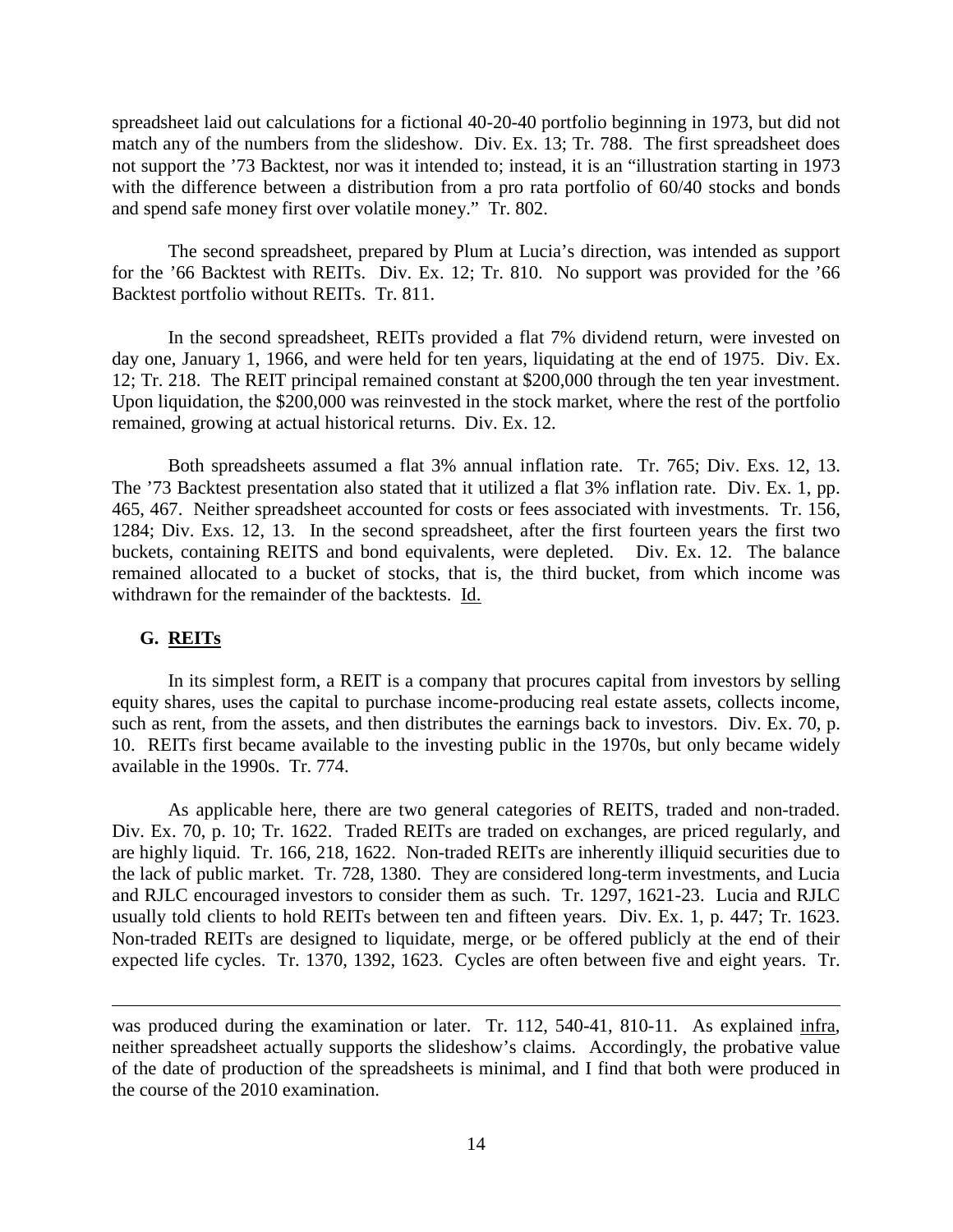spreadsheet laid out calculations for a fictional 40-20-40 portfolio beginning in 1973, but did not match any of the numbers from the slideshow. Div. Ex. 13; Tr. 788. The first spreadsheet does not support the '73 Backtest, nor was it intended to; instead, it is an "illustration starting in 1973 with the difference between a distribution from a pro rata portfolio of 60/40 stocks and bonds and spend safe money first over volatile money." Tr. 802.

The second spreadsheet, prepared by Plum at Lucia's direction, was intended as support for the '66 Backtest with REITs. Div. Ex. 12; Tr. 810. No support was provided for the '66 Backtest portfolio without REITs. Tr. 811.

In the second spreadsheet, REITs provided a flat 7% dividend return, were invested on day one, January 1, 1966, and were held for ten years, liquidating at the end of 1975. Div. Ex. 12; Tr. 218. The REIT principal remained constant at $200,000 through the ten year investment. Upon liquidation, the $200,000 was reinvested in the stock market, where the rest of the portfolio remained, growing at actual historical returns. Div. Ex. 12.

Both spreadsheets assumed a flat 3% annual inflation rate. Tr. 765; Div. Exs. 12, 13. The '73 Backtest presentation also stated that it utilized a flat 3% inflation rate. Div. Ex. 1, pp. 465, 467. Neither spreadsheet accounted for costs or fees associated with investments. Tr. 156, 1284; Div. Exs. 12, 13. In the second spreadsheet, after the first fourteen years the first two buckets, containing REITS and bond equivalents, were depleted. Div. Ex. 12. The balance remained allocated to a bucket of stocks, that is, the third bucket, from which income was withdrawn for the remainder of the backtests. Id.

## G. REITs

In its simplest form, a REIT is a company that procures capital from investors by selling equity shares, uses the capital to purchase income-producing real estate assets, collects income, such as rent, from the assets, and then distributes the earnings back to investors. Div. Ex. 70, p. 10. REITs first became available to the investing public in the 1970s, but only became widely available in the 1990s. Tr. 774.

As applicable here, there are two general categories of REITS, traded and non-traded. Div. Ex. 70, p. 10; Tr. 1622. Traded REITs are traded on exchanges, are priced regularly, and are highly liquid. Tr. 166, 218, 1622. Non-traded REITs are inherently illiquid securities due to the lack of public market. Tr. 728, 1380. They are considered long-term investments, and Lucia and RJLC encouraged investors to consider them as such. Tr. 1297, 1621-23. Lucia and RJLC usually told clients to hold REITs between ten and fifteen years. Div. Ex. 1, p. 447; Tr. 1623. Non-traded REITs are designed to liquidate, merge, or be offered publicly at the end of their expected life cycles. Tr. 1370, 1392, 1623. Cycles are often between five and eight years. Tr.

---

was produced during the examination or later. Tr. 112, 540-41, 810-11. As explained infra, neither spreadsheet actually supports the slideshow's claims. Accordingly, the probative value of the date of production of the spreadsheets is minimal, and I find that both were produced in the course of the 2010 examination.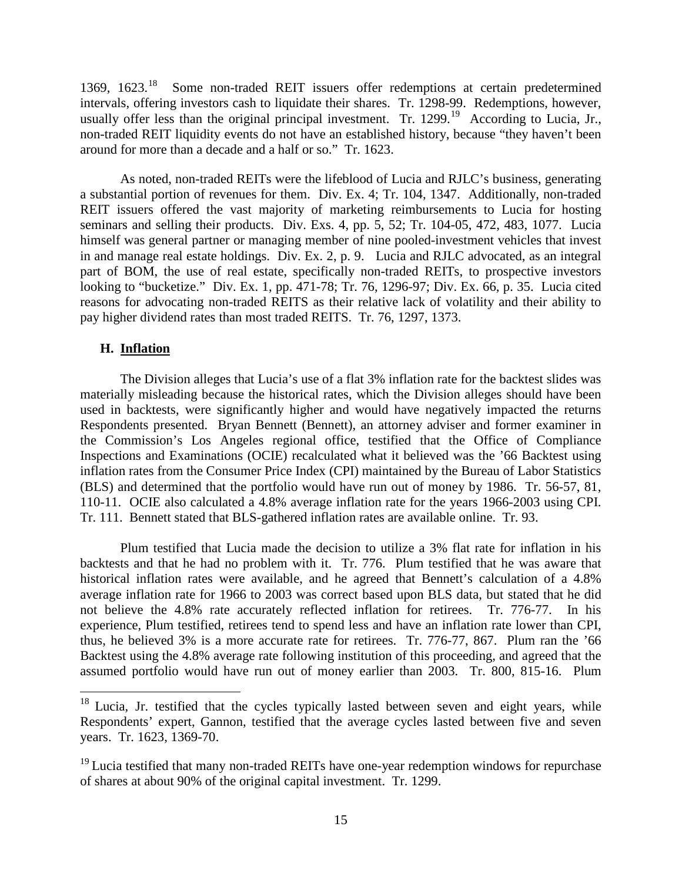1369, 1623.[18] Some non-traded REIT issuers offer redemptions at certain predetermined intervals, offering investors cash to liquidate their shares. Tr. 1298-99. Redemptions, however, usually offer less than the original principal investment. Tr. 1299.[19] According to Lucia, Jr., non-traded REIT liquidity events do not have an established history, because "they haven't been around for more than a decade and a half or so." Tr. 1623.

As noted, non-traded REITs were the lifeblood of Lucia and RJLC's business, generating a substantial portion of revenues for them. Div. Ex. 4; Tr. 104, 1347. Additionally, non-traded REIT issuers offered the vast majority of marketing reimbursements to Lucia for hosting seminars and selling their products. Div. Exs. 4, pp. 5, 52; Tr. 104-05, 472, 483, 1077. Lucia himself was general partner or managing member of nine pooled-investment vehicles that invest in and manage real estate holdings. Div. Ex. 2, p. 9. Lucia and RJLC advocated, as an integral part of BOM, the use of real estate, specifically non-traded REITs, to prospective investors looking to "bucketize." Div. Ex. 1, pp. 471-78; Tr. 76, 1296-97; Div. Ex. 66, p. 35. Lucia cited reasons for advocating non-traded REITS as their relative lack of volatility and their ability to pay higher dividend rates than most traded REITS. Tr. 76, 1297, 1373.

### H. Inflation

The Division alleges that Lucia's use of a flat 3% inflation rate for the backtest slides was materially misleading because the historical rates, which the Division alleges should have been used in backtests, were significantly higher and would have negatively impacted the returns Respondents presented. Bryan Bennett (Bennett), an attorney adviser and former examiner in the Commission's Los Angeles regional office, testified that the Office of Compliance Inspections and Examinations (OCIE) recalculated what it believed was the '66 Backtest using inflation rates from the Consumer Price Index (CPI) maintained by the Bureau of Labor Statistics (BLS) and determined that the portfolio would have run out of money by 1986. Tr. 56-57, 81, 110-11. OCIE also calculated a 4.8% average inflation rate for the years 1966-2003 using CPI. Tr. 111. Bennett stated that BLS-gathered inflation rates are available online. Tr. 93.

Plum testified that Lucia made the decision to utilize a 3% flat rate for inflation in his backtests and that he had no problem with it. Tr. 776. Plum testified that he was aware that historical inflation rates were available, and he agreed that Bennett's calculation of a 4.8% average inflation rate for 1966 to 2003 was correct based upon BLS data, but stated that he did not believe the 4.8% rate accurately reflected inflation for retirees. Tr. 776-77. In his experience, Plum testified, retirees tend to spend less and have an inflation rate lower than CPI, thus, he believed 3% is a more accurate rate for retirees. Tr. 776-77, 867. Plum ran the '66 Backtest using the 4.8% average rate following institution of this proceeding, and agreed that the assumed portfolio would have run out of money earlier than 2003. Tr. 800, 815-16. Plum

---

[18] Lucia, Jr. testified that the cycles typically lasted between seven and eight years, while Respondents' expert, Gannon, testified that the average cycles lasted between five and seven years. Tr. 1623, 1369-70.

[19] Lucia testified that many non-traded REITs have one-year redemption windows for repurchase of shares at about 90% of the original capital investment. Tr. 1299.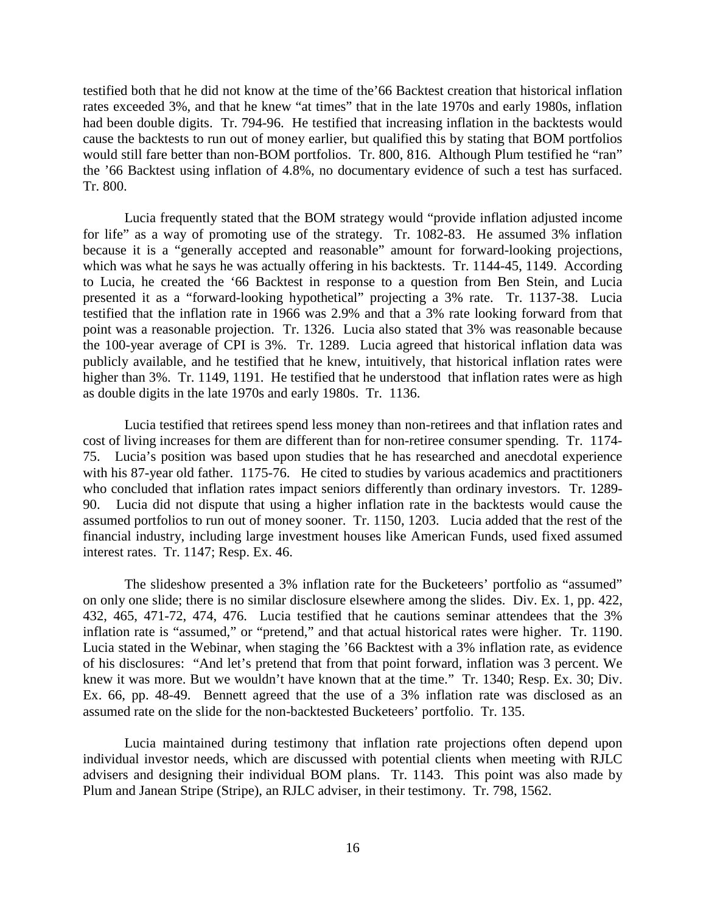testified both that he did not know at the time of the'66 Backtest creation that historical inflation rates exceeded 3%, and that he knew "at times" that in the late 1970s and early 1980s, inflation had been double digits. Tr. 794-96. He testified that increasing inflation in the backtests would cause the backtests to run out of money earlier, but qualified this by stating that BOM portfolios would still fare better than non-BOM portfolios. Tr. 800, 816. Although Plum testified he "ran" the '66 Backtest using inflation of 4.8%, no documentary evidence of such a test has surfaced. Tr. 800.

Lucia frequently stated that the BOM strategy would "provide inflation adjusted income for life" as a way of promoting use of the strategy. Tr. 1082-83. He assumed 3% inflation because it is a "generally accepted and reasonable" amount for forward-looking projections, which was what he says he was actually offering in his backtests. Tr. 1144-45, 1149. According to Lucia, he created the '66 Backtest in response to a question from Ben Stein, and Lucia presented it as a "forward-looking hypothetical" projecting a 3% rate. Tr. 1137-38. Lucia testified that the inflation rate in 1966 was 2.9% and that a 3% rate looking forward from that point was a reasonable projection. Tr. 1326. Lucia also stated that 3% was reasonable because the 100-year average of CPI is 3%. Tr. 1289. Lucia agreed that historical inflation data was publicly available, and he testified that he knew, intuitively, that historical inflation rates were higher than 3%. Tr. 1149, 1191. He testified that he understood that inflation rates were as high as double digits in the late 1970s and early 1980s. Tr. 1136.

Lucia testified that retirees spend less money than non-retirees and that inflation rates and cost of living increases for them are different than for non-retiree consumer spending. Tr. 1174-75. Lucia's position was based upon studies that he has researched and anecdotal experience with his 87-year old father. 1175-76. He cited to studies by various academics and practitioners who concluded that inflation rates impact seniors differently than ordinary investors. Tr. 1289-90. Lucia did not dispute that using a higher inflation rate in the backtests would cause the assumed portfolios to run out of money sooner. Tr. 1150, 1203. Lucia added that the rest of the financial industry, including large investment houses like American Funds, used fixed assumed interest rates. Tr. 1147; Resp. Ex. 46.

The slideshow presented a 3% inflation rate for the Bucketeers' portfolio as "assumed" on only one slide; there is no similar disclosure elsewhere among the slides. Div. Ex. 1, pp. 422, 432, 465, 471-72, 474, 476. Lucia testified that he cautions seminar attendees that the 3% inflation rate is "assumed," or "pretend," and that actual historical rates were higher. Tr. 1190. Lucia stated in the Webinar, when staging the '66 Backtest with a 3% inflation rate, as evidence of his disclosures: "And let's pretend that from that point forward, inflation was 3 percent. We knew it was more. But we wouldn't have known that at the time." Tr. 1340; Resp. Ex. 30; Div. Ex. 66, pp. 48-49. Bennett agreed that the use of a 3% inflation rate was disclosed as an assumed rate on the slide for the non-backtested Bucketeers' portfolio. Tr. 135.

Lucia maintained during testimony that inflation rate projections often depend upon individual investor needs, which are discussed with potential clients when meeting with RJLC advisers and designing their individual BOM plans. Tr. 1143. This point was also made by Plum and Janean Stripe (Stripe), an RJLC adviser, in their testimony. Tr. 798, 1562.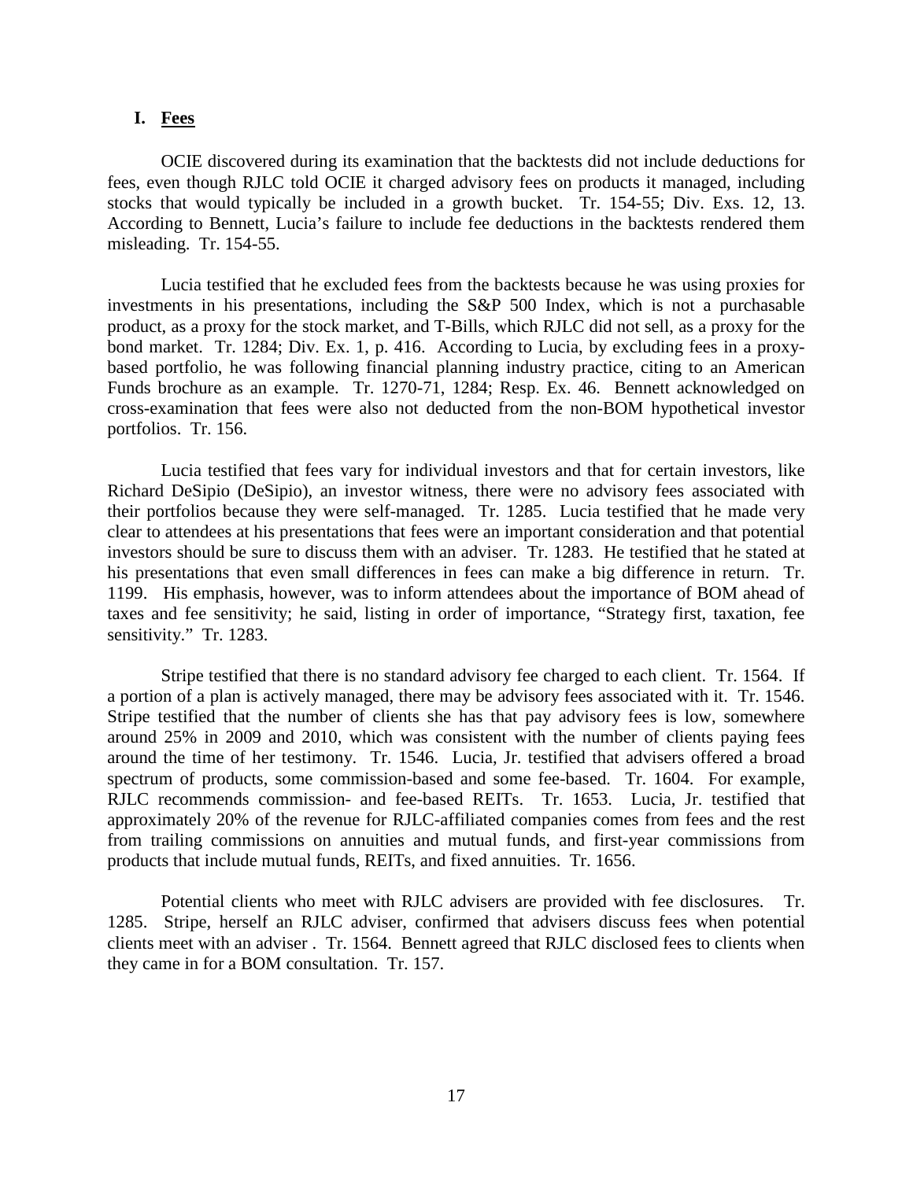## I. Fees

OCIE discovered during its examination that the backtests did not include deductions for fees, even though RJLC told OCIE it charged advisory fees on products it managed, including stocks that would typically be included in a growth bucket. Tr. 154-55; Div. Exs. 12, 13. According to Bennett, Lucia's failure to include fee deductions in the backtests rendered them misleading. Tr. 154-55.

Lucia testified that he excluded fees from the backtests because he was using proxies for investments in his presentations, including the S&P 500 Index, which is not a purchasable product, as a proxy for the stock market, and T-Bills, which RJLC did not sell, as a proxy for the bond market. Tr. 1284; Div. Ex. 1, p. 416. According to Lucia, by excluding fees in a proxy-based portfolio, he was following financial planning industry practice, citing to an American Funds brochure as an example. Tr. 1270-71, 1284; Resp. Ex. 46. Bennett acknowledged on cross-examination that fees were also not deducted from the non-BOM hypothetical investor portfolios. Tr. 156.

Lucia testified that fees vary for individual investors and that for certain investors, like Richard DeSipio (DeSipio), an investor witness, there were no advisory fees associated with their portfolios because they were self-managed. Tr. 1285. Lucia testified that he made very clear to attendees at his presentations that fees were an important consideration and that potential investors should be sure to discuss them with an adviser. Tr. 1283. He testified that he stated at his presentations that even small differences in fees can make a big difference in return. Tr. 1199. His emphasis, however, was to inform attendees about the importance of BOM ahead of taxes and fee sensitivity; he said, listing in order of importance, "Strategy first, taxation, fee sensitivity." Tr. 1283.

Stripe testified that there is no standard advisory fee charged to each client. Tr. 1564. If a portion of a plan is actively managed, there may be advisory fees associated with it. Tr. 1546. Stripe testified that the number of clients she has that pay advisory fees is low, somewhere around 25% in 2009 and 2010, which was consistent with the number of clients paying fees around the time of her testimony. Tr. 1546. Lucia, Jr. testified that advisers offered a broad spectrum of products, some commission-based and some fee-based. Tr. 1604. For example, RJLC recommends commission- and fee-based REITs. Tr. 1653. Lucia, Jr. testified that approximately 20% of the revenue for RJLC-affiliated companies comes from fees and the rest from trailing commissions on annuities and mutual funds, and first-year commissions from products that include mutual funds, REITs, and fixed annuities. Tr. 1656.

Potential clients who meet with RJLC advisers are provided with fee disclosures. Tr. 1285. Stripe, herself an RJLC adviser, confirmed that advisers discuss fees when potential clients meet with an adviser . Tr. 1564. Bennett agreed that RJLC disclosed fees to clients when they came in for a BOM consultation. Tr. 157.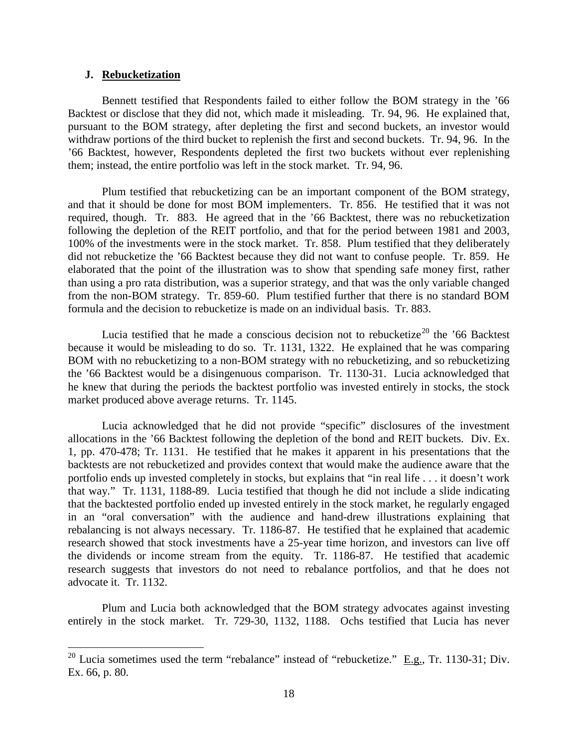### J. Rebucketization

Bennett testified that Respondents failed to either follow the BOM strategy in the '66 Backtest or disclose that they did not, which made it misleading. Tr. 94, 96. He explained that, pursuant to the BOM strategy, after depleting the first and second buckets, an investor would withdraw portions of the third bucket to replenish the first and second buckets. Tr. 94, 96. In the '66 Backtest, however, Respondents depleted the first two buckets without ever replenishing them; instead, the entire portfolio was left in the stock market. Tr. 94, 96.

Plum testified that rebucketizing can be an important component of the BOM strategy, and that it should be done for most BOM implementers. Tr. 856. He testified that it was not required, though. Tr. 883. He agreed that in the '66 Backtest, there was no rebucketization following the depletion of the REIT portfolio, and that for the period between 1981 and 2003, 100% of the investments were in the stock market. Tr. 858. Plum testified that they deliberately did not rebucketize the '66 Backtest because they did not want to confuse people. Tr. 859. He elaborated that the point of the illustration was to show that spending safe money first, rather than using a pro rata distribution, was a superior strategy, and that was the only variable changed from the non-BOM strategy. Tr. 859-60. Plum testified further that there is no standard BOM formula and the decision to rebucketize is made on an individual basis. Tr. 883.

Lucia testified that he made a conscious decision not to rebucketize[20] the '66 Backtest because it would be misleading to do so. Tr. 1131, 1322. He explained that he was comparing BOM with no rebucketizing to a non-BOM strategy with no rebucketizing, and so rebucketizing the '66 Backtest would be a disingenuous comparison. Tr. 1130-31. Lucia acknowledged that he knew that during the periods the backtest portfolio was invested entirely in stocks, the stock market produced above average returns. Tr. 1145.

Lucia acknowledged that he did not provide "specific" disclosures of the investment allocations in the '66 Backtest following the depletion of the bond and REIT buckets. Div. Ex. 1, pp. 470-478; Tr. 1131. He testified that he makes it apparent in his presentations that the backtests are not rebucketized and provides context that would make the audience aware that the portfolio ends up invested completely in stocks, but explains that "in real life . . . it doesn't work that way." Tr. 1131, 1188-89. Lucia testified that though he did not include a slide indicating that the backtested portfolio ended up invested entirely in the stock market, he regularly engaged in an "oral conversation" with the audience and hand-drew illustrations explaining that rebalancing is not always necessary. Tr. 1186-87. He testified that he explained that academic research showed that stock investments have a 25-year time horizon, and investors can live off the dividends or income stream from the equity. Tr. 1186-87. He testified that academic research suggests that investors do not need to rebalance portfolios, and that he does not advocate it. Tr. 1132.

Plum and Lucia both acknowledged that the BOM strategy advocates against investing entirely in the stock market. Tr. 729-30, 1132, 1188. Ochs testified that Lucia has never

---

[20] Lucia sometimes used the term "rebalance" instead of "rebucketize." E.g., Tr. 1130-31; Div. Ex. 66, p. 80.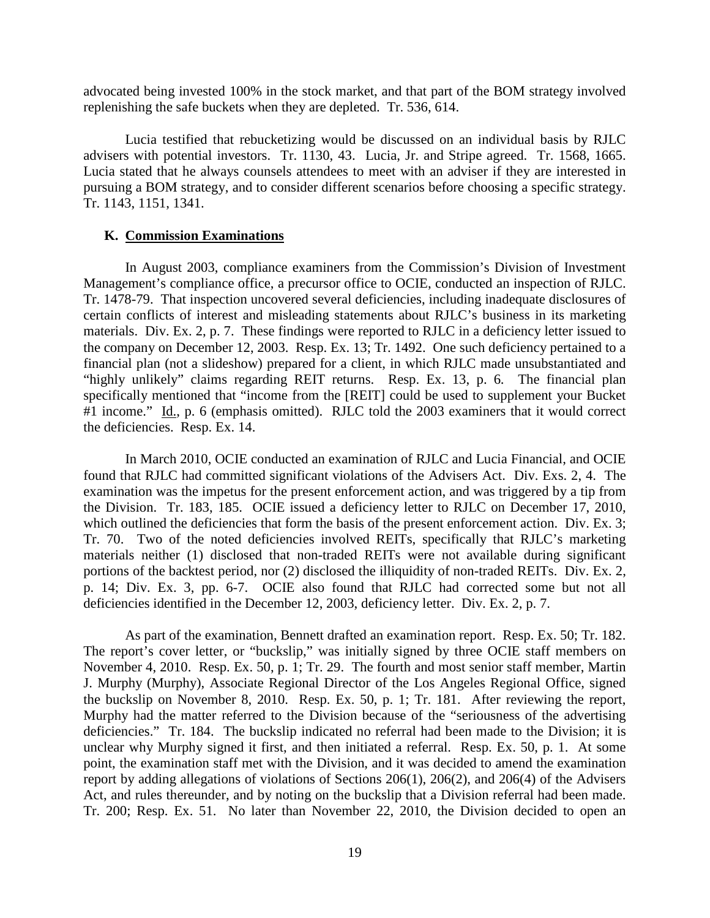advocated being invested 100% in the stock market, and that part of the BOM strategy involved replenishing the safe buckets when they are depleted. Tr. 536, 614.

Lucia testified that rebucketizing would be discussed on an individual basis by RJLC advisers with potential investors. Tr. 1130, 43. Lucia, Jr. and Stripe agreed. Tr. 1568, 1665. Lucia stated that he always counsels attendees to meet with an adviser if they are interested in pursuing a BOM strategy, and to consider different scenarios before choosing a specific strategy. Tr. 1143, 1151, 1341.

### K. Commission Examinations

In August 2003, compliance examiners from the Commission's Division of Investment Management's compliance office, a precursor office to OCIE, conducted an inspection of RJLC. Tr. 1478-79. That inspection uncovered several deficiencies, including inadequate disclosures of certain conflicts of interest and misleading statements about RJLC's business in its marketing materials. Div. Ex. 2, p. 7. These findings were reported to RJLC in a deficiency letter issued to the company on December 12, 2003. Resp. Ex. 13; Tr. 1492. One such deficiency pertained to a financial plan (not a slideshow) prepared for a client, in which RJLC made unsubstantiated and "highly unlikely" claims regarding REIT returns. Resp. Ex. 13, p. 6. The financial plan specifically mentioned that "income from the [REIT] could be used to supplement your Bucket #1 income." Id., p. 6 (emphasis omitted). RJLC told the 2003 examiners that it would correct the deficiencies. Resp. Ex. 14.

In March 2010, OCIE conducted an examination of RJLC and Lucia Financial, and OCIE found that RJLC had committed significant violations of the Advisers Act. Div. Exs. 2, 4. The examination was the impetus for the present enforcement action, and was triggered by a tip from the Division. Tr. 183, 185. OCIE issued a deficiency letter to RJLC on December 17, 2010, which outlined the deficiencies that form the basis of the present enforcement action. Div. Ex. 3; Tr. 70. Two of the noted deficiencies involved REITs, specifically that RJLC's marketing materials neither (1) disclosed that non-traded REITs were not available during significant portions of the backtest period, nor (2) disclosed the illiquidity of non-traded REITs. Div. Ex. 2, p. 14; Div. Ex. 3, pp. 6-7. OCIE also found that RJLC had corrected some but not all deficiencies identified in the December 12, 2003, deficiency letter. Div. Ex. 2, p. 7.

As part of the examination, Bennett drafted an examination report. Resp. Ex. 50; Tr. 182. The report's cover letter, or "buckslip," was initially signed by three OCIE staff members on November 4, 2010. Resp. Ex. 50, p. 1; Tr. 29. The fourth and most senior staff member, Martin J. Murphy (Murphy), Associate Regional Director of the Los Angeles Regional Office, signed the buckslip on November 8, 2010. Resp. Ex. 50, p. 1; Tr. 181. After reviewing the report, Murphy had the matter referred to the Division because of the "seriousness of the advertising deficiencies." Tr. 184. The buckslip indicated no referral had been made to the Division; it is unclear why Murphy signed it first, and then initiated a referral. Resp. Ex. 50, p. 1. At some point, the examination staff met with the Division, and it was decided to amend the examination report by adding allegations of violations of Sections 206(1), 206(2), and 206(4) of the Advisers Act, and rules thereunder, and by noting on the buckslip that a Division referral had been made. Tr. 200; Resp. Ex. 51. No later than November 22, 2010, the Division decided to open an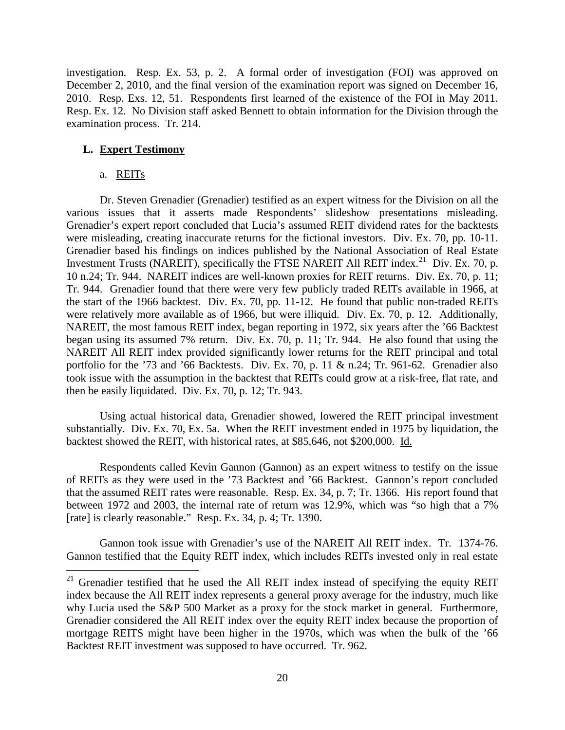investigation. Resp. Ex. 53, p. 2. A formal order of investigation (FOI) was approved on December 2, 2010, and the final version of the examination report was signed on December 16, 2010. Resp. Exs. 12, 51. Respondents first learned of the existence of the FOI in May 2011. Resp. Ex. 12. No Division staff asked Bennett to obtain information for the Division through the examination process. Tr. 214.

## L. Expert Testimony

### a. REITs

Dr. Steven Grenadier (Grenadier) testified as an expert witness for the Division on all the various issues that it asserts made Respondents' slideshow presentations misleading. Grenadier's expert report concluded that Lucia's assumed REIT dividend rates for the backtests were misleading, creating inaccurate returns for the fictional investors. Div. Ex. 70, pp. 10-11. Grenadier based his findings on indices published by the National Association of Real Estate Investment Trusts (NAREIT), specifically the FTSE NAREIT All REIT index.[21] Div. Ex. 70, p. 10 n.24; Tr. 944. NAREIT indices are well-known proxies for REIT returns. Div. Ex. 70, p. 11; Tr. 944. Grenadier found that there were very few publicly traded REITs available in 1966, at the start of the 1966 backtest. Div. Ex. 70, pp. 11-12. He found that public non-traded REITs were relatively more available as of 1966, but were illiquid. Div. Ex. 70, p. 12. Additionally, NAREIT, the most famous REIT index, began reporting in 1972, six years after the '66 Backtest began using its assumed 7% return. Div. Ex. 70, p. 11; Tr. 944. He also found that using the NAREIT All REIT index provided significantly lower returns for the REIT principal and total portfolio for the '73 and '66 Backtests. Div. Ex. 70, p. 11 & n.24; Tr. 961-62. Grenadier also took issue with the assumption in the backtest that REITs could grow at a risk-free, flat rate, and then be easily liquidated. Div. Ex. 70, p. 12; Tr. 943.

Using actual historical data, Grenadier showed, lowered the REIT principal investment substantially. Div. Ex. 70, Ex. 5a. When the REIT investment ended in 1975 by liquidation, the backtest showed the REIT, with historical rates, at $85,646, not $200,000. Id.

Respondents called Kevin Gannon (Gannon) as an expert witness to testify on the issue of REITs as they were used in the '73 Backtest and '66 Backtest. Gannon's report concluded that the assumed REIT rates were reasonable. Resp. Ex. 34, p. 7; Tr. 1366. His report found that between 1972 and 2003, the internal rate of return was 12.9%, which was "so high that a 7% [rate] is clearly reasonable." Resp. Ex. 34, p. 4; Tr. 1390.

Gannon took issue with Grenadier's use of the NAREIT All REIT index. Tr. 1374-76. Gannon testified that the Equity REIT index, which includes REITs invested only in real estate

---

[21] Grenadier testified that he used the All REIT index instead of specifying the equity REIT index because the All REIT index represents a general proxy average for the industry, much like why Lucia used the S&P 500 Market as a proxy for the stock market in general. Furthermore, Grenadier considered the All REIT index over the equity REIT index because the proportion of mortgage REITS might have been higher in the 1970s, which was when the bulk of the '66 Backtest REIT investment was supposed to have occurred. Tr. 962.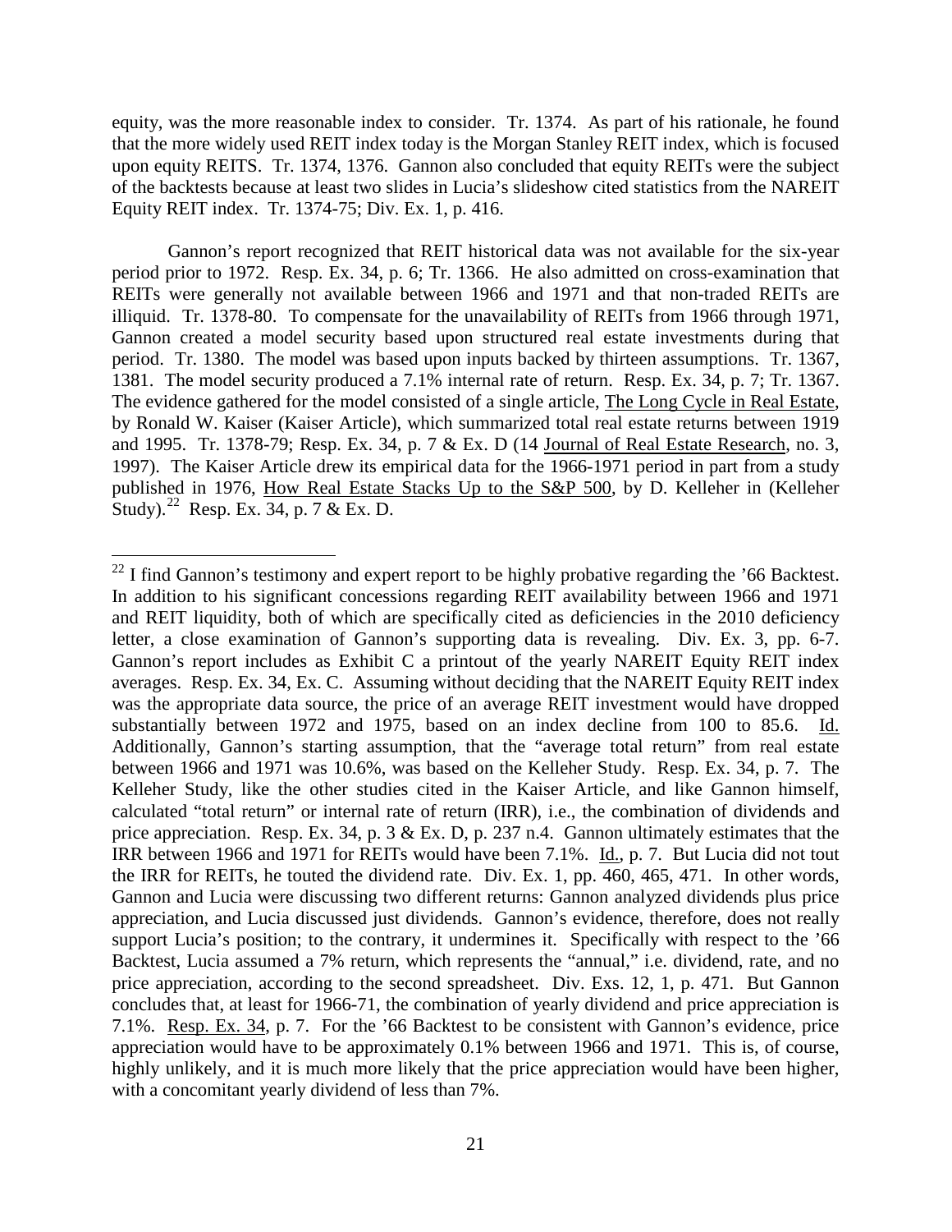equity, was the more reasonable index to consider. Tr. 1374. As part of his rationale, he found that the more widely used REIT index today is the Morgan Stanley REIT index, which is focused upon equity REITS. Tr. 1374, 1376. Gannon also concluded that equity REITs were the subject of the backtests because at least two slides in Lucia's slideshow cited statistics from the NAREIT Equity REIT index. Tr. 1374-75; Div. Ex. 1, p. 416.

Gannon's report recognized that REIT historical data was not available for the six-year period prior to 1972. Resp. Ex. 34, p. 6; Tr. 1366. He also admitted on cross-examination that REITs were generally not available between 1966 and 1971 and that non-traded REITs are illiquid. Tr. 1378-80. To compensate for the unavailability of REITs from 1966 through 1971, Gannon created a model security based upon structured real estate investments during that period. Tr. 1380. The model was based upon inputs backed by thirteen assumptions. Tr. 1367, 1381. The model security produced a 7.1% internal rate of return. Resp. Ex. 34, p. 7; Tr. 1367. The evidence gathered for the model consisted of a single article, The Long Cycle in Real Estate, by Ronald W. Kaiser (Kaiser Article), which summarized total real estate returns between 1919 and 1995. Tr. 1378-79; Resp. Ex. 34, p. 7 & Ex. D (14 Journal of Real Estate Research, no. 3, 1997). The Kaiser Article drew its empirical data for the 1966-1971 period in part from a study published in 1976, How Real Estate Stacks Up to the S&P 500, by D. Kelleher in (Kelleher Study).[22] Resp. Ex. 34, p. 7 & Ex. D.

---

[22] I find Gannon's testimony and expert report to be highly probative regarding the '66 Backtest. In addition to his significant concessions regarding REIT availability between 1966 and 1971 and REIT liquidity, both of which are specifically cited as deficiencies in the 2010 deficiency letter, a close examination of Gannon's supporting data is revealing. Div. Ex. 3, pp. 6-7. Gannon's report includes as Exhibit C a printout of the yearly NAREIT Equity REIT index averages. Resp. Ex. 34, Ex. C. Assuming without deciding that the NAREIT Equity REIT index was the appropriate data source, the price of an average REIT investment would have dropped substantially between 1972 and 1975, based on an index decline from 100 to 85.6. Id. Additionally, Gannon's starting assumption, that the "average total return" from real estate between 1966 and 1971 was 10.6%, was based on the Kelleher Study. Resp. Ex. 34, p. 7. The Kelleher Study, like the other studies cited in the Kaiser Article, and like Gannon himself, calculated "total return" or internal rate of return (IRR), i.e., the combination of dividends and price appreciation. Resp. Ex. 34, p. 3 & Ex. D, p. 237 n.4. Gannon ultimately estimates that the IRR between 1966 and 1971 for REITs would have been 7.1%. Id., p. 7. But Lucia did not tout the IRR for REITs, he touted the dividend rate. Div. Ex. 1, pp. 460, 465, 471. In other words, Gannon and Lucia were discussing two different returns: Gannon analyzed dividends plus price appreciation, and Lucia discussed just dividends. Gannon's evidence, therefore, does not really support Lucia's position; to the contrary, it undermines it. Specifically with respect to the '66 Backtest, Lucia assumed a 7% return, which represents the "annual," i.e. dividend, rate, and no price appreciation, according to the second spreadsheet. Div. Exs. 12, 1, p. 471. But Gannon concludes that, at least for 1966-71, the combination of yearly dividend and price appreciation is 7.1%. Resp. Ex. 34, p. 7. For the '66 Backtest to be consistent with Gannon's evidence, price appreciation would have to be approximately 0.1% between 1966 and 1971. This is, of course, highly unlikely, and it is much more likely that the price appreciation would have been higher, with a concomitant yearly dividend of less than 7%.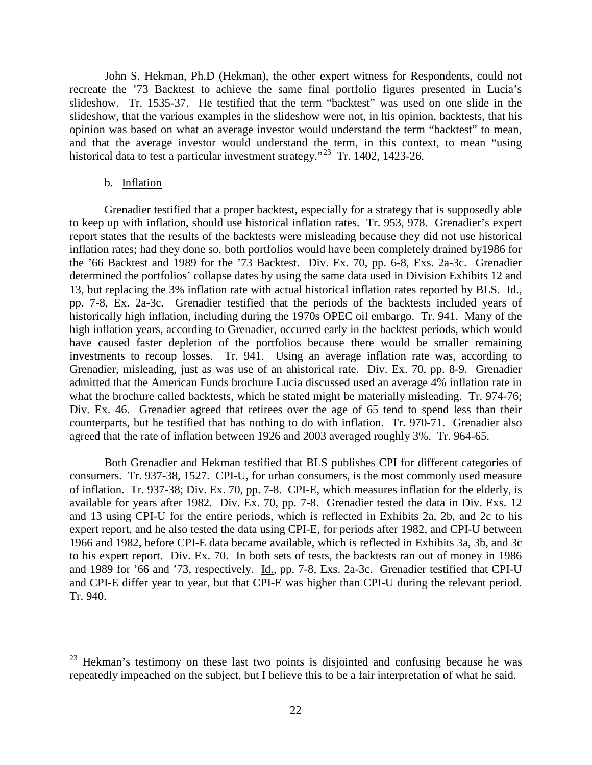John S. Hekman, Ph.D (Hekman), the other expert witness for Respondents, could not recreate the '73 Backtest to achieve the same final portfolio figures presented in Lucia's slideshow. Tr. 1535-37. He testified that the term "backtest" was used on one slide in the slideshow, that the various examples in the slideshow were not, in his opinion, backtests, that his opinion was based on what an average investor would understand the term "backtest" to mean, and that the average investor would understand the term, in this context, to mean "using historical data to test a particular investment strategy."[23] Tr. 1402, 1423-26.

b. Inflation

Grenadier testified that a proper backtest, especially for a strategy that is supposedly able to keep up with inflation, should use historical inflation rates. Tr. 953, 978. Grenadier's expert report states that the results of the backtests were misleading because they did not use historical inflation rates; had they done so, both portfolios would have been completely drained by1986 for the '66 Backtest and 1989 for the '73 Backtest. Div. Ex. 70, pp. 6-8, Exs. 2a-3c. Grenadier determined the portfolios' collapse dates by using the same data used in Division Exhibits 12 and 13, but replacing the 3% inflation rate with actual historical inflation rates reported by BLS. Id., pp. 7-8, Ex. 2a-3c. Grenadier testified that the periods of the backtests included years of historically high inflation, including during the 1970s OPEC oil embargo. Tr. 941. Many of the high inflation years, according to Grenadier, occurred early in the backtest periods, which would have caused faster depletion of the portfolios because there would be smaller remaining investments to recoup losses. Tr. 941. Using an average inflation rate was, according to Grenadier, misleading, just as was use of an ahistorical rate. Div. Ex. 70, pp. 8-9. Grenadier admitted that the American Funds brochure Lucia discussed used an average 4% inflation rate in what the brochure called backtests, which he stated might be materially misleading. Tr. 974-76; Div. Ex. 46. Grenadier agreed that retirees over the age of 65 tend to spend less than their counterparts, but he testified that has nothing to do with inflation. Tr. 970-71. Grenadier also agreed that the rate of inflation between 1926 and 2003 averaged roughly 3%. Tr. 964-65.

Both Grenadier and Hekman testified that BLS publishes CPI for different categories of consumers. Tr. 937-38, 1527. CPI-U, for urban consumers, is the most commonly used measure of inflation. Tr. 937-38; Div. Ex. 70, pp. 7-8. CPI-E, which measures inflation for the elderly, is available for years after 1982. Div. Ex. 70, pp. 7-8. Grenadier tested the data in Div. Exs. 12 and 13 using CPI-U for the entire periods, which is reflected in Exhibits 2a, 2b, and 2c to his expert report, and he also tested the data using CPI-E, for periods after 1982, and CPI-U between 1966 and 1982, before CPI-E data became available, which is reflected in Exhibits 3a, 3b, and 3c to his expert report. Div. Ex. 70. In both sets of tests, the backtests ran out of money in 1986 and 1989 for '66 and '73, respectively. Id., pp. 7-8, Exs. 2a-3c. Grenadier testified that CPI-U and CPI-E differ year to year, but that CPI-E was higher than CPI-U during the relevant period. Tr. 940.

---

[23] Hekman's testimony on these last two points is disjointed and confusing because he was repeatedly impeached on the subject, but I believe this to be a fair interpretation of what he said.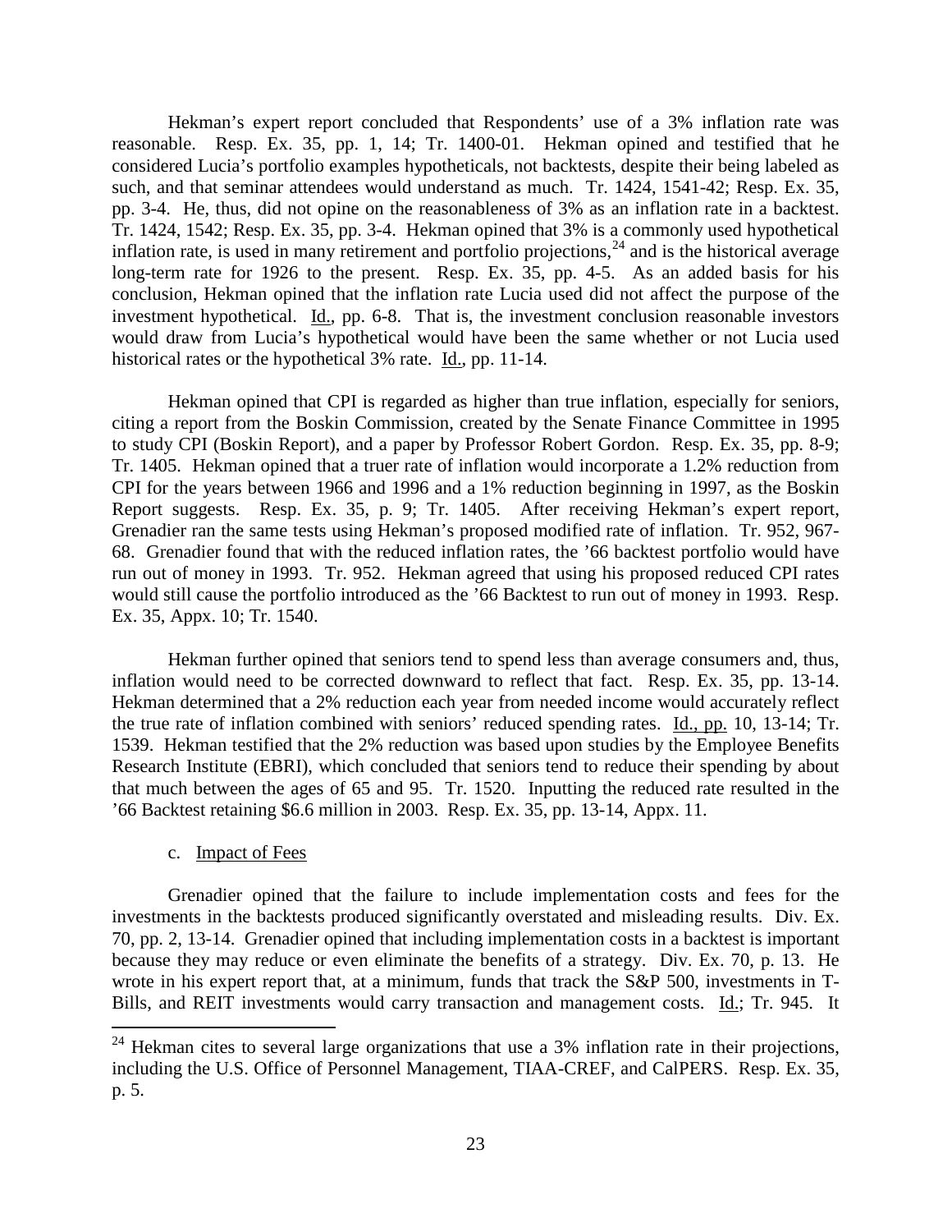Hekman's expert report concluded that Respondents' use of a 3% inflation rate was reasonable. Resp. Ex. 35, pp. 1, 14; Tr. 1400-01. Hekman opined and testified that he considered Lucia's portfolio examples hypotheticals, not backtests, despite their being labeled as such, and that seminar attendees would understand as much. Tr. 1424, 1541-42; Resp. Ex. 35, pp. 3-4. He, thus, did not opine on the reasonableness of 3% as an inflation rate in a backtest. Tr. 1424, 1542; Resp. Ex. 35, pp. 3-4. Hekman opined that 3% is a commonly used hypothetical inflation rate, is used in many retirement and portfolio projections,[24] and is the historical average long-term rate for 1926 to the present. Resp. Ex. 35, pp. 4-5. As an added basis for his conclusion, Hekman opined that the inflation rate Lucia used did not affect the purpose of the investment hypothetical. Id., pp. 6-8. That is, the investment conclusion reasonable investors would draw from Lucia's hypothetical would have been the same whether or not Lucia used historical rates or the hypothetical 3% rate. Id., pp. 11-14.

Hekman opined that CPI is regarded as higher than true inflation, especially for seniors, citing a report from the Boskin Commission, created by the Senate Finance Committee in 1995 to study CPI (Boskin Report), and a paper by Professor Robert Gordon. Resp. Ex. 35, pp. 8-9; Tr. 1405. Hekman opined that a truer rate of inflation would incorporate a 1.2% reduction from CPI for the years between 1966 and 1996 and a 1% reduction beginning in 1997, as the Boskin Report suggests. Resp. Ex. 35, p. 9; Tr. 1405. After receiving Hekman's expert report, Grenadier ran the same tests using Hekman's proposed modified rate of inflation. Tr. 952, 967-68. Grenadier found that with the reduced inflation rates, the '66 backtest portfolio would have run out of money in 1993. Tr. 952. Hekman agreed that using his proposed reduced CPI rates would still cause the portfolio introduced as the '66 Backtest to run out of money in 1993. Resp. Ex. 35, Appx. 10; Tr. 1540.

Hekman further opined that seniors tend to spend less than average consumers and, thus, inflation would need to be corrected downward to reflect that fact. Resp. Ex. 35, pp. 13-14. Hekman determined that a 2% reduction each year from needed income would accurately reflect the true rate of inflation combined with seniors' reduced spending rates. Id., pp. 10, 13-14; Tr. 1539. Hekman testified that the 2% reduction was based upon studies by the Employee Benefits Research Institute (EBRI), which concluded that seniors tend to reduce their spending by about that much between the ages of 65 and 95. Tr. 1520. Inputting the reduced rate resulted in the '66 Backtest retaining $6.6 million in 2003. Resp. Ex. 35, pp. 13-14, Appx. 11.

c. Impact of Fees

Grenadier opined that the failure to include implementation costs and fees for the investments in the backtests produced significantly overstated and misleading results. Div. Ex. 70, pp. 2, 13-14. Grenadier opined that including implementation costs in a backtest is important because they may reduce or even eliminate the benefits of a strategy. Div. Ex. 70, p. 13. He wrote in his expert report that, at a minimum, funds that track the S&P 500, investments in T-Bills, and REIT investments would carry transaction and management costs. Id.; Tr. 945. It

[24] Hekman cites to several large organizations that use a 3% inflation rate in their projections, including the U.S. Office of Personnel Management, TIAA-CREF, and CalPERS. Resp. Ex. 35, p. 5.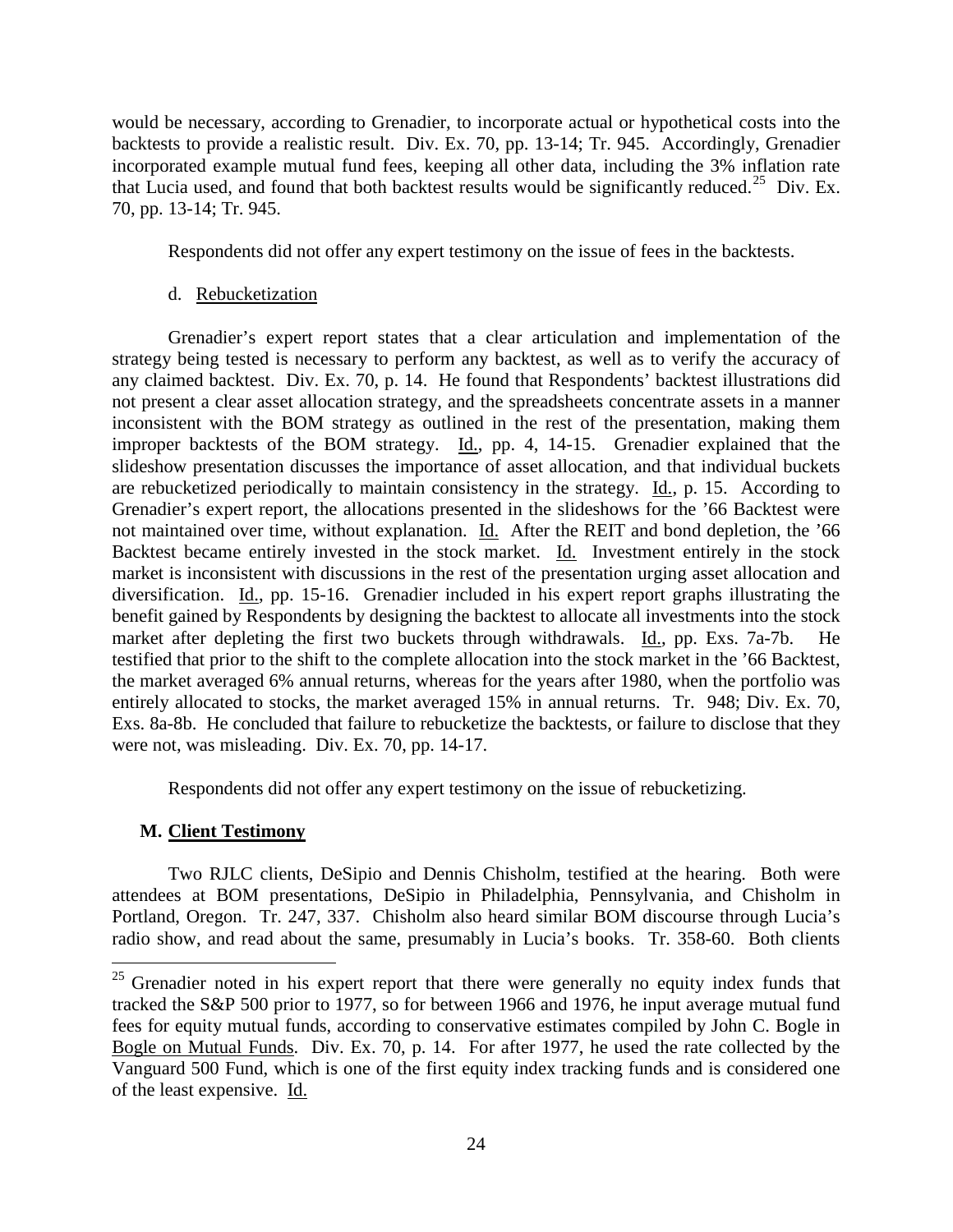would be necessary, according to Grenadier, to incorporate actual or hypothetical costs into the backtests to provide a realistic result. Div. Ex. 70, pp. 13-14; Tr. 945. Accordingly, Grenadier incorporated example mutual fund fees, keeping all other data, including the 3% inflation rate that Lucia used, and found that both backtest results would be significantly reduced.[25] Div. Ex. 70, pp. 13-14; Tr. 945.

Respondents did not offer any expert testimony on the issue of fees in the backtests.

d. Rebucketization

Grenadier's expert report states that a clear articulation and implementation of the strategy being tested is necessary to perform any backtest, as well as to verify the accuracy of any claimed backtest. Div. Ex. 70, p. 14. He found that Respondents' backtest illustrations did not present a clear asset allocation strategy, and the spreadsheets concentrate assets in a manner inconsistent with the BOM strategy as outlined in the rest of the presentation, making them improper backtests of the BOM strategy. Id., pp. 4, 14-15. Grenadier explained that the slideshow presentation discusses the importance of asset allocation, and that individual buckets are rebucketized periodically to maintain consistency in the strategy. Id., p. 15. According to Grenadier's expert report, the allocations presented in the slideshows for the '66 Backtest were not maintained over time, without explanation. Id. After the REIT and bond depletion, the '66 Backtest became entirely invested in the stock market. Id. Investment entirely in the stock market is inconsistent with discussions in the rest of the presentation urging asset allocation and diversification. Id., pp. 15-16. Grenadier included in his expert report graphs illustrating the benefit gained by Respondents by designing the backtest to allocate all investments into the stock market after depleting the first two buckets through withdrawals. Id., pp. Exs. 7a-7b. He testified that prior to the shift to the complete allocation into the stock market in the '66 Backtest, the market averaged 6% annual returns, whereas for the years after 1980, when the portfolio was entirely allocated to stocks, the market averaged 15% in annual returns. Tr. 948; Div. Ex. 70, Exs. 8a-8b. He concluded that failure to rebucketize the backtests, or failure to disclose that they were not, was misleading. Div. Ex. 70, pp. 14-17.

Respondents did not offer any expert testimony on the issue of rebucketizing.

## M. Client Testimony

Two RJLC clients, DeSipio and Dennis Chisholm, testified at the hearing. Both were attendees at BOM presentations, DeSipio in Philadelphia, Pennsylvania, and Chisholm in Portland, Oregon. Tr. 247, 337. Chisholm also heard similar BOM discourse through Lucia's radio show, and read about the same, presumably in Lucia's books. Tr. 358-60. Both clients

---

[25] Grenadier noted in his expert report that there were generally no equity index funds that tracked the S&P 500 prior to 1977, so for between 1966 and 1976, he input average mutual fund fees for equity mutual funds, according to conservative estimates compiled by John C. Bogle in Bogle on Mutual Funds. Div. Ex. 70, p. 14. For after 1977, he used the rate collected by the Vanguard 500 Fund, which is one of the first equity index tracking funds and is considered one of the least expensive. Id.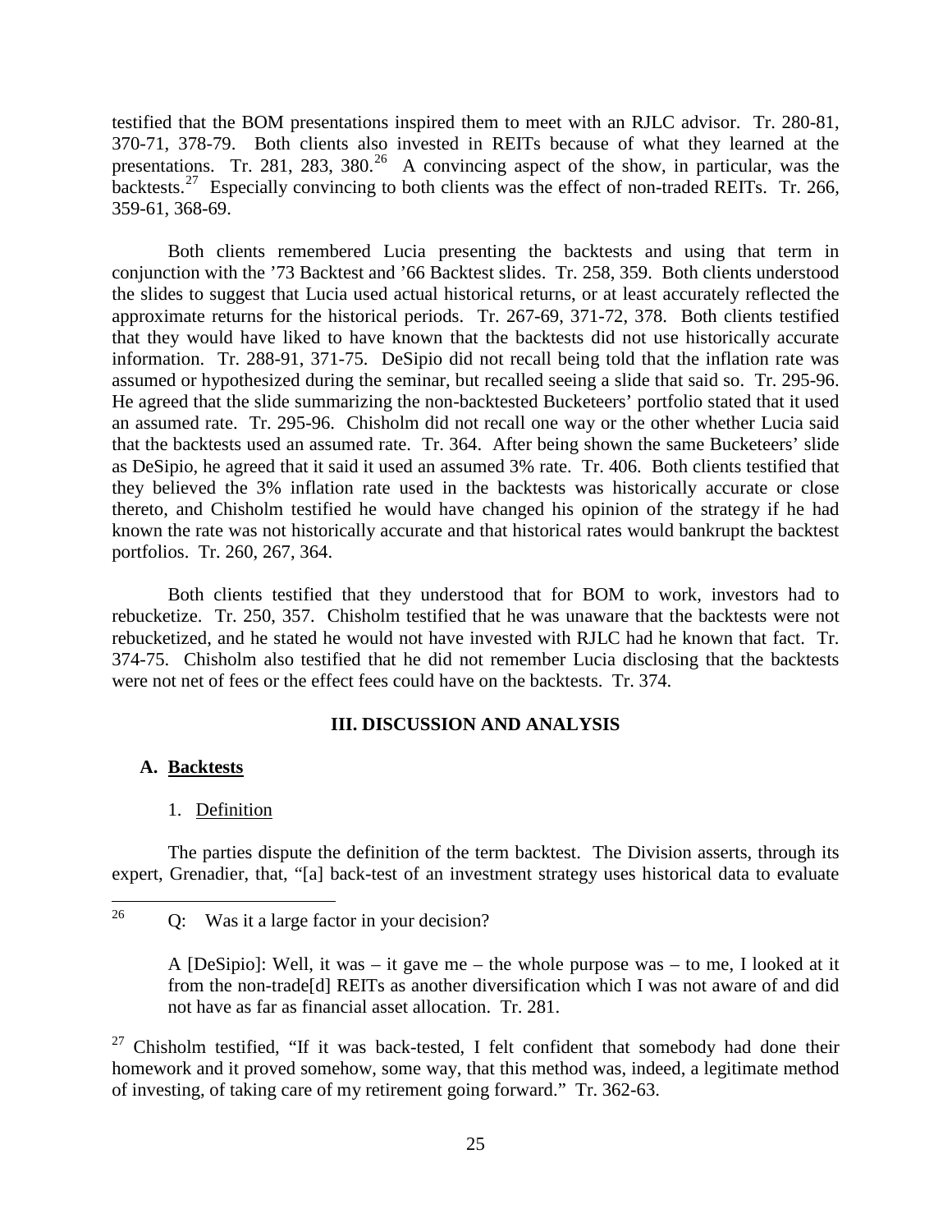testified that the BOM presentations inspired them to meet with an RJLC advisor. Tr. 280-81, 370-71, 378-79. Both clients also invested in REITs because of what they learned at the presentations. Tr. 281, 283, 380.[26] A convincing aspect of the show, in particular, was the backtests.[27] Especially convincing to both clients was the effect of non-traded REITs. Tr. 266, 359-61, 368-69.

Both clients remembered Lucia presenting the backtests and using that term in conjunction with the '73 Backtest and '66 Backtest slides. Tr. 258, 359. Both clients understood the slides to suggest that Lucia used actual historical returns, or at least accurately reflected the approximate returns for the historical periods. Tr. 267-69, 371-72, 378. Both clients testified that they would have liked to have known that the backtests did not use historically accurate information. Tr. 288-91, 371-75. DeSipio did not recall being told that the inflation rate was assumed or hypothesized during the seminar, but recalled seeing a slide that said so. Tr. 295-96. He agreed that the slide summarizing the non-backtested Bucketeers' portfolio stated that it used an assumed rate. Tr. 295-96. Chisholm did not recall one way or the other whether Lucia said that the backtests used an assumed rate. Tr. 364. After being shown the same Bucketeers' slide as DeSipio, he agreed that it said it used an assumed 3% rate. Tr. 406. Both clients testified that they believed the 3% inflation rate used in the backtests was historically accurate or close thereto, and Chisholm testified he would have changed his opinion of the strategy if he had known the rate was not historically accurate and that historical rates would bankrupt the backtest portfolios. Tr. 260, 267, 364.

Both clients testified that they understood that for BOM to work, investors had to rebucketize. Tr. 250, 357. Chisholm testified that he was unaware that the backtests were not rebucketized, and he stated he would not have invested with RJLC had he known that fact. Tr. 374-75. Chisholm also testified that he did not remember Lucia disclosing that the backtests were not net of fees or the effect fees could have on the backtests. Tr. 374.

## III. DISCUSSION AND ANALYSIS

### A. Backtests

#### 1. Definition

The parties dispute the definition of the term backtest. The Division asserts, through its expert, Grenadier, that, "[a] back-test of an investment strategy uses historical data to evaluate

---

[26] Q: Was it a large factor in your decision?

A [DeSipio]: Well, it was – it gave me – the whole purpose was – to me, I looked at it from the non-trade[d] REITs as another diversification which I was not aware of and did not have as far as financial asset allocation. Tr. 281.

[27] Chisholm testified, "If it was back-tested, I felt confident that somebody had done their homework and it proved somehow, some way, that this method was, indeed, a legitimate method of investing, of taking care of my retirement going forward." Tr. 362-63.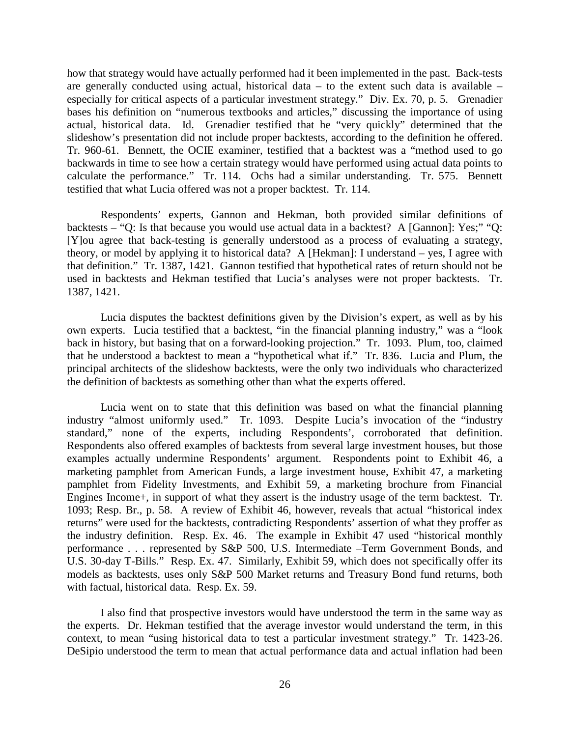how that strategy would have actually performed had it been implemented in the past. Back-tests are generally conducted using actual, historical data – to the extent such data is available – especially for critical aspects of a particular investment strategy." Div. Ex. 70, p. 5. Grenadier bases his definition on "numerous textbooks and articles," discussing the importance of using actual, historical data. Id. Grenadier testified that he "very quickly" determined that the slideshow's presentation did not include proper backtests, according to the definition he offered. Tr. 960-61. Bennett, the OCIE examiner, testified that a backtest was a "method used to go backwards in time to see how a certain strategy would have performed using actual data points to calculate the performance." Tr. 114. Ochs had a similar understanding. Tr. 575. Bennett testified that what Lucia offered was not a proper backtest. Tr. 114.

Respondents' experts, Gannon and Hekman, both provided similar definitions of backtests – "Q: Is that because you would use actual data in a backtest? A [Gannon]: Yes;" "Q: [Y]ou agree that back-testing is generally understood as a process of evaluating a strategy, theory, or model by applying it to historical data? A [Hekman]: I understand – yes, I agree with that definition." Tr. 1387, 1421. Gannon testified that hypothetical rates of return should not be used in backtests and Hekman testified that Lucia's analyses were not proper backtests. Tr. 1387, 1421.

Lucia disputes the backtest definitions given by the Division's expert, as well as by his own experts. Lucia testified that a backtest, "in the financial planning industry," was a "look back in history, but basing that on a forward-looking projection." Tr. 1093. Plum, too, claimed that he understood a backtest to mean a "hypothetical what if." Tr. 836. Lucia and Plum, the principal architects of the slideshow backtests, were the only two individuals who characterized the definition of backtests as something other than what the experts offered.

Lucia went on to state that this definition was based on what the financial planning industry "almost uniformly used." Tr. 1093. Despite Lucia's invocation of the "industry standard," none of the experts, including Respondents', corroborated that definition. Respondents also offered examples of backtests from several large investment houses, but those examples actually undermine Respondents' argument. Respondents point to Exhibit 46, a marketing pamphlet from American Funds, a large investment house, Exhibit 47, a marketing pamphlet from Fidelity Investments, and Exhibit 59, a marketing brochure from Financial Engines Income+, in support of what they assert is the industry usage of the term backtest. Tr. 1093; Resp. Br., p. 58. A review of Exhibit 46, however, reveals that actual "historical index returns" were used for the backtests, contradicting Respondents' assertion of what they proffer as the industry definition. Resp. Ex. 46. The example in Exhibit 47 used "historical monthly performance . . . represented by S&P 500, U.S. Intermediate –Term Government Bonds, and U.S. 30-day T-Bills." Resp. Ex. 47. Similarly, Exhibit 59, which does not specifically offer its models as backtests, uses only S&P 500 Market returns and Treasury Bond fund returns, both with factual, historical data. Resp. Ex. 59.

I also find that prospective investors would have understood the term in the same way as the experts. Dr. Hekman testified that the average investor would understand the term, in this context, to mean "using historical data to test a particular investment strategy." Tr. 1423-26. DeSipio understood the term to mean that actual performance data and actual inflation had been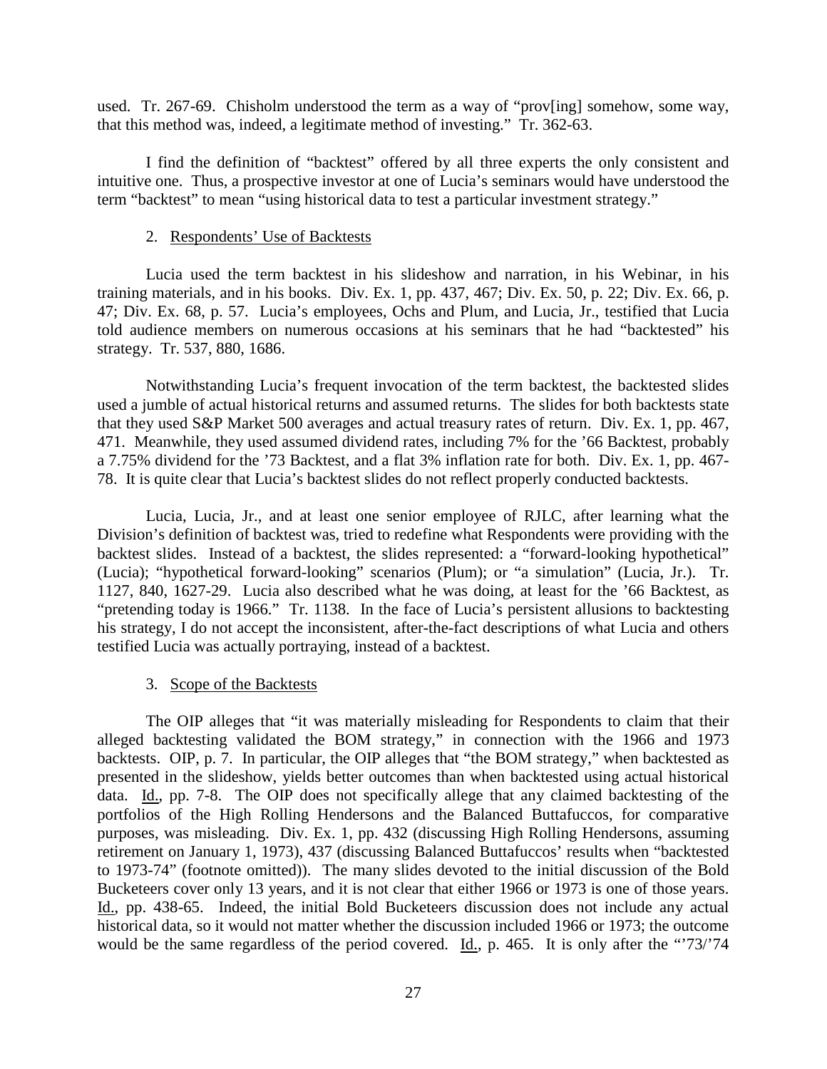used. Tr. 267-69. Chisholm understood the term as a way of "prov[ing] somehow, some way, that this method was, indeed, a legitimate method of investing." Tr. 362-63.

I find the definition of "backtest" offered by all three experts the only consistent and intuitive one. Thus, a prospective investor at one of Lucia's seminars would have understood the term "backtest" to mean "using historical data to test a particular investment strategy."

2. Respondents' Use of Backtests

Lucia used the term backtest in his slideshow and narration, in his Webinar, in his training materials, and in his books. Div. Ex. 1, pp. 437, 467; Div. Ex. 50, p. 22; Div. Ex. 66, p. 47; Div. Ex. 68, p. 57. Lucia's employees, Ochs and Plum, and Lucia, Jr., testified that Lucia told audience members on numerous occasions at his seminars that he had "backtested" his strategy. Tr. 537, 880, 1686.

Notwithstanding Lucia's frequent invocation of the term backtest, the backtested slides used a jumble of actual historical returns and assumed returns. The slides for both backtests state that they used S&P Market 500 averages and actual treasury rates of return. Div. Ex. 1, pp. 467, 471. Meanwhile, they used assumed dividend rates, including 7% for the '66 Backtest, probably a 7.75% dividend for the '73 Backtest, and a flat 3% inflation rate for both. Div. Ex. 1, pp. 467-78. It is quite clear that Lucia's backtest slides do not reflect properly conducted backtests.

Lucia, Lucia, Jr., and at least one senior employee of RJLC, after learning what the Division's definition of backtest was, tried to redefine what Respondents were providing with the backtest slides. Instead of a backtest, the slides represented: a "forward-looking hypothetical" (Lucia); "hypothetical forward-looking" scenarios (Plum); or "a simulation" (Lucia, Jr.). Tr. 1127, 840, 1627-29. Lucia also described what he was doing, at least for the '66 Backtest, as "pretending today is 1966." Tr. 1138. In the face of Lucia's persistent allusions to backtesting his strategy, I do not accept the inconsistent, after-the-fact descriptions of what Lucia and others testified Lucia was actually portraying, instead of a backtest.

3. Scope of the Backtests

The OIP alleges that "it was materially misleading for Respondents to claim that their alleged backtesting validated the BOM strategy," in connection with the 1966 and 1973 backtests. OIP, p. 7. In particular, the OIP alleges that "the BOM strategy," when backtested as presented in the slideshow, yields better outcomes than when backtested using actual historical data. Id., pp. 7-8. The OIP does not specifically allege that any claimed backtesting of the portfolios of the High Rolling Hendersons and the Balanced Buttafuccos, for comparative purposes, was misleading. Div. Ex. 1, pp. 432 (discussing High Rolling Hendersons, assuming retirement on January 1, 1973), 437 (discussing Balanced Buttafuccos' results when "backtested to 1973-74" (footnote omitted)). The many slides devoted to the initial discussion of the Bold Bucketeers cover only 13 years, and it is not clear that either 1966 or 1973 is one of those years. Id., pp. 438-65. Indeed, the initial Bold Bucketeers discussion does not include any actual historical data, so it would not matter whether the discussion included 1966 or 1973; the outcome would be the same regardless of the period covered. Id., p. 465. It is only after the "'73/'74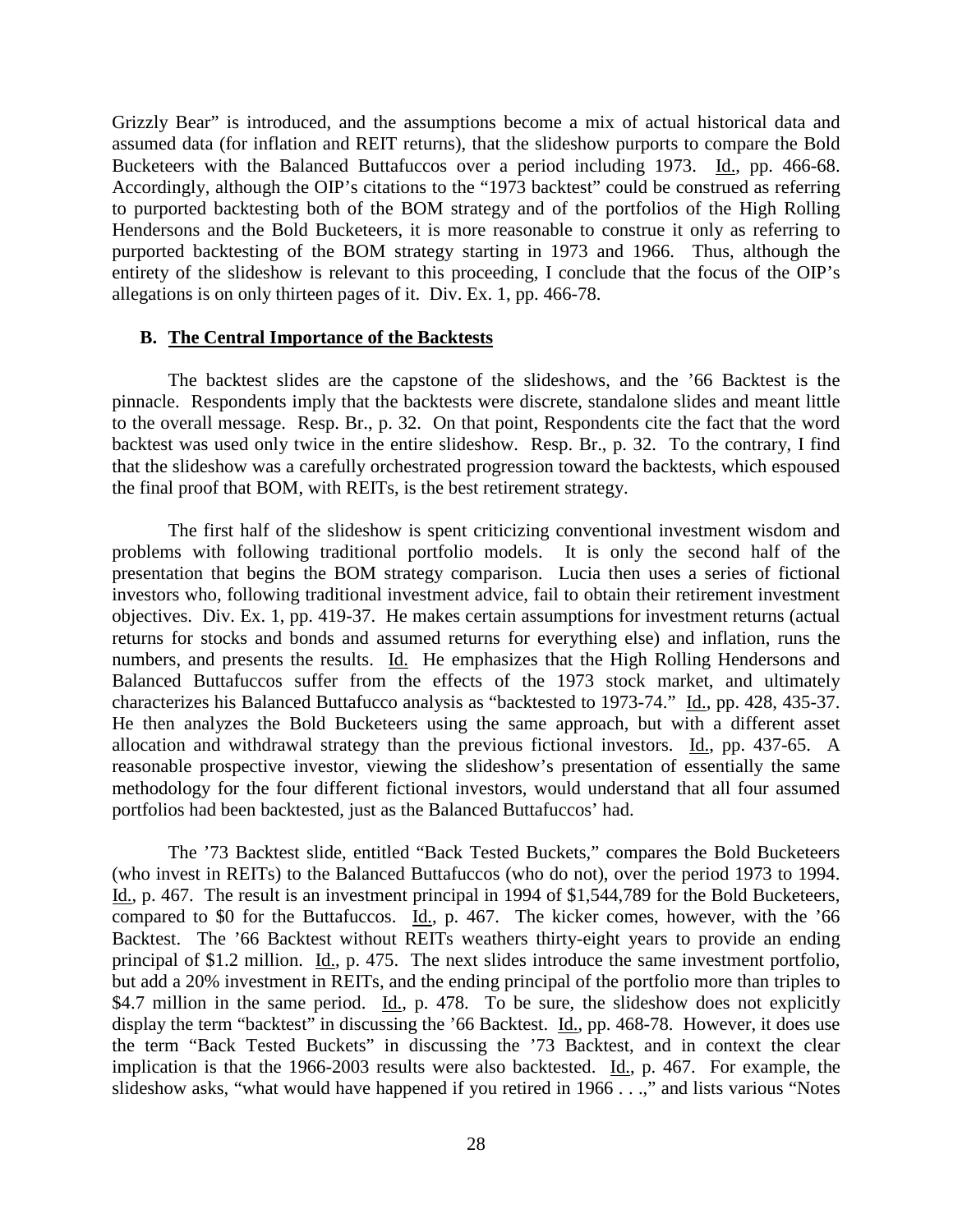Grizzly Bear" is introduced, and the assumptions become a mix of actual historical data and assumed data (for inflation and REIT returns), that the slideshow purports to compare the Bold Bucketeers with the Balanced Buttafuccos over a period including 1973. Id., pp. 466-68. Accordingly, although the OIP's citations to the "1973 backtest" could be construed as referring to purported backtesting both of the BOM strategy and of the portfolios of the High Rolling Hendersons and the Bold Bucketeers, it is more reasonable to construe it only as referring to purported backtesting of the BOM strategy starting in 1973 and 1966. Thus, although the entirety of the slideshow is relevant to this proceeding, I conclude that the focus of the OIP's allegations is on only thirteen pages of it. Div. Ex. 1, pp. 466-78.

### B. The Central Importance of the Backtests

The backtest slides are the capstone of the slideshows, and the '66 Backtest is the pinnacle. Respondents imply that the backtests were discrete, standalone slides and meant little to the overall message. Resp. Br., p. 32. On that point, Respondents cite the fact that the word backtest was used only twice in the entire slideshow. Resp. Br., p. 32. To the contrary, I find that the slideshow was a carefully orchestrated progression toward the backtests, which espoused the final proof that BOM, with REITs, is the best retirement strategy.

The first half of the slideshow is spent criticizing conventional investment wisdom and problems with following traditional portfolio models. It is only the second half of the presentation that begins the BOM strategy comparison. Lucia then uses a series of fictional investors who, following traditional investment advice, fail to obtain their retirement investment objectives. Div. Ex. 1, pp. 419-37. He makes certain assumptions for investment returns (actual returns for stocks and bonds and assumed returns for everything else) and inflation, runs the numbers, and presents the results. Id. He emphasizes that the High Rolling Hendersons and Balanced Buttafuccos suffer from the effects of the 1973 stock market, and ultimately characterizes his Balanced Buttafucco analysis as "backtested to 1973-74." Id., pp. 428, 435-37. He then analyzes the Bold Bucketeers using the same approach, but with a different asset allocation and withdrawal strategy than the previous fictional investors. Id., pp. 437-65. A reasonable prospective investor, viewing the slideshow's presentation of essentially the same methodology for the four different fictional investors, would understand that all four assumed portfolios had been backtested, just as the Balanced Buttafuccos' had.

The '73 Backtest slide, entitled "Back Tested Buckets," compares the Bold Bucketeers (who invest in REITs) to the Balanced Buttafuccos (who do not), over the period 1973 to 1994. Id., p. 467. The result is an investment principal in 1994 of $1,544,789 for the Bold Bucketeers, compared to $0 for the Buttafuccos. Id., p. 467. The kicker comes, however, with the '66 Backtest. The '66 Backtest without REITs weathers thirty-eight years to provide an ending principal of $1.2 million. Id., p. 475. The next slides introduce the same investment portfolio, but add a 20% investment in REITs, and the ending principal of the portfolio more than triples to $4.7 million in the same period. Id., p. 478. To be sure, the slideshow does not explicitly display the term "backtest" in discussing the '66 Backtest. Id., pp. 468-78. However, it does use the term "Back Tested Buckets" in discussing the '73 Backtest, and in context the clear implication is that the 1966-2003 results were also backtested. Id., p. 467. For example, the slideshow asks, "what would have happened if you retired in 1966 . . .," and lists various "Notes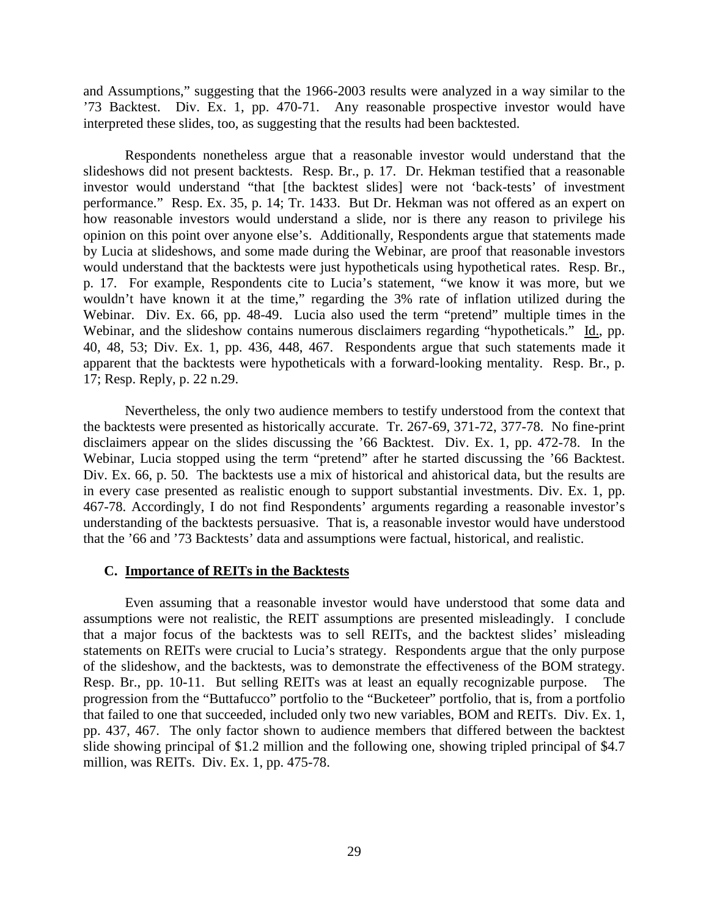and Assumptions," suggesting that the 1966-2003 results were analyzed in a way similar to the '73 Backtest. Div. Ex. 1, pp. 470-71. Any reasonable prospective investor would have interpreted these slides, too, as suggesting that the results had been backtested.

Respondents nonetheless argue that a reasonable investor would understand that the slideshows did not present backtests. Resp. Br., p. 17. Dr. Hekman testified that a reasonable investor would understand "that [the backtest slides] were not 'back-tests' of investment performance." Resp. Ex. 35, p. 14; Tr. 1433. But Dr. Hekman was not offered as an expert on how reasonable investors would understand a slide, nor is there any reason to privilege his opinion on this point over anyone else's. Additionally, Respondents argue that statements made by Lucia at slideshows, and some made during the Webinar, are proof that reasonable investors would understand that the backtests were just hypotheticals using hypothetical rates. Resp. Br., p. 17. For example, Respondents cite to Lucia's statement, "we know it was more, but we wouldn't have known it at the time," regarding the 3% rate of inflation utilized during the Webinar. Div. Ex. 66, pp. 48-49. Lucia also used the term "pretend" multiple times in the Webinar, and the slideshow contains numerous disclaimers regarding "hypotheticals." Id., pp. 40, 48, 53; Div. Ex. 1, pp. 436, 448, 467. Respondents argue that such statements made it apparent that the backtests were hypotheticals with a forward-looking mentality. Resp. Br., p. 17; Resp. Reply, p. 22 n.29.

Nevertheless, the only two audience members to testify understood from the context that the backtests were presented as historically accurate. Tr. 267-69, 371-72, 377-78. No fine-print disclaimers appear on the slides discussing the '66 Backtest. Div. Ex. 1, pp. 472-78. In the Webinar, Lucia stopped using the term "pretend" after he started discussing the '66 Backtest. Div. Ex. 66, p. 50. The backtests use a mix of historical and ahistorical data, but the results are in every case presented as realistic enough to support substantial investments. Div. Ex. 1, pp. 467-78. Accordingly, I do not find Respondents' arguments regarding a reasonable investor's understanding of the backtests persuasive. That is, a reasonable investor would have understood that the '66 and '73 Backtests' data and assumptions were factual, historical, and realistic.

### C. Importance of REITs in the Backtests

Even assuming that a reasonable investor would have understood that some data and assumptions were not realistic, the REIT assumptions are presented misleadingly. I conclude that a major focus of the backtests was to sell REITs, and the backtest slides' misleading statements on REITs were crucial to Lucia's strategy. Respondents argue that the only purpose of the slideshow, and the backtests, was to demonstrate the effectiveness of the BOM strategy. Resp. Br., pp. 10-11. But selling REITs was at least an equally recognizable purpose. The progression from the "Buttafucco" portfolio to the "Bucketeer" portfolio, that is, from a portfolio that failed to one that succeeded, included only two new variables, BOM and REITs. Div. Ex. 1, pp. 437, 467. The only factor shown to audience members that differed between the backtest slide showing principal of \$1.2 million and the following one, showing tripled principal of \$4.7 million, was REITs. Div. Ex. 1, pp. 475-78.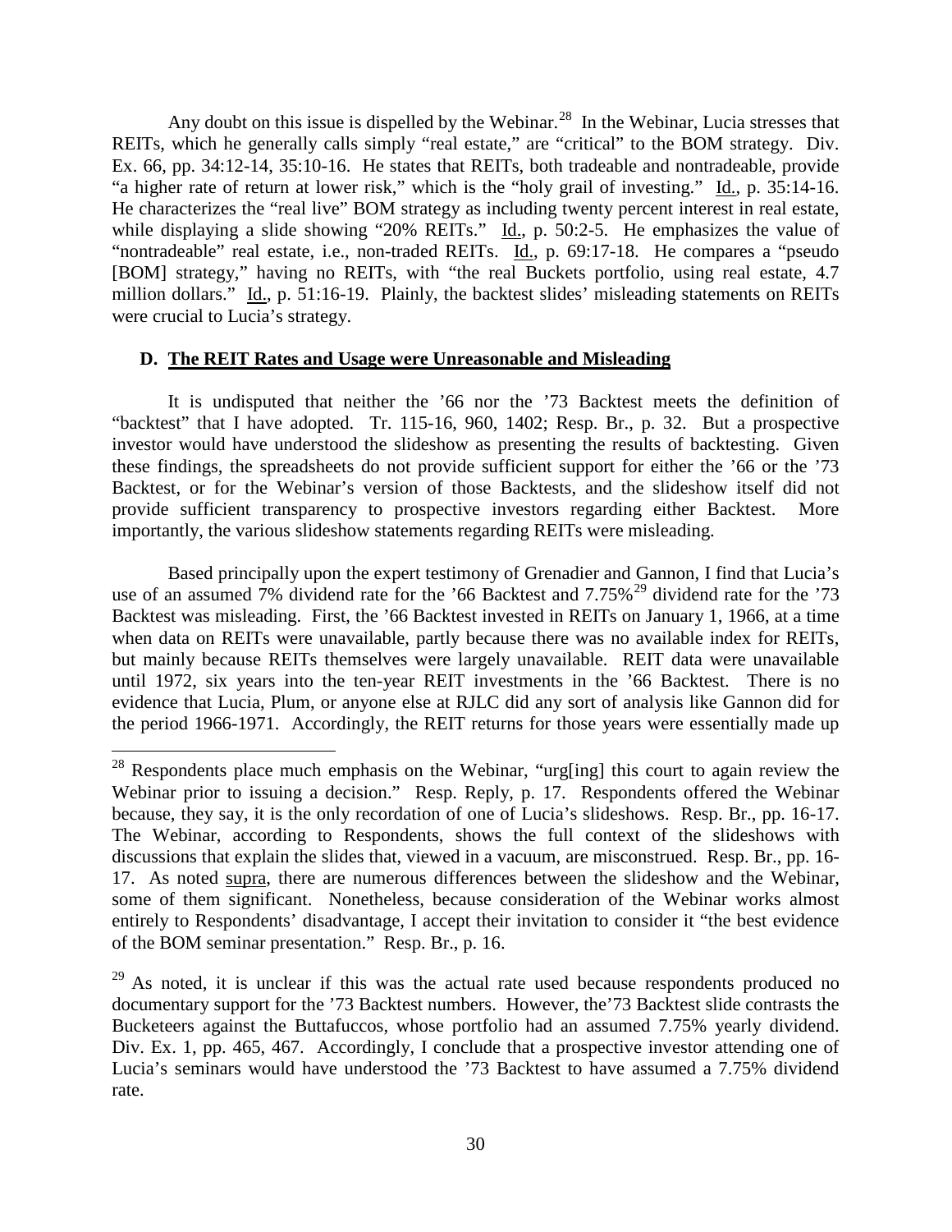Any doubt on this issue is dispelled by the Webinar.[28] In the Webinar, Lucia stresses that REITs, which he generally calls simply "real estate," are "critical" to the BOM strategy. Div. Ex. 66, pp. 34:12-14, 35:10-16. He states that REITs, both tradeable and nontradeable, provide "a higher rate of return at lower risk," which is the "holy grail of investing." Id., p. 35:14-16. He characterizes the "real live" BOM strategy as including twenty percent interest in real estate, while displaying a slide showing "20% REITs." Id., p. 50:2-5. He emphasizes the value of "nontradeable" real estate, i.e., non-traded REITs. Id., p. 69:17-18. He compares a "pseudo [BOM] strategy," having no REITs, with "the real Buckets portfolio, using real estate, 4.7 million dollars." Id., p. 51:16-19. Plainly, the backtest slides' misleading statements on REITs were crucial to Lucia's strategy.

### D. The REIT Rates and Usage were Unreasonable and Misleading

It is undisputed that neither the '66 nor the '73 Backtest meets the definition of "backtest" that I have adopted. Tr. 115-16, 960, 1402; Resp. Br., p. 32. But a prospective investor would have understood the slideshow as presenting the results of backtesting. Given these findings, the spreadsheets do not provide sufficient support for either the '66 or the '73 Backtest, or for the Webinar's version of those Backtests, and the slideshow itself did not provide sufficient transparency to prospective investors regarding either Backtest. More importantly, the various slideshow statements regarding REITs were misleading.

Based principally upon the expert testimony of Grenadier and Gannon, I find that Lucia's use of an assumed 7% dividend rate for the '66 Backtest and 7.75%[29] dividend rate for the '73 Backtest was misleading. First, the '66 Backtest invested in REITs on January 1, 1966, at a time when data on REITs were unavailable, partly because there was no available index for REITs, but mainly because REITs themselves were largely unavailable. REIT data were unavailable until 1972, six years into the ten-year REIT investments in the '66 Backtest. There is no evidence that Lucia, Plum, or anyone else at RJLC did any sort of analysis like Gannon did for the period 1966-1971. Accordingly, the REIT returns for those years were essentially made up

---

[28] Respondents place much emphasis on the Webinar, "urg[ing] this court to again review the Webinar prior to issuing a decision." Resp. Reply, p. 17. Respondents offered the Webinar because, they say, it is the only recordation of one of Lucia's slideshows. Resp. Br., pp. 16-17. The Webinar, according to Respondents, shows the full context of the slideshows with discussions that explain the slides that, viewed in a vacuum, are misconstrued. Resp. Br., pp. 16-17. As noted supra, there are numerous differences between the slideshow and the Webinar, some of them significant. Nonetheless, because consideration of the Webinar works almost entirely to Respondents' disadvantage, I accept their invitation to consider it "the best evidence of the BOM seminar presentation." Resp. Br., p. 16.

[29] As noted, it is unclear if this was the actual rate used because respondents produced no documentary support for the '73 Backtest numbers. However, the'73 Backtest slide contrasts the Bucketeers against the Buttafuccos, whose portfolio had an assumed 7.75% yearly dividend. Div. Ex. 1, pp. 465, 467. Accordingly, I conclude that a prospective investor attending one of Lucia's seminars would have understood the '73 Backtest to have assumed a 7.75% dividend rate.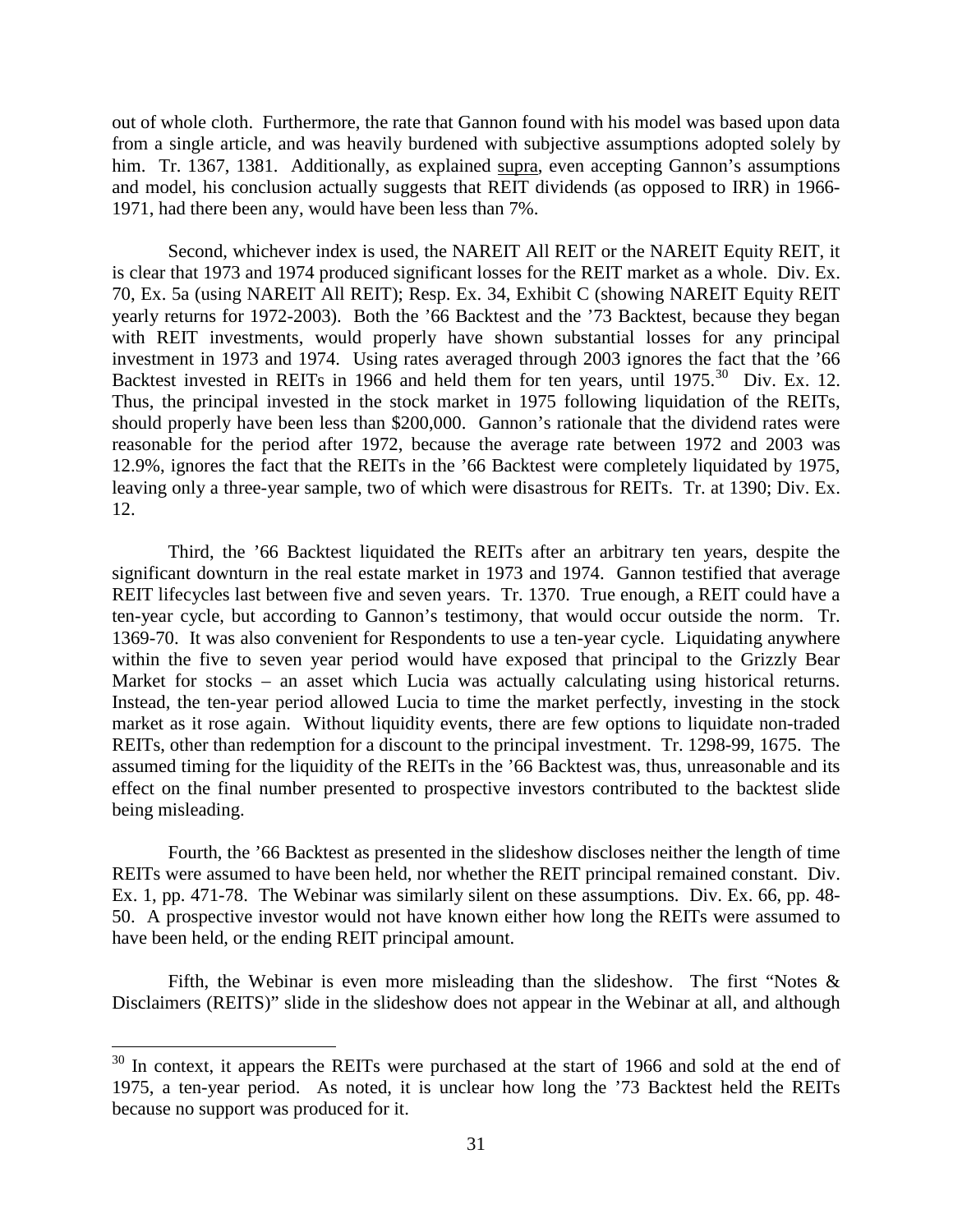out of whole cloth. Furthermore, the rate that Gannon found with his model was based upon data from a single article, and was heavily burdened with subjective assumptions adopted solely by him. Tr. 1367, 1381. Additionally, as explained supra, even accepting Gannon's assumptions and model, his conclusion actually suggests that REIT dividends (as opposed to IRR) in 1966-1971, had there been any, would have been less than 7%.

Second, whichever index is used, the NAREIT All REIT or the NAREIT Equity REIT, it is clear that 1973 and 1974 produced significant losses for the REIT market as a whole. Div. Ex. 70, Ex. 5a (using NAREIT All REIT); Resp. Ex. 34, Exhibit C (showing NAREIT Equity REIT yearly returns for 1972-2003). Both the '66 Backtest and the '73 Backtest, because they began with REIT investments, would properly have shown substantial losses for any principal investment in 1973 and 1974. Using rates averaged through 2003 ignores the fact that the '66 Backtest invested in REITs in 1966 and held them for ten years, until 1975.[30] Div. Ex. 12. Thus, the principal invested in the stock market in 1975 following liquidation of the REITs, should properly have been less than $200,000. Gannon's rationale that the dividend rates were reasonable for the period after 1972, because the average rate between 1972 and 2003 was 12.9%, ignores the fact that the REITs in the '66 Backtest were completely liquidated by 1975, leaving only a three-year sample, two of which were disastrous for REITs. Tr. at 1390; Div. Ex. 12.

Third, the '66 Backtest liquidated the REITs after an arbitrary ten years, despite the significant downturn in the real estate market in 1973 and 1974. Gannon testified that average REIT lifecycles last between five and seven years. Tr. 1370. True enough, a REIT could have a ten-year cycle, but according to Gannon's testimony, that would occur outside the norm. Tr. 1369-70. It was also convenient for Respondents to use a ten-year cycle. Liquidating anywhere within the five to seven year period would have exposed that principal to the Grizzly Bear Market for stocks – an asset which Lucia was actually calculating using historical returns. Instead, the ten-year period allowed Lucia to time the market perfectly, investing in the stock market as it rose again. Without liquidity events, there are few options to liquidate non-traded REITs, other than redemption for a discount to the principal investment. Tr. 1298-99, 1675. The assumed timing for the liquidity of the REITs in the '66 Backtest was, thus, unreasonable and its effect on the final number presented to prospective investors contributed to the backtest slide being misleading.

Fourth, the '66 Backtest as presented in the slideshow discloses neither the length of time REITs were assumed to have been held, nor whether the REIT principal remained constant. Div. Ex. 1, pp. 471-78. The Webinar was similarly silent on these assumptions. Div. Ex. 66, pp. 48-50. A prospective investor would not have known either how long the REITs were assumed to have been held, or the ending REIT principal amount.

Fifth, the Webinar is even more misleading than the slideshow. The first "Notes & Disclaimers (REITS)" slide in the slideshow does not appear in the Webinar at all, and although

---

[30] In context, it appears the REITs were purchased at the start of 1966 and sold at the end of 1975, a ten-year period. As noted, it is unclear how long the '73 Backtest held the REITs because no support was produced for it.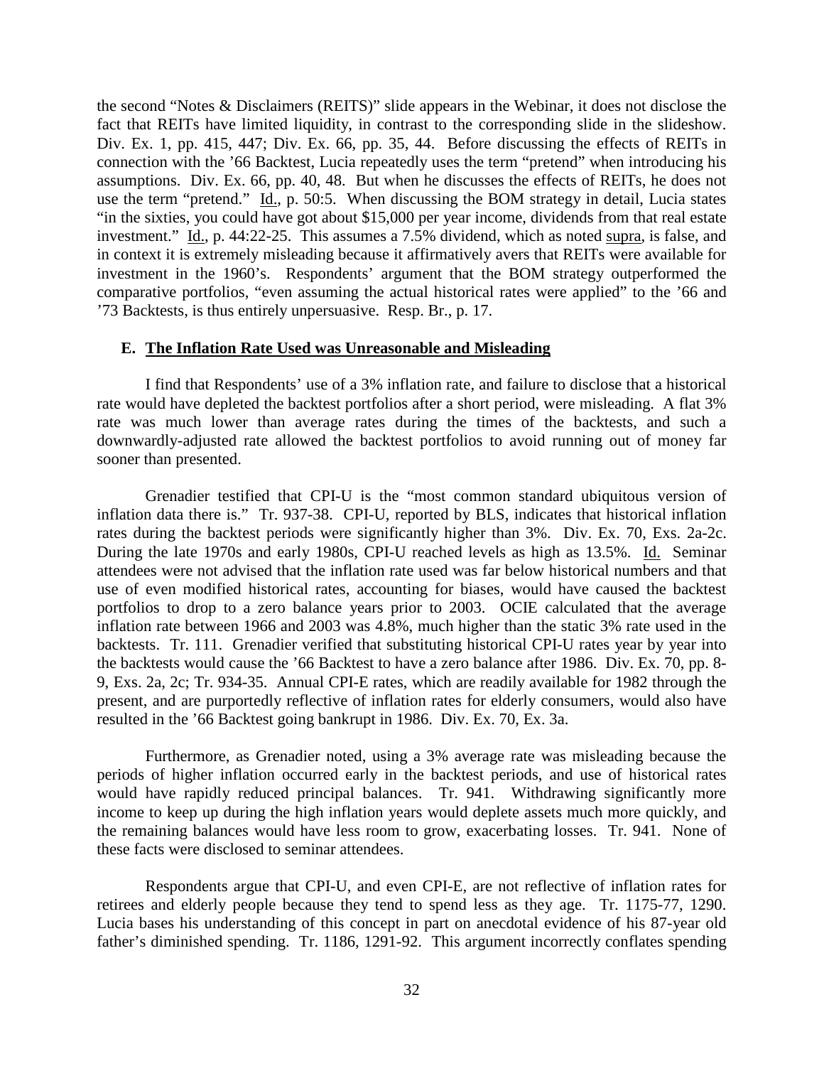the second "Notes & Disclaimers (REITS)" slide appears in the Webinar, it does not disclose the fact that REITs have limited liquidity, in contrast to the corresponding slide in the slideshow. Div. Ex. 1, pp. 415, 447; Div. Ex. 66, pp. 35, 44. Before discussing the effects of REITs in connection with the '66 Backtest, Lucia repeatedly uses the term "pretend" when introducing his assumptions. Div. Ex. 66, pp. 40, 48. But when he discusses the effects of REITs, he does not use the term "pretend." Id., p. 50:5. When discussing the BOM strategy in detail, Lucia states "in the sixties, you could have got about $15,000 per year income, dividends from that real estate investment." Id., p. 44:22-25. This assumes a 7.5% dividend, which as noted supra, is false, and in context it is extremely misleading because it affirmatively avers that REITs were available for investment in the 1960's. Respondents' argument that the BOM strategy outperformed the comparative portfolios, "even assuming the actual historical rates were applied" to the '66 and '73 Backtests, is thus entirely unpersuasive. Resp. Br., p. 17.

### E. The Inflation Rate Used was Unreasonable and Misleading

I find that Respondents' use of a 3% inflation rate, and failure to disclose that a historical rate would have depleted the backtest portfolios after a short period, were misleading. A flat 3% rate was much lower than average rates during the times of the backtests, and such a downwardly-adjusted rate allowed the backtest portfolios to avoid running out of money far sooner than presented.

Grenadier testified that CPI-U is the "most common standard ubiquitous version of inflation data there is." Tr. 937-38. CPI-U, reported by BLS, indicates that historical inflation rates during the backtest periods were significantly higher than 3%. Div. Ex. 70, Exs. 2a-2c. During the late 1970s and early 1980s, CPI-U reached levels as high as 13.5%. Id. Seminar attendees were not advised that the inflation rate used was far below historical numbers and that use of even modified historical rates, accounting for biases, would have caused the backtest portfolios to drop to a zero balance years prior to 2003. OCIE calculated that the average inflation rate between 1966 and 2003 was 4.8%, much higher than the static 3% rate used in the backtests. Tr. 111. Grenadier verified that substituting historical CPI-U rates year by year into the backtests would cause the '66 Backtest to have a zero balance after 1986. Div. Ex. 70, pp. 8-9, Exs. 2a, 2c; Tr. 934-35. Annual CPI-E rates, which are readily available for 1982 through the present, and are purportedly reflective of inflation rates for elderly consumers, would also have resulted in the '66 Backtest going bankrupt in 1986. Div. Ex. 70, Ex. 3a.

Furthermore, as Grenadier noted, using a 3% average rate was misleading because the periods of higher inflation occurred early in the backtest periods, and use of historical rates would have rapidly reduced principal balances. Tr. 941. Withdrawing significantly more income to keep up during the high inflation years would deplete assets much more quickly, and the remaining balances would have less room to grow, exacerbating losses. Tr. 941. None of these facts were disclosed to seminar attendees.

Respondents argue that CPI-U, and even CPI-E, are not reflective of inflation rates for retirees and elderly people because they tend to spend less as they age. Tr. 1175-77, 1290. Lucia bases his understanding of this concept in part on anecdotal evidence of his 87-year old father's diminished spending. Tr. 1186, 1291-92. This argument incorrectly conflates spending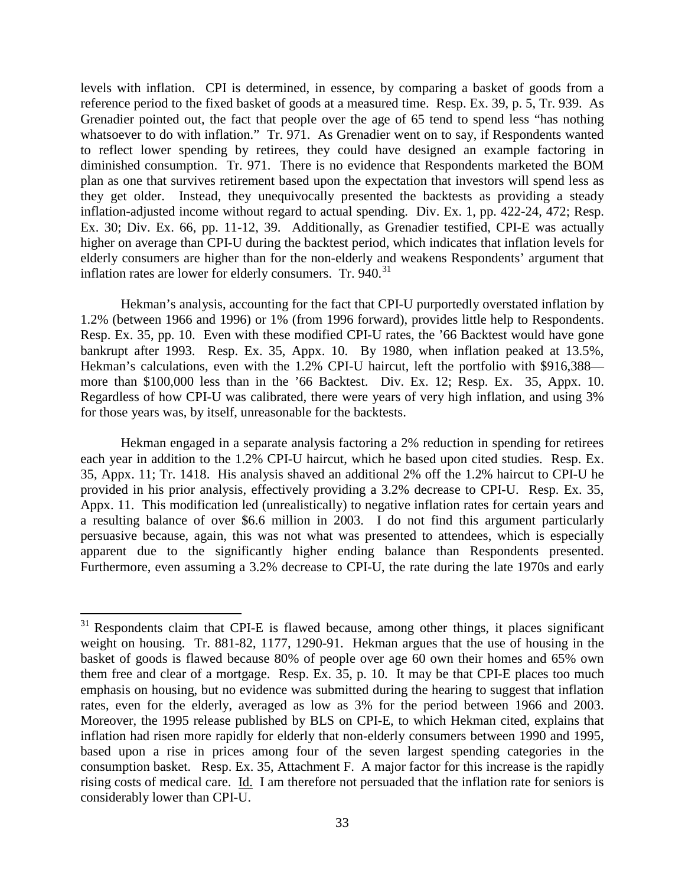levels with inflation. CPI is determined, in essence, by comparing a basket of goods from a reference period to the fixed basket of goods at a measured time. Resp. Ex. 39, p. 5, Tr. 939. As Grenadier pointed out, the fact that people over the age of 65 tend to spend less "has nothing whatsoever to do with inflation." Tr. 971. As Grenadier went on to say, if Respondents wanted to reflect lower spending by retirees, they could have designed an example factoring in diminished consumption. Tr. 971. There is no evidence that Respondents marketed the BOM plan as one that survives retirement based upon the expectation that investors will spend less as they get older. Instead, they unequivocally presented the backtests as providing a steady inflation-adjusted income without regard to actual spending. Div. Ex. 1, pp. 422-24, 472; Resp. Ex. 30; Div. Ex. 66, pp. 11-12, 39. Additionally, as Grenadier testified, CPI-E was actually higher on average than CPI-U during the backtest period, which indicates that inflation levels for elderly consumers are higher than for the non-elderly and weakens Respondents' argument that inflation rates are lower for elderly consumers. Tr. 940.[31]

Hekman's analysis, accounting for the fact that CPI-U purportedly overstated inflation by 1.2% (between 1966 and 1996) or 1% (from 1996 forward), provides little help to Respondents. Resp. Ex. 35, pp. 10. Even with these modified CPI-U rates, the '66 Backtest would have gone bankrupt after 1993. Resp. Ex. 35, Appx. 10. By 1980, when inflation peaked at 13.5%, Hekman's calculations, even with the 1.2% CPI-U haircut, left the portfolio with $916,388—more than $100,000 less than in the '66 Backtest. Div. Ex. 12; Resp. Ex. 35, Appx. 10. Regardless of how CPI-U was calibrated, there were years of very high inflation, and using 3% for those years was, by itself, unreasonable for the backtests.

Hekman engaged in a separate analysis factoring a 2% reduction in spending for retirees each year in addition to the 1.2% CPI-U haircut, which he based upon cited studies. Resp. Ex. 35, Appx. 11; Tr. 1418. His analysis shaved an additional 2% off the 1.2% haircut to CPI-U he provided in his prior analysis, effectively providing a 3.2% decrease to CPI-U. Resp. Ex. 35, Appx. 11. This modification led (unrealistically) to negative inflation rates for certain years and a resulting balance of over $6.6 million in 2003. I do not find this argument particularly persuasive because, again, this was not what was presented to attendees, which is especially apparent due to the significantly higher ending balance than Respondents presented. Furthermore, even assuming a 3.2% decrease to CPI-U, the rate during the late 1970s and early

---

[31] Respondents claim that CPI-E is flawed because, among other things, it places significant weight on housing. Tr. 881-82, 1177, 1290-91. Hekman argues that the use of housing in the basket of goods is flawed because 80% of people over age 60 own their homes and 65% own them free and clear of a mortgage. Resp. Ex. 35, p. 10. It may be that CPI-E places too much emphasis on housing, but no evidence was submitted during the hearing to suggest that inflation rates, even for the elderly, averaged as low as 3% for the period between 1966 and 2003. Moreover, the 1995 release published by BLS on CPI-E, to which Hekman cited, explains that inflation had risen more rapidly for elderly that non-elderly consumers between 1990 and 1995, based upon a rise in prices among four of the seven largest spending categories in the consumption basket. Resp. Ex. 35, Attachment F. A major factor for this increase is the rapidly rising costs of medical care. Id. I am therefore not persuaded that the inflation rate for seniors is considerably lower than CPI-U.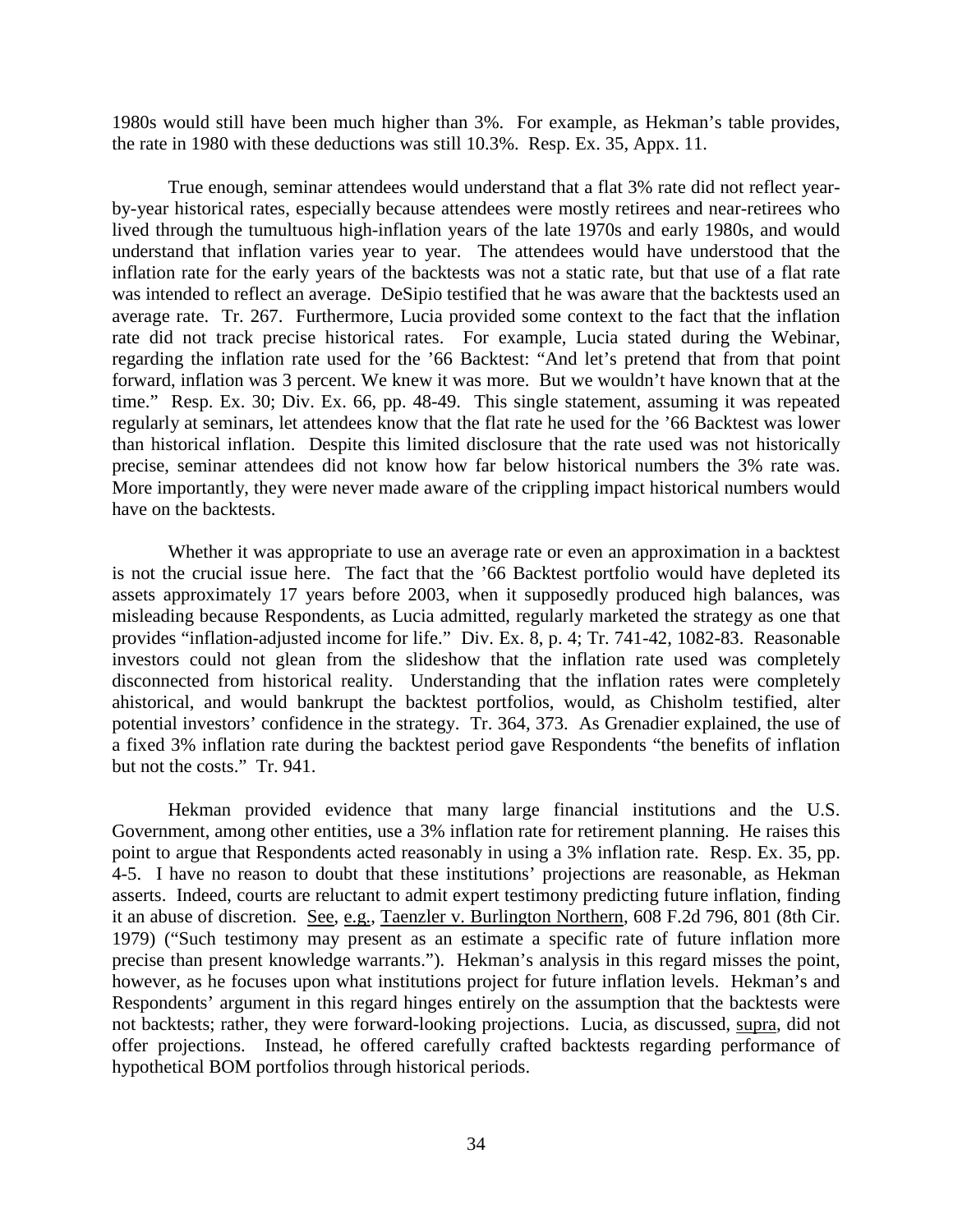1980s would still have been much higher than 3%. For example, as Hekman's table provides, the rate in 1980 with these deductions was still 10.3%. Resp. Ex. 35, Appx. 11.

True enough, seminar attendees would understand that a flat 3% rate did not reflect year-by-year historical rates, especially because attendees were mostly retirees and near-retirees who lived through the tumultuous high-inflation years of the late 1970s and early 1980s, and would understand that inflation varies year to year. The attendees would have understood that the inflation rate for the early years of the backtests was not a static rate, but that use of a flat rate was intended to reflect an average. DeSipio testified that he was aware that the backtests used an average rate. Tr. 267. Furthermore, Lucia provided some context to the fact that the inflation rate did not track precise historical rates. For example, Lucia stated during the Webinar, regarding the inflation rate used for the '66 Backtest: "And let's pretend that from that point forward, inflation was 3 percent. We knew it was more. But we wouldn't have known that at the time." Resp. Ex. 30; Div. Ex. 66, pp. 48-49. This single statement, assuming it was repeated regularly at seminars, let attendees know that the flat rate he used for the '66 Backtest was lower than historical inflation. Despite this limited disclosure that the rate used was not historically precise, seminar attendees did not know how far below historical numbers the 3% rate was. More importantly, they were never made aware of the crippling impact historical numbers would have on the backtests.

Whether it was appropriate to use an average rate or even an approximation in a backtest is not the crucial issue here. The fact that the '66 Backtest portfolio would have depleted its assets approximately 17 years before 2003, when it supposedly produced high balances, was misleading because Respondents, as Lucia admitted, regularly marketed the strategy as one that provides "inflation-adjusted income for life." Div. Ex. 8, p. 4; Tr. 741-42, 1082-83. Reasonable investors could not glean from the slideshow that the inflation rate used was completely disconnected from historical reality. Understanding that the inflation rates were completely ahistorical, and would bankrupt the backtest portfolios, would, as Chisholm testified, alter potential investors' confidence in the strategy. Tr. 364, 373. As Grenadier explained, the use of a fixed 3% inflation rate during the backtest period gave Respondents "the benefits of inflation but not the costs." Tr. 941.

Hekman provided evidence that many large financial institutions and the U.S. Government, among other entities, use a 3% inflation rate for retirement planning. He raises this point to argue that Respondents acted reasonably in using a 3% inflation rate. Resp. Ex. 35, pp. 4-5. I have no reason to doubt that these institutions' projections are reasonable, as Hekman asserts. Indeed, courts are reluctant to admit expert testimony predicting future inflation, finding it an abuse of discretion. See, e.g., Taenzler v. Burlington Northern, 608 F.2d 796, 801 (8th Cir. 1979) ("Such testimony may present as an estimate a specific rate of future inflation more precise than present knowledge warrants."). Hekman's analysis in this regard misses the point, however, as he focuses upon what institutions project for future inflation levels. Hekman's and Respondents' argument in this regard hinges entirely on the assumption that the backtests were not backtests; rather, they were forward-looking projections. Lucia, as discussed, supra, did not offer projections. Instead, he offered carefully crafted backtests regarding performance of hypothetical BOM portfolios through historical periods.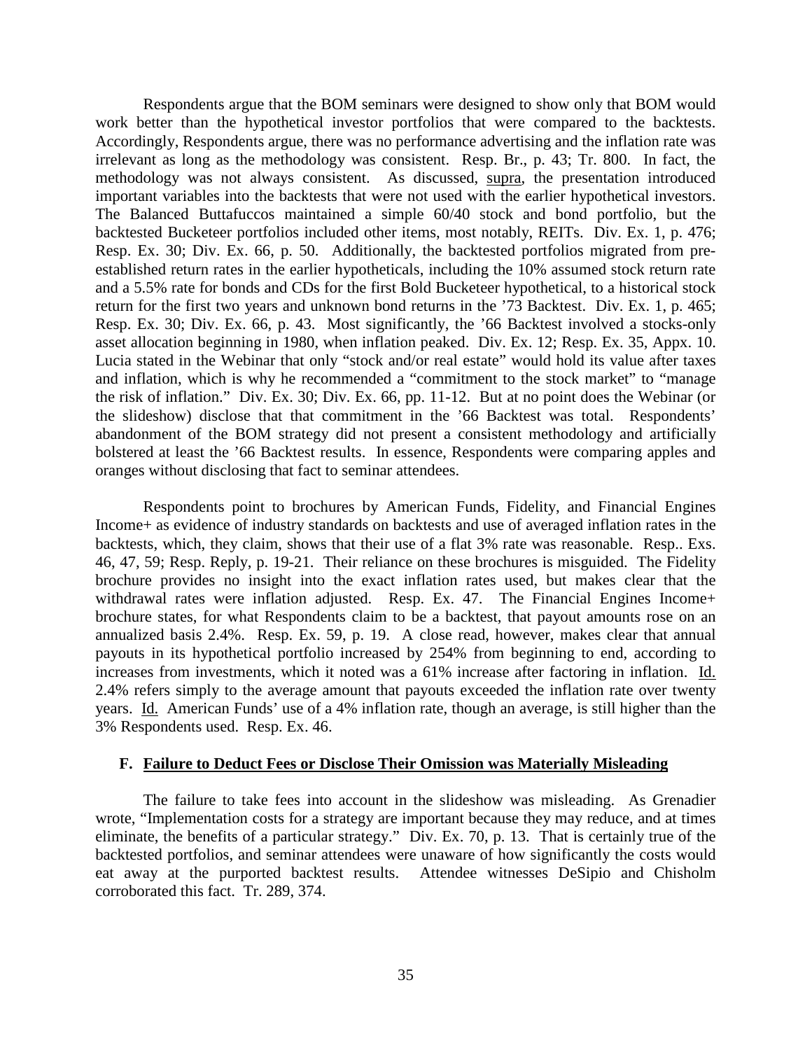Respondents argue that the BOM seminars were designed to show only that BOM would work better than the hypothetical investor portfolios that were compared to the backtests. Accordingly, Respondents argue, there was no performance advertising and the inflation rate was irrelevant as long as the methodology was consistent. Resp. Br., p. 43; Tr. 800. In fact, the methodology was not always consistent. As discussed, supra, the presentation introduced important variables into the backtests that were not used with the earlier hypothetical investors. The Balanced Buttafuccos maintained a simple 60/40 stock and bond portfolio, but the backtested Bucketeer portfolios included other items, most notably, REITs. Div. Ex. 1, p. 476; Resp. Ex. 30; Div. Ex. 66, p. 50. Additionally, the backtested portfolios migrated from pre-established return rates in the earlier hypotheticals, including the 10% assumed stock return rate and a 5.5% rate for bonds and CDs for the first Bold Bucketeer hypothetical, to a historical stock return for the first two years and unknown bond returns in the '73 Backtest. Div. Ex. 1, p. 465; Resp. Ex. 30; Div. Ex. 66, p. 43. Most significantly, the '66 Backtest involved a stocks-only asset allocation beginning in 1980, when inflation peaked. Div. Ex. 12; Resp. Ex. 35, Appx. 10. Lucia stated in the Webinar that only "stock and/or real estate" would hold its value after taxes and inflation, which is why he recommended a "commitment to the stock market" to "manage the risk of inflation." Div. Ex. 30; Div. Ex. 66, pp. 11-12. But at no point does the Webinar (or the slideshow) disclose that that commitment in the '66 Backtest was total. Respondents' abandonment of the BOM strategy did not present a consistent methodology and artificially bolstered at least the '66 Backtest results. In essence, Respondents were comparing apples and oranges without disclosing that fact to seminar attendees.

Respondents point to brochures by American Funds, Fidelity, and Financial Engines Income+ as evidence of industry standards on backtests and use of averaged inflation rates in the backtests, which, they claim, shows that their use of a flat 3% rate was reasonable. Resp.. Exs. 46, 47, 59; Resp. Reply, p. 19-21. Their reliance on these brochures is misguided. The Fidelity brochure provides no insight into the exact inflation rates used, but makes clear that the withdrawal rates were inflation adjusted. Resp. Ex. 47. The Financial Engines Income+ brochure states, for what Respondents claim to be a backtest, that payout amounts rose on an annualized basis 2.4%. Resp. Ex. 59, p. 19. A close read, however, makes clear that annual payouts in its hypothetical portfolio increased by 254% from beginning to end, according to increases from investments, which it noted was a 61% increase after factoring in inflation. Id. 2.4% refers simply to the average amount that payouts exceeded the inflation rate over twenty years. Id. American Funds' use of a 4% inflation rate, though an average, is still higher than the 3% Respondents used. Resp. Ex. 46.

### F. Failure to Deduct Fees or Disclose Their Omission was Materially Misleading

The failure to take fees into account in the slideshow was misleading. As Grenadier wrote, "Implementation costs for a strategy are important because they may reduce, and at times eliminate, the benefits of a particular strategy." Div. Ex. 70, p. 13. That is certainly true of the backtested portfolios, and seminar attendees were unaware of how significantly the costs would eat away at the purported backtest results. Attendee witnesses DeSipio and Chisholm corroborated this fact. Tr. 289, 374.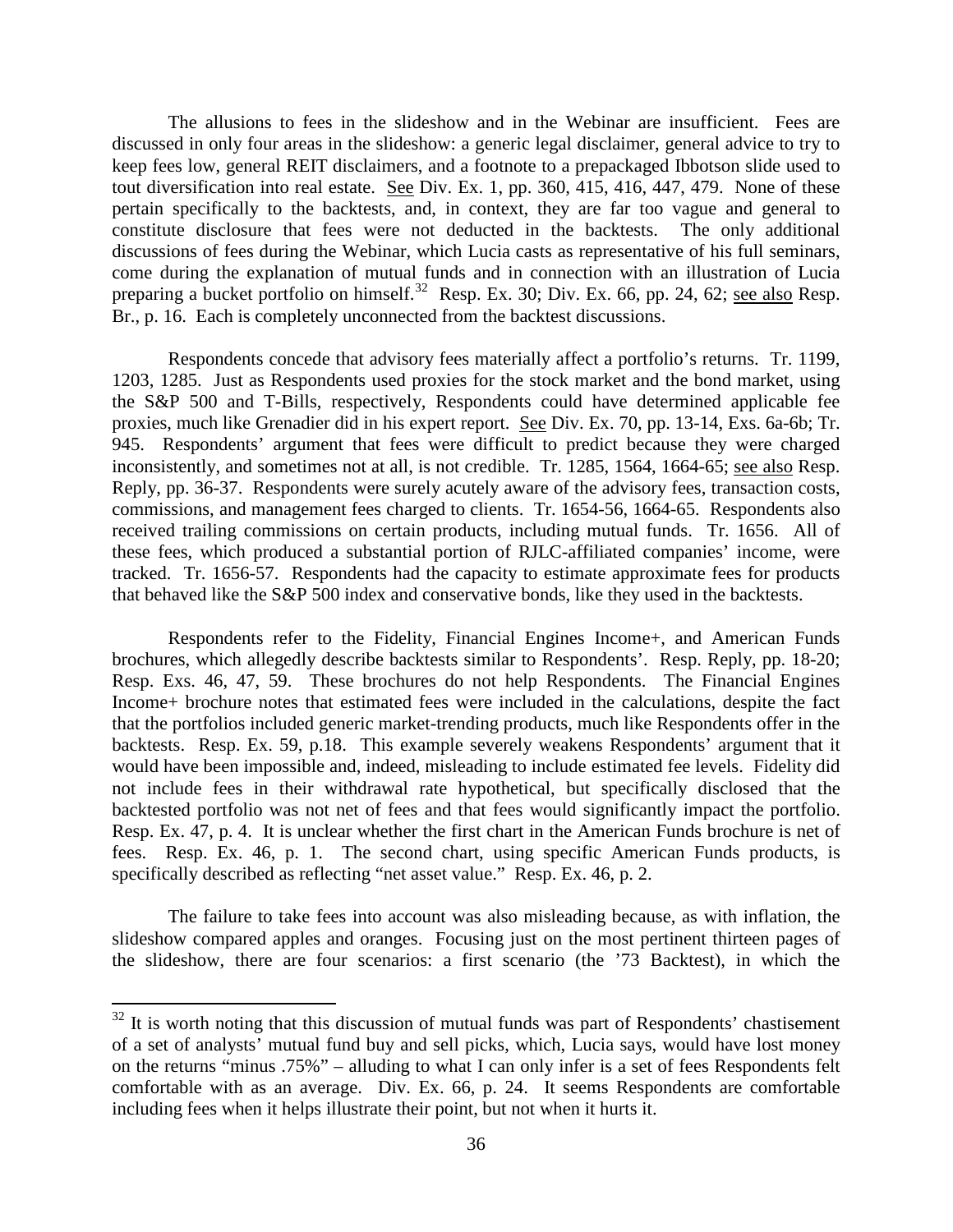The allusions to fees in the slideshow and in the Webinar are insufficient. Fees are discussed in only four areas in the slideshow: a generic legal disclaimer, general advice to try to keep fees low, general REIT disclaimers, and a footnote to a prepackaged Ibbotson slide used to tout diversification into real estate. See Div. Ex. 1, pp. 360, 415, 416, 447, 479. None of these pertain specifically to the backtests, and, in context, they are far too vague and general to constitute disclosure that fees were not deducted in the backtests. The only additional discussions of fees during the Webinar, which Lucia casts as representative of his full seminars, come during the explanation of mutual funds and in connection with an illustration of Lucia preparing a bucket portfolio on himself.[32] Resp. Ex. 30; Div. Ex. 66, pp. 24, 62; see also Resp. Br., p. 16. Each is completely unconnected from the backtest discussions.

Respondents concede that advisory fees materially affect a portfolio's returns. Tr. 1199, 1203, 1285. Just as Respondents used proxies for the stock market and the bond market, using the S&P 500 and T-Bills, respectively, Respondents could have determined applicable fee proxies, much like Grenadier did in his expert report. See Div. Ex. 70, pp. 13-14, Exs. 6a-6b; Tr. 945. Respondents' argument that fees were difficult to predict because they were charged inconsistently, and sometimes not at all, is not credible. Tr. 1285, 1564, 1664-65; see also Resp. Reply, pp. 36-37. Respondents were surely acutely aware of the advisory fees, transaction costs, commissions, and management fees charged to clients. Tr. 1654-56, 1664-65. Respondents also received trailing commissions on certain products, including mutual funds. Tr. 1656. All of these fees, which produced a substantial portion of RJLC-affiliated companies' income, were tracked. Tr. 1656-57. Respondents had the capacity to estimate approximate fees for products that behaved like the S&P 500 index and conservative bonds, like they used in the backtests.

Respondents refer to the Fidelity, Financial Engines Income+, and American Funds brochures, which allegedly describe backtests similar to Respondents'. Resp. Reply, pp. 18-20; Resp. Exs. 46, 47, 59. These brochures do not help Respondents. The Financial Engines Income+ brochure notes that estimated fees were included in the calculations, despite the fact that the portfolios included generic market-trending products, much like Respondents offer in the backtests. Resp. Ex. 59, p.18. This example severely weakens Respondents' argument that it would have been impossible and, indeed, misleading to include estimated fee levels. Fidelity did not include fees in their withdrawal rate hypothetical, but specifically disclosed that the backtested portfolio was not net of fees and that fees would significantly impact the portfolio. Resp. Ex. 47, p. 4. It is unclear whether the first chart in the American Funds brochure is net of fees. Resp. Ex. 46, p. 1. The second chart, using specific American Funds products, is specifically described as reflecting "net asset value." Resp. Ex. 46, p. 2.

The failure to take fees into account was also misleading because, as with inflation, the slideshow compared apples and oranges. Focusing just on the most pertinent thirteen pages of the slideshow, there are four scenarios: a first scenario (the '73 Backtest), in which the

---

[32] It is worth noting that this discussion of mutual funds was part of Respondents' chastisement of a set of analysts' mutual fund buy and sell picks, which, Lucia says, would have lost money on the returns "minus .75%" – alluding to what I can only infer is a set of fees Respondents felt comfortable with as an average. Div. Ex. 66, p. 24. It seems Respondents are comfortable including fees when it helps illustrate their point, but not when it hurts it.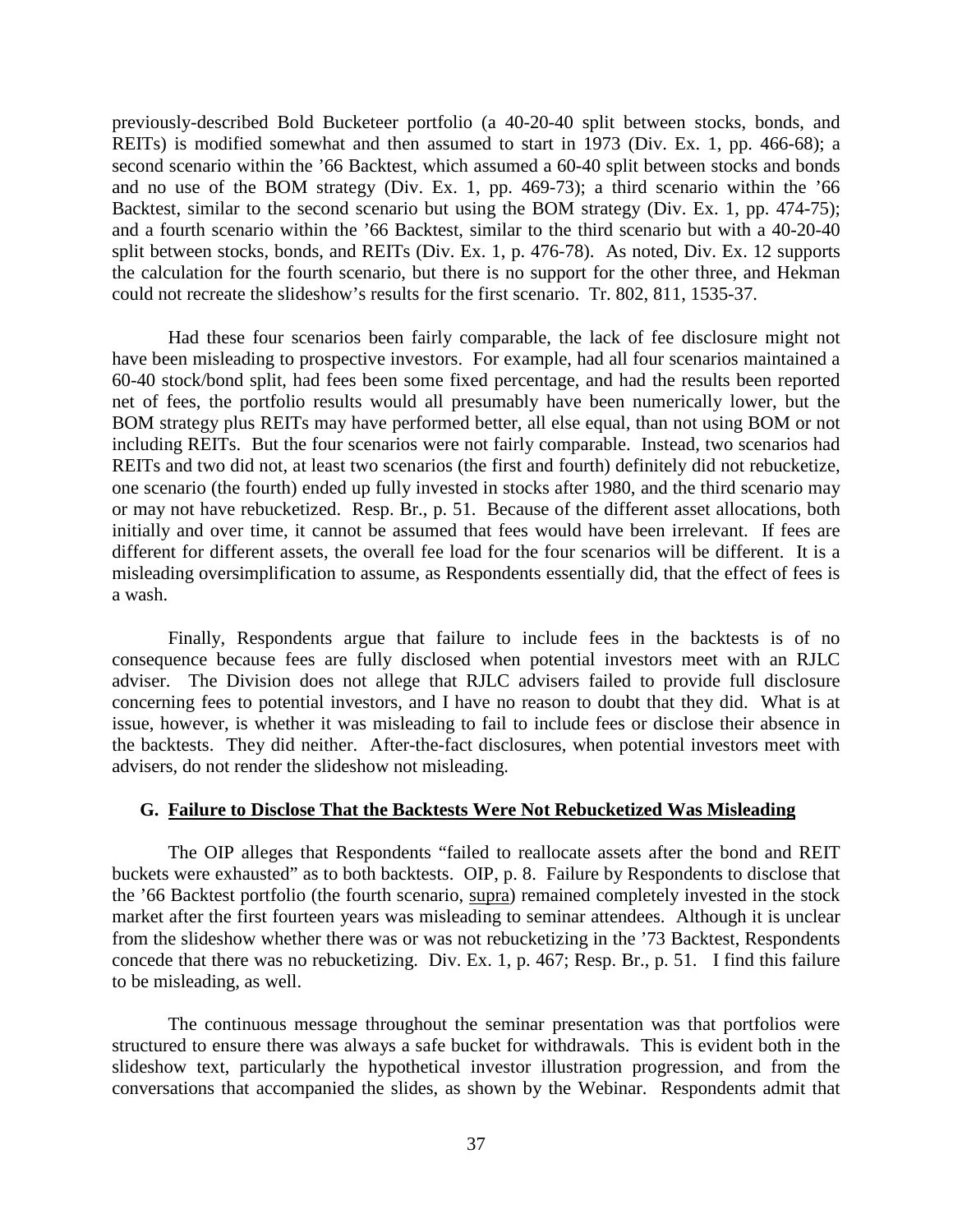previously-described Bold Bucketeer portfolio (a 40-20-40 split between stocks, bonds, and REITs) is modified somewhat and then assumed to start in 1973 (Div. Ex. 1, pp. 466-68); a second scenario within the ’66 Backtest, which assumed a 60-40 split between stocks and bonds and no use of the BOM strategy (Div. Ex. 1, pp. 469-73); a third scenario within the ’66 Backtest, similar to the second scenario but using the BOM strategy (Div. Ex. 1, pp. 474-75); and a fourth scenario within the ’66 Backtest, similar to the third scenario but with a 40-20-40 split between stocks, bonds, and REITs (Div. Ex. 1, p. 476-78). As noted, Div. Ex. 12 supports the calculation for the fourth scenario, but there is no support for the other three, and Hekman could not recreate the slideshow’s results for the first scenario. Tr. 802, 811, 1535-37.

Had these four scenarios been fairly comparable, the lack of fee disclosure might not have been misleading to prospective investors. For example, had all four scenarios maintained a 60-40 stock/bond split, had fees been some fixed percentage, and had the results been reported net of fees, the portfolio results would all presumably have been numerically lower, but the BOM strategy plus REITs may have performed better, all else equal, than not using BOM or not including REITs. But the four scenarios were not fairly comparable. Instead, two scenarios had REITs and two did not, at least two scenarios (the first and fourth) definitely did not rebucketize, one scenario (the fourth) ended up fully invested in stocks after 1980, and the third scenario may or may not have rebucketized. Resp. Br., p. 51. Because of the different asset allocations, both initially and over time, it cannot be assumed that fees would have been irrelevant. If fees are different for different assets, the overall fee load for the four scenarios will be different. It is a misleading oversimplification to assume, as Respondents essentially did, that the effect of fees is a wash.

Finally, Respondents argue that failure to include fees in the backtests is of no consequence because fees are fully disclosed when potential investors meet with an RJLC adviser. The Division does not allege that RJLC advisers failed to provide full disclosure concerning fees to potential investors, and I have no reason to doubt that they did. What is at issue, however, is whether it was misleading to fail to include fees or disclose their absence in the backtests. They did neither. After-the-fact disclosures, when potential investors meet with advisers, do not render the slideshow not misleading.

### G. Failure to Disclose That the Backtests Were Not Rebucketized Was Misleading

The OIP alleges that Respondents “failed to reallocate assets after the bond and REIT buckets were exhausted” as to both backtests. OIP, p. 8. Failure by Respondents to disclose that the ’66 Backtest portfolio (the fourth scenario, supra) remained completely invested in the stock market after the first fourteen years was misleading to seminar attendees. Although it is unclear from the slideshow whether there was or was not rebucketizing in the ’73 Backtest, Respondents concede that there was no rebucketizing. Div. Ex. 1, p. 467; Resp. Br., p. 51. I find this failure to be misleading, as well.

The continuous message throughout the seminar presentation was that portfolios were structured to ensure there was always a safe bucket for withdrawals. This is evident both in the slideshow text, particularly the hypothetical investor illustration progression, and from the conversations that accompanied the slides, as shown by the Webinar. Respondents admit that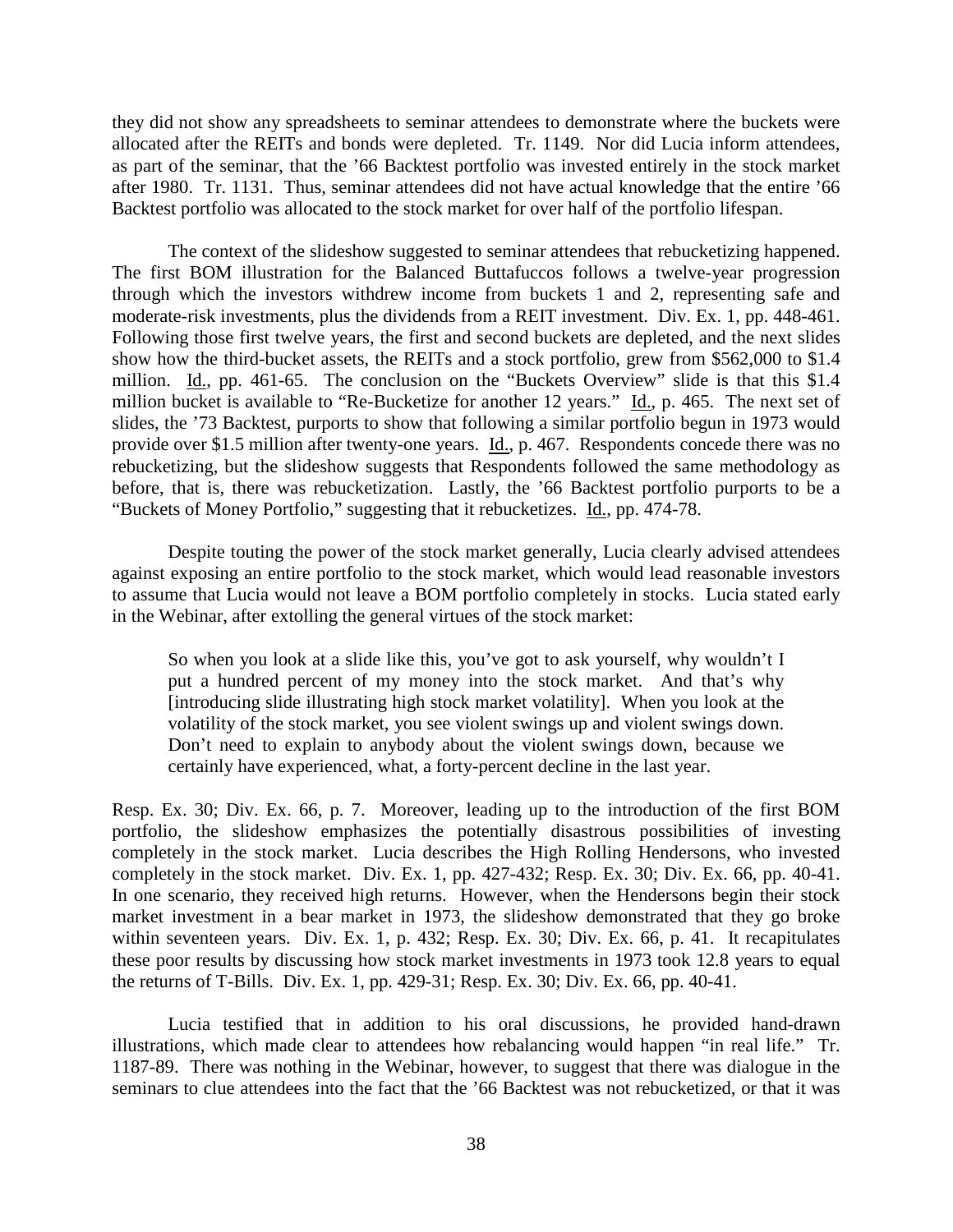they did not show any spreadsheets to seminar attendees to demonstrate where the buckets were allocated after the REITs and bonds were depleted. Tr. 1149. Nor did Lucia inform attendees, as part of the seminar, that the '66 Backtest portfolio was invested entirely in the stock market after 1980. Tr. 1131. Thus, seminar attendees did not have actual knowledge that the entire '66 Backtest portfolio was allocated to the stock market for over half of the portfolio lifespan.

The context of the slideshow suggested to seminar attendees that rebucketizing happened. The first BOM illustration for the Balanced Buttafuccos follows a twelve-year progression through which the investors withdrew income from buckets 1 and 2, representing safe and moderate-risk investments, plus the dividends from a REIT investment. Div. Ex. 1, pp. 448-461. Following those first twelve years, the first and second buckets are depleted, and the next slides show how the third-bucket assets, the REITs and a stock portfolio, grew from $562,000 to $1.4 million. Id., pp. 461-65. The conclusion on the "Buckets Overview" slide is that this $1.4 million bucket is available to "Re-Bucketize for another 12 years." Id., p. 465. The next set of slides, the '73 Backtest, purports to show that following a similar portfolio begun in 1973 would provide over $1.5 million after twenty-one years. Id., p. 467. Respondents concede there was no rebucketizing, but the slideshow suggests that Respondents followed the same methodology as before, that is, there was rebucketization. Lastly, the '66 Backtest portfolio purports to be a "Buckets of Money Portfolio," suggesting that it rebucketizes. Id., pp. 474-78.

Despite touting the power of the stock market generally, Lucia clearly advised attendees against exposing an entire portfolio to the stock market, which would lead reasonable investors to assume that Lucia would not leave a BOM portfolio completely in stocks. Lucia stated early in the Webinar, after extolling the general virtues of the stock market:

> So when you look at a slide like this, you've got to ask yourself, why wouldn't I put a hundred percent of my money into the stock market. And that's why [introducing slide illustrating high stock market volatility]. When you look at the volatility of the stock market, you see violent swings up and violent swings down. Don't need to explain to anybody about the violent swings down, because we certainly have experienced, what, a forty-percent decline in the last year.

Resp. Ex. 30; Div. Ex. 66, p. 7. Moreover, leading up to the introduction of the first BOM portfolio, the slideshow emphasizes the potentially disastrous possibilities of investing completely in the stock market. Lucia describes the High Rolling Hendersons, who invested completely in the stock market. Div. Ex. 1, pp. 427-432; Resp. Ex. 30; Div. Ex. 66, pp. 40-41. In one scenario, they received high returns. However, when the Hendersons begin their stock market investment in a bear market in 1973, the slideshow demonstrated that they go broke within seventeen years. Div. Ex. 1, p. 432; Resp. Ex. 30; Div. Ex. 66, p. 41. It recapitulates these poor results by discussing how stock market investments in 1973 took 12.8 years to equal the returns of T-Bills. Div. Ex. 1, pp. 429-31; Resp. Ex. 30; Div. Ex. 66, pp. 40-41.

Lucia testified that in addition to his oral discussions, he provided hand-drawn illustrations, which made clear to attendees how rebalancing would happen "in real life." Tr. 1187-89. There was nothing in the Webinar, however, to suggest that there was dialogue in the seminars to clue attendees into the fact that the '66 Backtest was not rebucketized, or that it was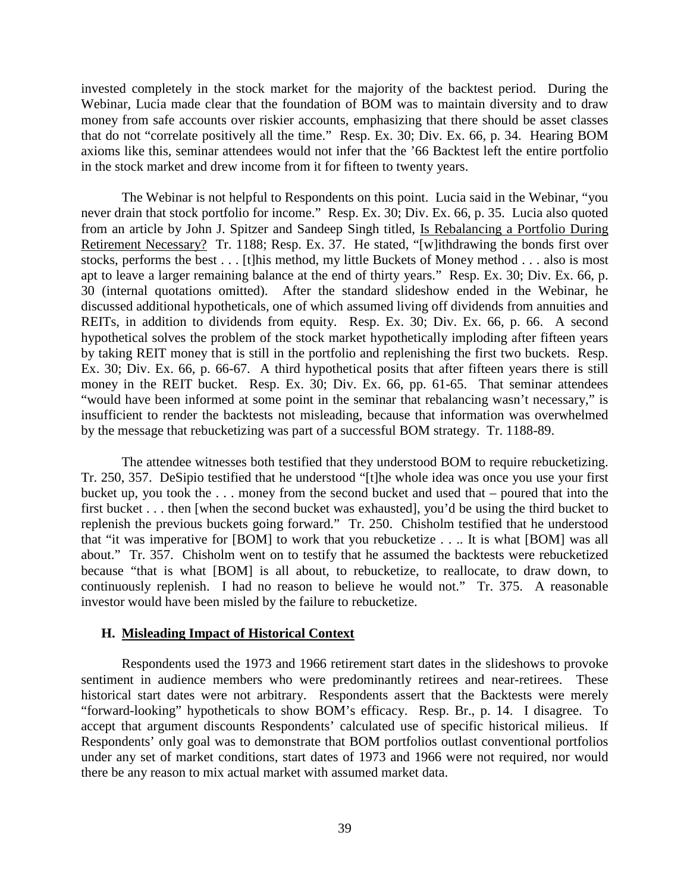invested completely in the stock market for the majority of the backtest period. During the Webinar, Lucia made clear that the foundation of BOM was to maintain diversity and to draw money from safe accounts over riskier accounts, emphasizing that there should be asset classes that do not "correlate positively all the time." Resp. Ex. 30; Div. Ex. 66, p. 34. Hearing BOM axioms like this, seminar attendees would not infer that the '66 Backtest left the entire portfolio in the stock market and drew income from it for fifteen to twenty years.

The Webinar is not helpful to Respondents on this point. Lucia said in the Webinar, "you never drain that stock portfolio for income." Resp. Ex. 30; Div. Ex. 66, p. 35. Lucia also quoted from an article by John J. Spitzer and Sandeep Singh titled, Is Rebalancing a Portfolio During Retirement Necessary? Tr. 1188; Resp. Ex. 37. He stated, "[w]ithdrawing the bonds first over stocks, performs the best . . . [t]his method, my little Buckets of Money method . . . also is most apt to leave a larger remaining balance at the end of thirty years." Resp. Ex. 30; Div. Ex. 66, p. 30 (internal quotations omitted). After the standard slideshow ended in the Webinar, he discussed additional hypotheticals, one of which assumed living off dividends from annuities and REITs, in addition to dividends from equity. Resp. Ex. 30; Div. Ex. 66, p. 66. A second hypothetical solves the problem of the stock market hypothetically imploding after fifteen years by taking REIT money that is still in the portfolio and replenishing the first two buckets. Resp. Ex. 30; Div. Ex. 66, p. 66-67. A third hypothetical posits that after fifteen years there is still money in the REIT bucket. Resp. Ex. 30; Div. Ex. 66, pp. 61-65. That seminar attendees "would have been informed at some point in the seminar that rebalancing wasn't necessary," is insufficient to render the backtests not misleading, because that information was overwhelmed by the message that rebucketizing was part of a successful BOM strategy. Tr. 1188-89.

The attendee witnesses both testified that they understood BOM to require rebucketizing. Tr. 250, 357. DeSipio testified that he understood "[t]he whole idea was once you use your first bucket up, you took the . . . money from the second bucket and used that – poured that into the first bucket . . . then [when the second bucket was exhausted], you'd be using the third bucket to replenish the previous buckets going forward." Tr. 250. Chisholm testified that he understood that "it was imperative for [BOM] to work that you rebucketize . . .. It is what [BOM] was all about." Tr. 357. Chisholm went on to testify that he assumed the backtests were rebucketized because "that is what [BOM] is all about, to rebucketize, to reallocate, to draw down, to continuously replenish. I had no reason to believe he would not." Tr. 375. A reasonable investor would have been misled by the failure to rebucketize.

### H. Misleading Impact of Historical Context

Respondents used the 1973 and 1966 retirement start dates in the slideshows to provoke sentiment in audience members who were predominantly retirees and near-retirees. These historical start dates were not arbitrary. Respondents assert that the Backtests were merely "forward-looking" hypotheticals to show BOM's efficacy. Resp. Br., p. 14. I disagree. To accept that argument discounts Respondents' calculated use of specific historical milieus. If Respondents' only goal was to demonstrate that BOM portfolios outlast conventional portfolios under any set of market conditions, start dates of 1973 and 1966 were not required, nor would there be any reason to mix actual market with assumed market data.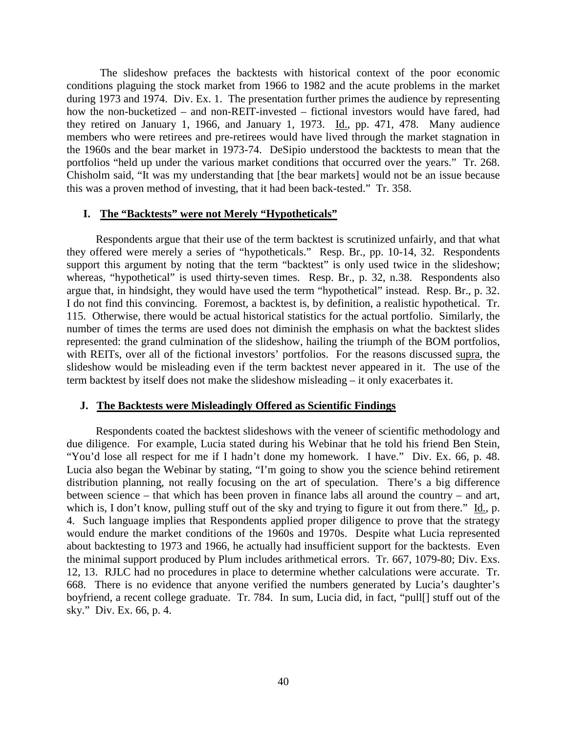The slideshow prefaces the backtests with historical context of the poor economic conditions plaguing the stock market from 1966 to 1982 and the acute problems in the market during 1973 and 1974. Div. Ex. 1. The presentation further primes the audience by representing how the non-bucketized – and non-REIT-invested – fictional investors would have fared, had they retired on January 1, 1966, and January 1, 1973. Id., pp. 471, 478. Many audience members who were retirees and pre-retirees would have lived through the market stagnation in the 1960s and the bear market in 1973-74. DeSipio understood the backtests to mean that the portfolios "held up under the various market conditions that occurred over the years." Tr. 268. Chisholm said, "It was my understanding that [the bear markets] would not be an issue because this was a proven method of investing, that it had been back-tested." Tr. 358.

### I. The "Backtests" were not Merely "Hypotheticals"

Respondents argue that their use of the term backtest is scrutinized unfairly, and that what they offered were merely a series of "hypotheticals." Resp. Br., pp. 10-14, 32. Respondents support this argument by noting that the term "backtest" is only used twice in the slideshow; whereas, "hypothetical" is used thirty-seven times. Resp. Br., p. 32, n.38. Respondents also argue that, in hindsight, they would have used the term "hypothetical" instead. Resp. Br., p. 32. I do not find this convincing. Foremost, a backtest is, by definition, a realistic hypothetical. Tr. 115. Otherwise, there would be actual historical statistics for the actual portfolio. Similarly, the number of times the terms are used does not diminish the emphasis on what the backtest slides represented: the grand culmination of the slideshow, hailing the triumph of the BOM portfolios, with REITs, over all of the fictional investors' portfolios. For the reasons discussed supra, the slideshow would be misleading even if the term backtest never appeared in it. The use of the term backtest by itself does not make the slideshow misleading – it only exacerbates it.

### J. The Backtests were Misleadingly Offered as Scientific Findings

Respondents coated the backtest slideshows with the veneer of scientific methodology and due diligence. For example, Lucia stated during his Webinar that he told his friend Ben Stein, "You'd lose all respect for me if I hadn't done my homework. I have." Div. Ex. 66, p. 48. Lucia also began the Webinar by stating, "I'm going to show you the science behind retirement distribution planning, not really focusing on the art of speculation. There's a big difference between science – that which has been proven in finance labs all around the country – and art, which is, I don't know, pulling stuff out of the sky and trying to figure it out from there." Id., p. 4. Such language implies that Respondents applied proper diligence to prove that the strategy would endure the market conditions of the 1960s and 1970s. Despite what Lucia represented about backtesting to 1973 and 1966, he actually had insufficient support for the backtests. Even the minimal support produced by Plum includes arithmetical errors. Tr. 667, 1079-80; Div. Exs. 12, 13. RJLC had no procedures in place to determine whether calculations were accurate. Tr. 668. There is no evidence that anyone verified the numbers generated by Lucia's daughter's boyfriend, a recent college graduate. Tr. 784. In sum, Lucia did, in fact, "pull[] stuff out of the sky." Div. Ex. 66, p. 4.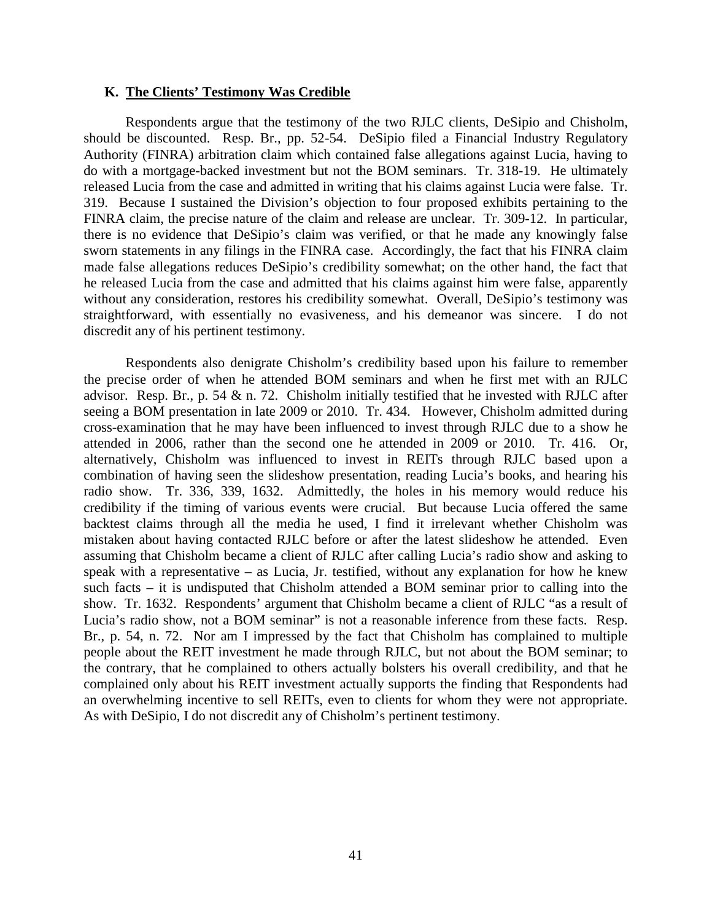### K. The Clients' Testimony Was Credible

Respondents argue that the testimony of the two RJLC clients, DeSipio and Chisholm, should be discounted. Resp. Br., pp. 52-54. DeSipio filed a Financial Industry Regulatory Authority (FINRA) arbitration claim which contained false allegations against Lucia, having to do with a mortgage-backed investment but not the BOM seminars. Tr. 318-19. He ultimately released Lucia from the case and admitted in writing that his claims against Lucia were false. Tr. 319. Because I sustained the Division's objection to four proposed exhibits pertaining to the FINRA claim, the precise nature of the claim and release are unclear. Tr. 309-12. In particular, there is no evidence that DeSipio's claim was verified, or that he made any knowingly false sworn statements in any filings in the FINRA case. Accordingly, the fact that his FINRA claim made false allegations reduces DeSipio's credibility somewhat; on the other hand, the fact that he released Lucia from the case and admitted that his claims against him were false, apparently without any consideration, restores his credibility somewhat. Overall, DeSipio's testimony was straightforward, with essentially no evasiveness, and his demeanor was sincere. I do not discredit any of his pertinent testimony.

Respondents also denigrate Chisholm's credibility based upon his failure to remember the precise order of when he attended BOM seminars and when he first met with an RJLC advisor. Resp. Br., p. 54 & n. 72. Chisholm initially testified that he invested with RJLC after seeing a BOM presentation in late 2009 or 2010. Tr. 434. However, Chisholm admitted during cross-examination that he may have been influenced to invest through RJLC due to a show he attended in 2006, rather than the second one he attended in 2009 or 2010. Tr. 416. Or, alternatively, Chisholm was influenced to invest in REITs through RJLC based upon a combination of having seen the slideshow presentation, reading Lucia's books, and hearing his radio show. Tr. 336, 339, 1632. Admittedly, the holes in his memory would reduce his credibility if the timing of various events were crucial. But because Lucia offered the same backtest claims through all the media he used, I find it irrelevant whether Chisholm was mistaken about having contacted RJLC before or after the latest slideshow he attended. Even assuming that Chisholm became a client of RJLC after calling Lucia's radio show and asking to speak with a representative – as Lucia, Jr. testified, without any explanation for how he knew such facts – it is undisputed that Chisholm attended a BOM seminar prior to calling into the show. Tr. 1632. Respondents' argument that Chisholm became a client of RJLC "as a result of Lucia's radio show, not a BOM seminar" is not a reasonable inference from these facts. Resp. Br., p. 54, n. 72. Nor am I impressed by the fact that Chisholm has complained to multiple people about the REIT investment he made through RJLC, but not about the BOM seminar; to the contrary, that he complained to others actually bolsters his overall credibility, and that he complained only about his REIT investment actually supports the finding that Respondents had an overwhelming incentive to sell REITs, even to clients for whom they were not appropriate. As with DeSipio, I do not discredit any of Chisholm's pertinent testimony.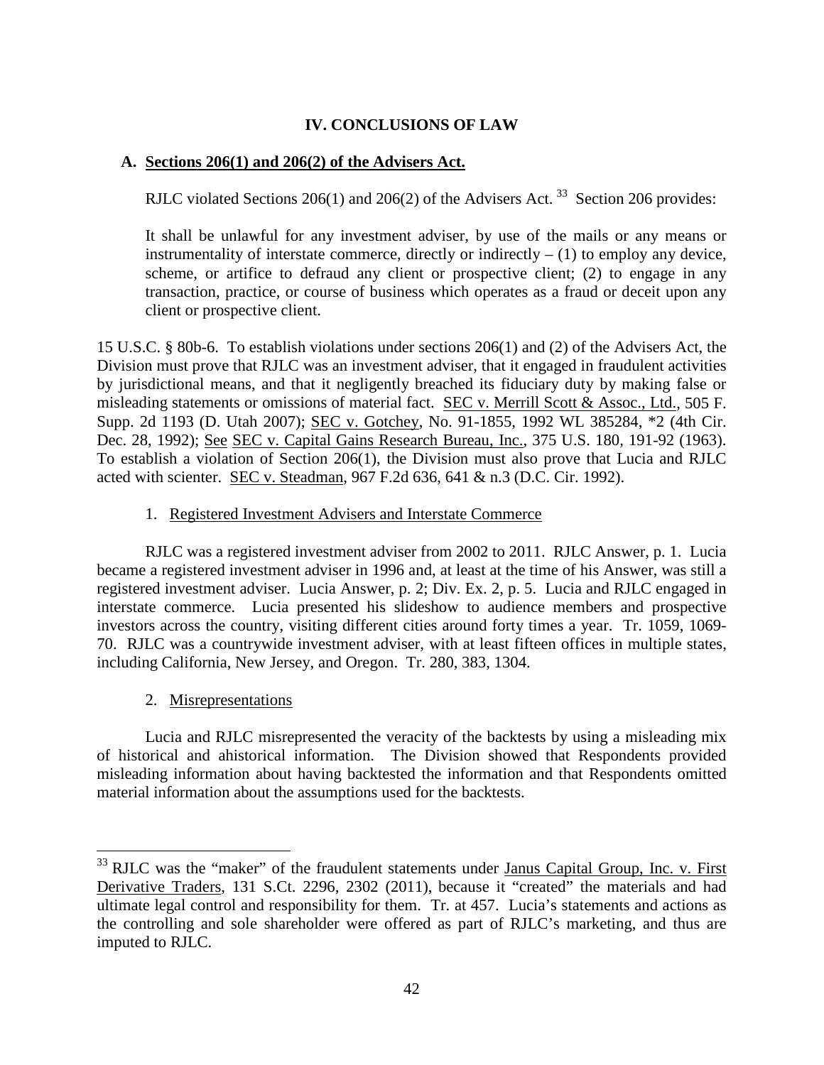## IV. CONCLUSIONS OF LAW

### A. Sections 206(1) and 206(2) of the Advisers Act.

RJLC violated Sections 206(1) and 206(2) of the Advisers Act.[33] Section 206 provides:

> It shall be unlawful for any investment adviser, by use of the mails or any means or instrumentality of interstate commerce, directly or indirectly – (1) to employ any device, scheme, or artifice to defraud any client or prospective client; (2) to engage in any transaction, practice, or course of business which operates as a fraud or deceit upon any client or prospective client.

15 U.S.C. § 80b-6. To establish violations under sections 206(1) and (2) of the Advisers Act, the Division must prove that RJLC was an investment adviser, that it engaged in fraudulent activities by jurisdictional means, and that it negligently breached its fiduciary duty by making false or misleading statements or omissions of material fact. SEC v. Merrill Scott & Assoc., Ltd., 505 F. Supp. 2d 1193 (D. Utah 2007); SEC v. Gotchey, No. 91-1855, 1992 WL 385284, *2 (4th Cir. Dec. 28, 1992); See SEC v. Capital Gains Research Bureau, Inc., 375 U.S. 180, 191-92 (1963). To establish a violation of Section 206(1), the Division must also prove that Lucia and RJLC acted with scienter. SEC v. Steadman, 967 F.2d 636, 641 & n.3 (D.C. Cir. 1992).

1. Registered Investment Advisers and Interstate Commerce

RJLC was a registered investment adviser from 2002 to 2011. RJLC Answer, p. 1. Lucia became a registered investment adviser in 1996 and, at least at the time of his Answer, was still a registered investment adviser. Lucia Answer, p. 2; Div. Ex. 2, p. 5. Lucia and RJLC engaged in interstate commerce. Lucia presented his slideshow to audience members and prospective investors across the country, visiting different cities around forty times a year. Tr. 1059, 1069-70. RJLC was a countrywide investment adviser, with at least fifteen offices in multiple states, including California, New Jersey, and Oregon. Tr. 280, 383, 1304.

2. Misrepresentations

Lucia and RJLC misrepresented the veracity of the backtests by using a misleading mix of historical and ahistorical information. The Division showed that Respondents provided misleading information about having backtested the information and that Respondents omitted material information about the assumptions used for the backtests.

---

[33] RJLC was the "maker" of the fraudulent statements under Janus Capital Group, Inc. v. First Derivative Traders, 131 S.Ct. 2296, 2302 (2011), because it "created" the materials and had ultimate legal control and responsibility for them. Tr. at 457. Lucia's statements and actions as the controlling and sole shareholder were offered as part of RJLC's marketing, and thus are imputed to RJLC.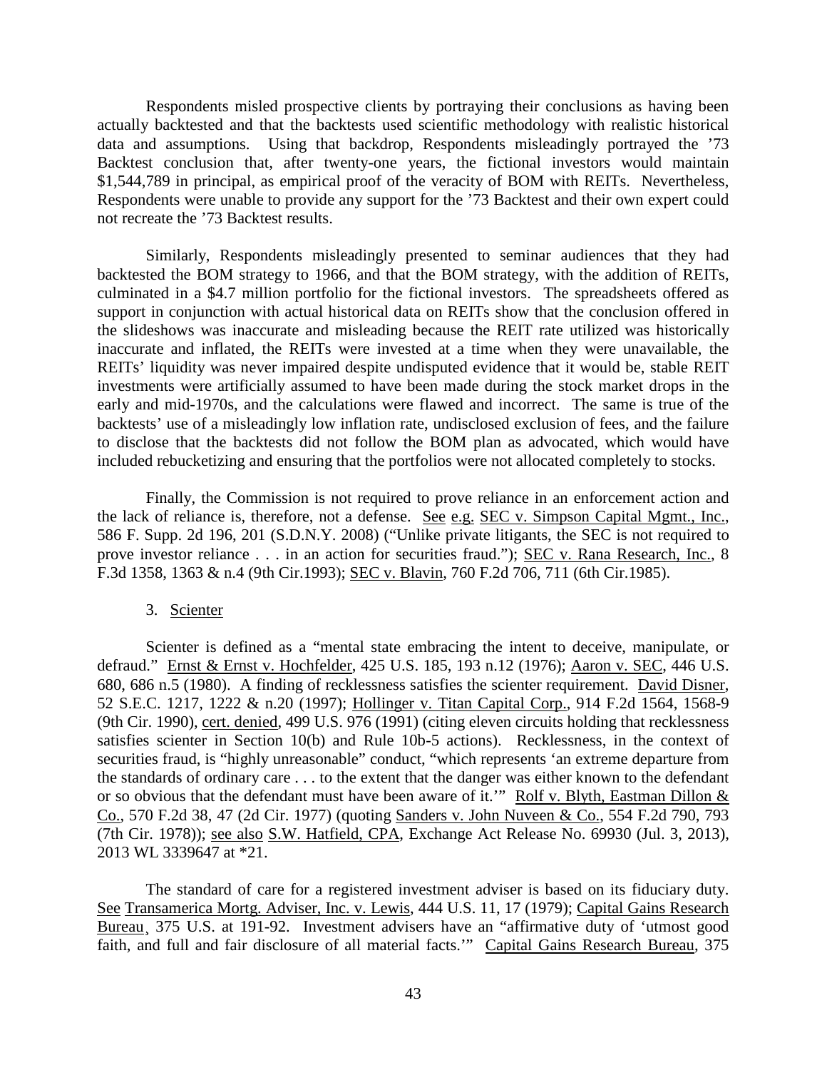Respondents misled prospective clients by portraying their conclusions as having been actually backtested and that the backtests used scientific methodology with realistic historical data and assumptions. Using that backdrop, Respondents misleadingly portrayed the '73 Backtest conclusion that, after twenty-one years, the fictional investors would maintain $1,544,789 in principal, as empirical proof of the veracity of BOM with REITs. Nevertheless, Respondents were unable to provide any support for the '73 Backtest and their own expert could not recreate the '73 Backtest results.

Similarly, Respondents misleadingly presented to seminar audiences that they had backtested the BOM strategy to 1966, and that the BOM strategy, with the addition of REITs, culminated in a $4.7 million portfolio for the fictional investors. The spreadsheets offered as support in conjunction with actual historical data on REITs show that the conclusion offered in the slideshows was inaccurate and misleading because the REIT rate utilized was historically inaccurate and inflated, the REITs were invested at a time when they were unavailable, the REITs' liquidity was never impaired despite undisputed evidence that it would be, stable REIT investments were artificially assumed to have been made during the stock market drops in the early and mid-1970s, and the calculations were flawed and incorrect. The same is true of the backtests' use of a misleadingly low inflation rate, undisclosed exclusion of fees, and the failure to disclose that the backtests did not follow the BOM plan as advocated, which would have included rebucketizing and ensuring that the portfolios were not allocated completely to stocks.

Finally, the Commission is not required to prove reliance in an enforcement action and the lack of reliance is, therefore, not a defense. See e.g. SEC v. Simpson Capital Mgmt., Inc., 586 F. Supp. 2d 196, 201 (S.D.N.Y. 2008) ("Unlike private litigants, the SEC is not required to prove investor reliance . . . in an action for securities fraud."); SEC v. Rana Research, Inc., 8 F.3d 1358, 1363 & n.4 (9th Cir.1993); SEC v. Blavin, 760 F.2d 706, 711 (6th Cir.1985).

3. Scienter

Scienter is defined as a "mental state embracing the intent to deceive, manipulate, or defraud." Ernst & Ernst v. Hochfelder, 425 U.S. 185, 193 n.12 (1976); Aaron v. SEC, 446 U.S. 680, 686 n.5 (1980). A finding of recklessness satisfies the scienter requirement. David Disner, 52 S.E.C. 1217, 1222 & n.20 (1997); Hollinger v. Titan Capital Corp., 914 F.2d 1564, 1568-9 (9th Cir. 1990), cert. denied, 499 U.S. 976 (1991) (citing eleven circuits holding that recklessness satisfies scienter in Section 10(b) and Rule 10b-5 actions). Recklessness, in the context of securities fraud, is "highly unreasonable" conduct, "which represents 'an extreme departure from the standards of ordinary care . . . to the extent that the danger was either known to the defendant or so obvious that the defendant must have been aware of it.'" Rolf v. Blyth, Eastman Dillon & Co., 570 F.2d 38, 47 (2d Cir. 1977) (quoting Sanders v. John Nuveen & Co., 554 F.2d 790, 793 (7th Cir. 1978)); see also S.W. Hatfield, CPA, Exchange Act Release No. 69930 (Jul. 3, 2013), 2013 WL 3339647 at *21.

The standard of care for a registered investment adviser is based on its fiduciary duty. See Transamerica Mortg. Adviser, Inc. v. Lewis, 444 U.S. 11, 17 (1979); Capital Gains Research Bureau, 375 U.S. at 191-92. Investment advisers have an "affirmative duty of 'utmost good faith, and full and fair disclosure of all material facts.'" Capital Gains Research Bureau, 375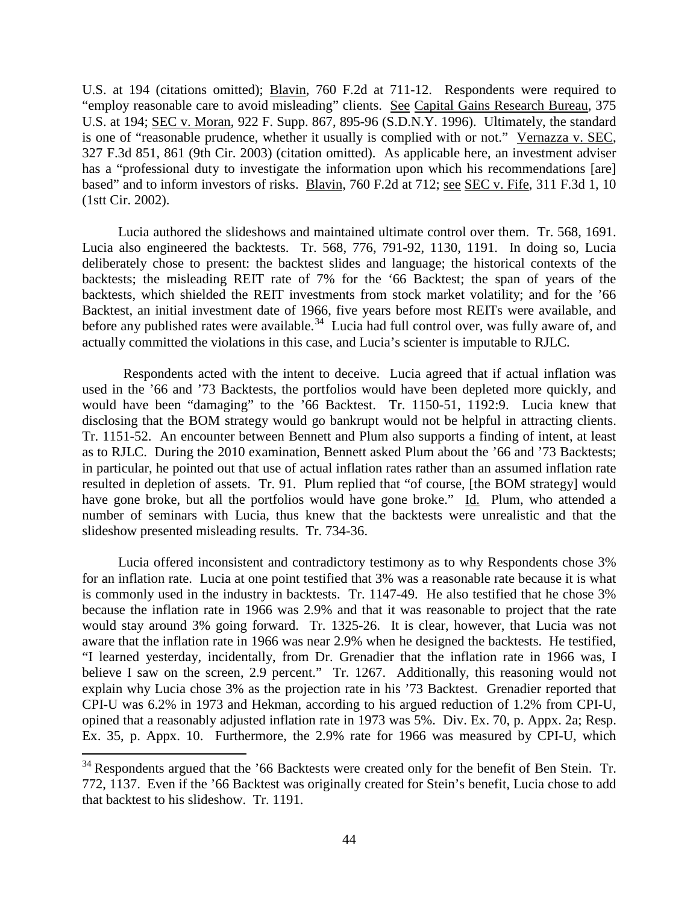U.S. at 194 (citations omitted); Blavin, 760 F.2d at 711-12. Respondents were required to "employ reasonable care to avoid misleading" clients. See Capital Gains Research Bureau, 375 U.S. at 194; SEC v. Moran, 922 F. Supp. 867, 895-96 (S.D.N.Y. 1996). Ultimately, the standard is one of "reasonable prudence, whether it usually is complied with or not." Vernazza v. SEC, 327 F.3d 851, 861 (9th Cir. 2003) (citation omitted). As applicable here, an investment adviser has a "professional duty to investigate the information upon which his recommendations [are] based" and to inform investors of risks. Blavin, 760 F.2d at 712; see SEC v. Fife, 311 F.3d 1, 10 (1stt Cir. 2002).

Lucia authored the slideshows and maintained ultimate control over them. Tr. 568, 1691. Lucia also engineered the backtests. Tr. 568, 776, 791-92, 1130, 1191. In doing so, Lucia deliberately chose to present: the backtest slides and language; the historical contexts of the backtests; the misleading REIT rate of 7% for the '66 Backtest; the span of years of the backtests, which shielded the REIT investments from stock market volatility; and for the '66 Backtest, an initial investment date of 1966, five years before most REITs were available, and before any published rates were available.[34] Lucia had full control over, was fully aware of, and actually committed the violations in this case, and Lucia's scienter is imputable to RJLC.

Respondents acted with the intent to deceive. Lucia agreed that if actual inflation was used in the '66 and '73 Backtests, the portfolios would have been depleted more quickly, and would have been "damaging" to the '66 Backtest. Tr. 1150-51, 1192:9. Lucia knew that disclosing that the BOM strategy would go bankrupt would not be helpful in attracting clients. Tr. 1151-52. An encounter between Bennett and Plum also supports a finding of intent, at least as to RJLC. During the 2010 examination, Bennett asked Plum about the '66 and '73 Backtests; in particular, he pointed out that use of actual inflation rates rather than an assumed inflation rate resulted in depletion of assets. Tr. 91. Plum replied that "of course, [the BOM strategy] would have gone broke, but all the portfolios would have gone broke." Id. Plum, who attended a number of seminars with Lucia, thus knew that the backtests were unrealistic and that the slideshow presented misleading results. Tr. 734-36.

Lucia offered inconsistent and contradictory testimony as to why Respondents chose 3% for an inflation rate. Lucia at one point testified that 3% was a reasonable rate because it is what is commonly used in the industry in backtests. Tr. 1147-49. He also testified that he chose 3% because the inflation rate in 1966 was 2.9% and that it was reasonable to project that the rate would stay around 3% going forward. Tr. 1325-26. It is clear, however, that Lucia was not aware that the inflation rate in 1966 was near 2.9% when he designed the backtests. He testified, "I learned yesterday, incidentally, from Dr. Grenadier that the inflation rate in 1966 was, I believe I saw on the screen, 2.9 percent." Tr. 1267. Additionally, this reasoning would not explain why Lucia chose 3% as the projection rate in his '73 Backtest. Grenadier reported that CPI-U was 6.2% in 1973 and Hekman, according to his argued reduction of 1.2% from CPI-U, opined that a reasonably adjusted inflation rate in 1973 was 5%. Div. Ex. 70, p. Appx. 2a; Resp. Ex. 35, p. Appx. 10. Furthermore, the 2.9% rate for 1966 was measured by CPI-U, which

[34] Respondents argued that the '66 Backtests were created only for the benefit of Ben Stein. Tr. 772, 1137. Even if the '66 Backtest was originally created for Stein's benefit, Lucia chose to add that backtest to his slideshow. Tr. 1191.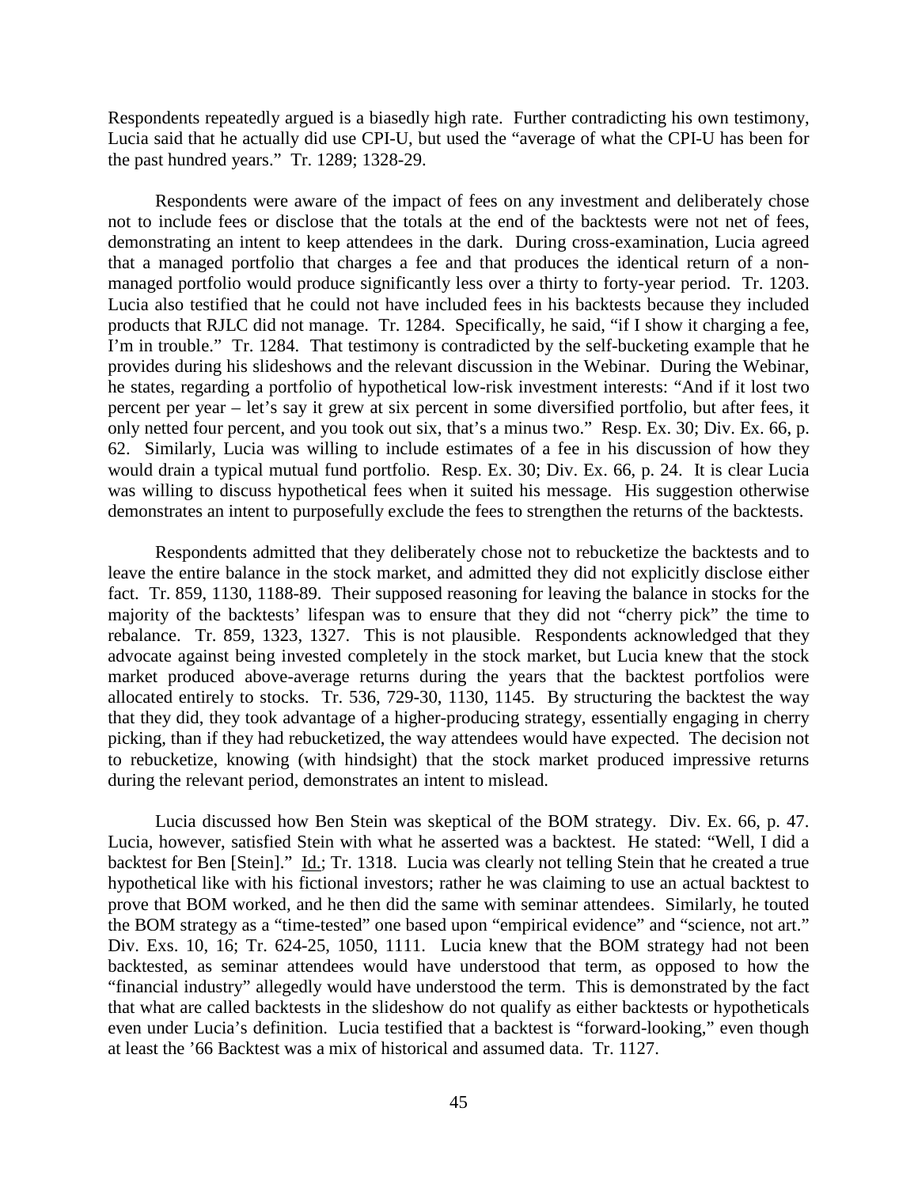Respondents repeatedly argued is a biasedly high rate. Further contradicting his own testimony, Lucia said that he actually did use CPI-U, but used the "average of what the CPI-U has been for the past hundred years." Tr. 1289; 1328-29.

Respondents were aware of the impact of fees on any investment and deliberately chose not to include fees or disclose that the totals at the end of the backtests were not net of fees, demonstrating an intent to keep attendees in the dark. During cross-examination, Lucia agreed that a managed portfolio that charges a fee and that produces the identical return of a non-managed portfolio would produce significantly less over a thirty to forty-year period. Tr. 1203. Lucia also testified that he could not have included fees in his backtests because they included products that RJLC did not manage. Tr. 1284. Specifically, he said, "if I show it charging a fee, I'm in trouble." Tr. 1284. That testimony is contradicted by the self-bucketing example that he provides during his slideshows and the relevant discussion in the Webinar. During the Webinar, he states, regarding a portfolio of hypothetical low-risk investment interests: "And if it lost two percent per year – let's say it grew at six percent in some diversified portfolio, but after fees, it only netted four percent, and you took out six, that's a minus two." Resp. Ex. 30; Div. Ex. 66, p. 62. Similarly, Lucia was willing to include estimates of a fee in his discussion of how they would drain a typical mutual fund portfolio. Resp. Ex. 30; Div. Ex. 66, p. 24. It is clear Lucia was willing to discuss hypothetical fees when it suited his message. His suggestion otherwise demonstrates an intent to purposefully exclude the fees to strengthen the returns of the backtests.

Respondents admitted that they deliberately chose not to rebucketize the backtests and to leave the entire balance in the stock market, and admitted they did not explicitly disclose either fact. Tr. 859, 1130, 1188-89. Their supposed reasoning for leaving the balance in stocks for the majority of the backtests' lifespan was to ensure that they did not "cherry pick" the time to rebalance. Tr. 859, 1323, 1327. This is not plausible. Respondents acknowledged that they advocate against being invested completely in the stock market, but Lucia knew that the stock market produced above-average returns during the years that the backtest portfolios were allocated entirely to stocks. Tr. 536, 729-30, 1130, 1145. By structuring the backtest the way that they did, they took advantage of a higher-producing strategy, essentially engaging in cherry picking, than if they had rebucketized, the way attendees would have expected. The decision not to rebucketize, knowing (with hindsight) that the stock market produced impressive returns during the relevant period, demonstrates an intent to mislead.

Lucia discussed how Ben Stein was skeptical of the BOM strategy. Div. Ex. 66, p. 47. Lucia, however, satisfied Stein with what he asserted was a backtest. He stated: "Well, I did a backtest for Ben [Stein]." Id.; Tr. 1318. Lucia was clearly not telling Stein that he created a true hypothetical like with his fictional investors; rather he was claiming to use an actual backtest to prove that BOM worked, and he then did the same with seminar attendees. Similarly, he touted the BOM strategy as a "time-tested" one based upon "empirical evidence" and "science, not art." Div. Exs. 10, 16; Tr. 624-25, 1050, 1111. Lucia knew that the BOM strategy had not been backtested, as seminar attendees would have understood that term, as opposed to how the "financial industry" allegedly would have understood the term. This is demonstrated by the fact that what are called backtests in the slideshow do not qualify as either backtests or hypotheticals even under Lucia's definition. Lucia testified that a backtest is "forward-looking," even though at least the '66 Backtest was a mix of historical and assumed data. Tr. 1127.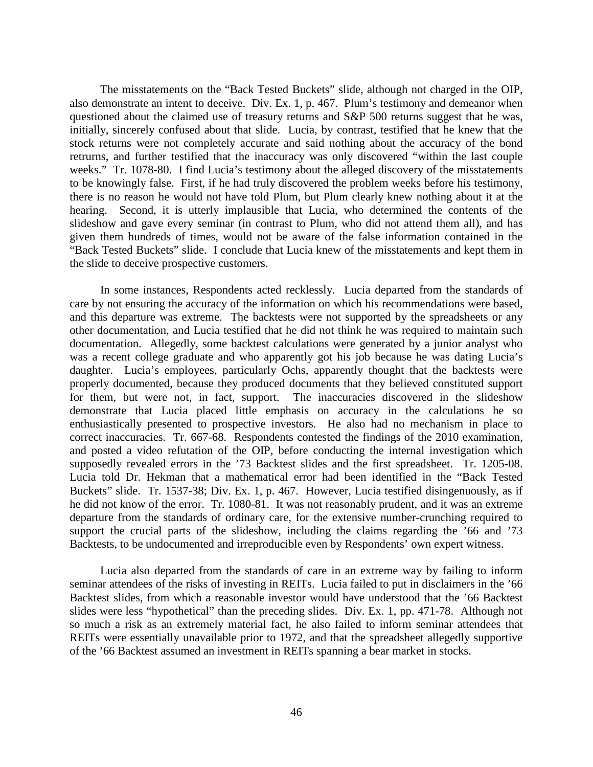The misstatements on the "Back Tested Buckets" slide, although not charged in the OIP, also demonstrate an intent to deceive. Div. Ex. 1, p. 467. Plum's testimony and demeanor when questioned about the claimed use of treasury returns and S&P 500 returns suggest that he was, initially, sincerely confused about that slide. Lucia, by contrast, testified that he knew that the stock returns were not completely accurate and said nothing about the accuracy of the bond retrurns, and further testified that the inaccuracy was only discovered "within the last couple weeks." Tr. 1078-80. I find Lucia's testimony about the alleged discovery of the misstatements to be knowingly false. First, if he had truly discovered the problem weeks before his testimony, there is no reason he would not have told Plum, but Plum clearly knew nothing about it at the hearing. Second, it is utterly implausible that Lucia, who determined the contents of the slideshow and gave every seminar (in contrast to Plum, who did not attend them all), and has given them hundreds of times, would not be aware of the false information contained in the "Back Tested Buckets" slide. I conclude that Lucia knew of the misstatements and kept them in the slide to deceive prospective customers.

In some instances, Respondents acted recklessly. Lucia departed from the standards of care by not ensuring the accuracy of the information on which his recommendations were based, and this departure was extreme. The backtests were not supported by the spreadsheets or any other documentation, and Lucia testified that he did not think he was required to maintain such documentation. Allegedly, some backtest calculations were generated by a junior analyst who was a recent college graduate and who apparently got his job because he was dating Lucia's daughter. Lucia's employees, particularly Ochs, apparently thought that the backtests were properly documented, because they produced documents that they believed constituted support for them, but were not, in fact, support. The inaccuracies discovered in the slideshow demonstrate that Lucia placed little emphasis on accuracy in the calculations he so enthusiastically presented to prospective investors. He also had no mechanism in place to correct inaccuracies. Tr. 667-68. Respondents contested the findings of the 2010 examination, and posted a video refutation of the OIP, before conducting the internal investigation which supposedly revealed errors in the '73 Backtest slides and the first spreadsheet. Tr. 1205-08. Lucia told Dr. Hekman that a mathematical error had been identified in the "Back Tested Buckets" slide. Tr. 1537-38; Div. Ex. 1, p. 467. However, Lucia testified disingenuously, as if he did not know of the error. Tr. 1080-81. It was not reasonably prudent, and it was an extreme departure from the standards of ordinary care, for the extensive number-crunching required to support the crucial parts of the slideshow, including the claims regarding the '66 and '73 Backtests, to be undocumented and irreproducible even by Respondents' own expert witness.

Lucia also departed from the standards of care in an extreme way by failing to inform seminar attendees of the risks of investing in REITs. Lucia failed to put in disclaimers in the '66 Backtest slides, from which a reasonable investor would have understood that the '66 Backtest slides were less "hypothetical" than the preceding slides. Div. Ex. 1, pp. 471-78. Although not so much a risk as an extremely material fact, he also failed to inform seminar attendees that REITs were essentially unavailable prior to 1972, and that the spreadsheet allegedly supportive of the '66 Backtest assumed an investment in REITs spanning a bear market in stocks.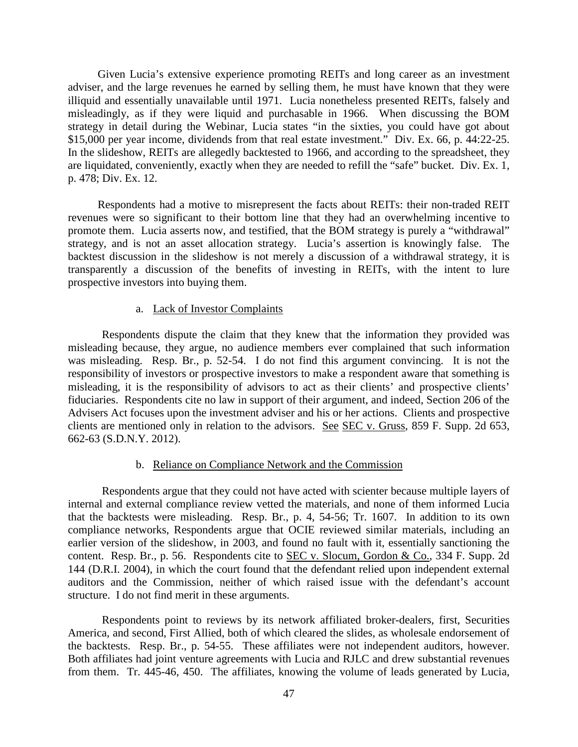Given Lucia's extensive experience promoting REITs and long career as an investment adviser, and the large revenues he earned by selling them, he must have known that they were illiquid and essentially unavailable until 1971. Lucia nonetheless presented REITs, falsely and misleadingly, as if they were liquid and purchasable in 1966. When discussing the BOM strategy in detail during the Webinar, Lucia states "in the sixties, you could have got about $15,000 per year income, dividends from that real estate investment." Div. Ex. 66, p. 44:22-25. In the slideshow, REITs are allegedly backtested to 1966, and according to the spreadsheet, they are liquidated, conveniently, exactly when they are needed to refill the "safe" bucket. Div. Ex. 1, p. 478; Div. Ex. 12.

Respondents had a motive to misrepresent the facts about REITs: their non-traded REIT revenues were so significant to their bottom line that they had an overwhelming incentive to promote them. Lucia asserts now, and testified, that the BOM strategy is purely a "withdrawal" strategy, and is not an asset allocation strategy. Lucia's assertion is knowingly false. The backtest discussion in the slideshow is not merely a discussion of a withdrawal strategy, it is transparently a discussion of the benefits of investing in REITs, with the intent to lure prospective investors into buying them.

a. Lack of Investor Complaints

Respondents dispute the claim that they knew that the information they provided was misleading because, they argue, no audience members ever complained that such information was misleading. Resp. Br., p. 52-54. I do not find this argument convincing. It is not the responsibility of investors or prospective investors to make a respondent aware that something is misleading, it is the responsibility of advisors to act as their clients' and prospective clients' fiduciaries. Respondents cite no law in support of their argument, and indeed, Section 206 of the Advisers Act focuses upon the investment adviser and his or her actions. Clients and prospective clients are mentioned only in relation to the advisors. See SEC v. Gruss, 859 F. Supp. 2d 653, 662-63 (S.D.N.Y. 2012).

b. Reliance on Compliance Network and the Commission

Respondents argue that they could not have acted with scienter because multiple layers of internal and external compliance review vetted the materials, and none of them informed Lucia that the backtests were misleading. Resp. Br., p. 4, 54-56; Tr. 1607. In addition to its own compliance networks, Respondents argue that OCIE reviewed similar materials, including an earlier version of the slideshow, in 2003, and found no fault with it, essentially sanctioning the content. Resp. Br., p. 56. Respondents cite to SEC v. Slocum, Gordon & Co., 334 F. Supp. 2d 144 (D.R.I. 2004), in which the court found that the defendant relied upon independent external auditors and the Commission, neither of which raised issue with the defendant's account structure. I do not find merit in these arguments.

Respondents point to reviews by its network affiliated broker-dealers, first, Securities America, and second, First Allied, both of which cleared the slides, as wholesale endorsement of the backtests. Resp. Br., p. 54-55. These affiliates were not independent auditors, however. Both affiliates had joint venture agreements with Lucia and RJLC and drew substantial revenues from them. Tr. 445-46, 450. The affiliates, knowing the volume of leads generated by Lucia,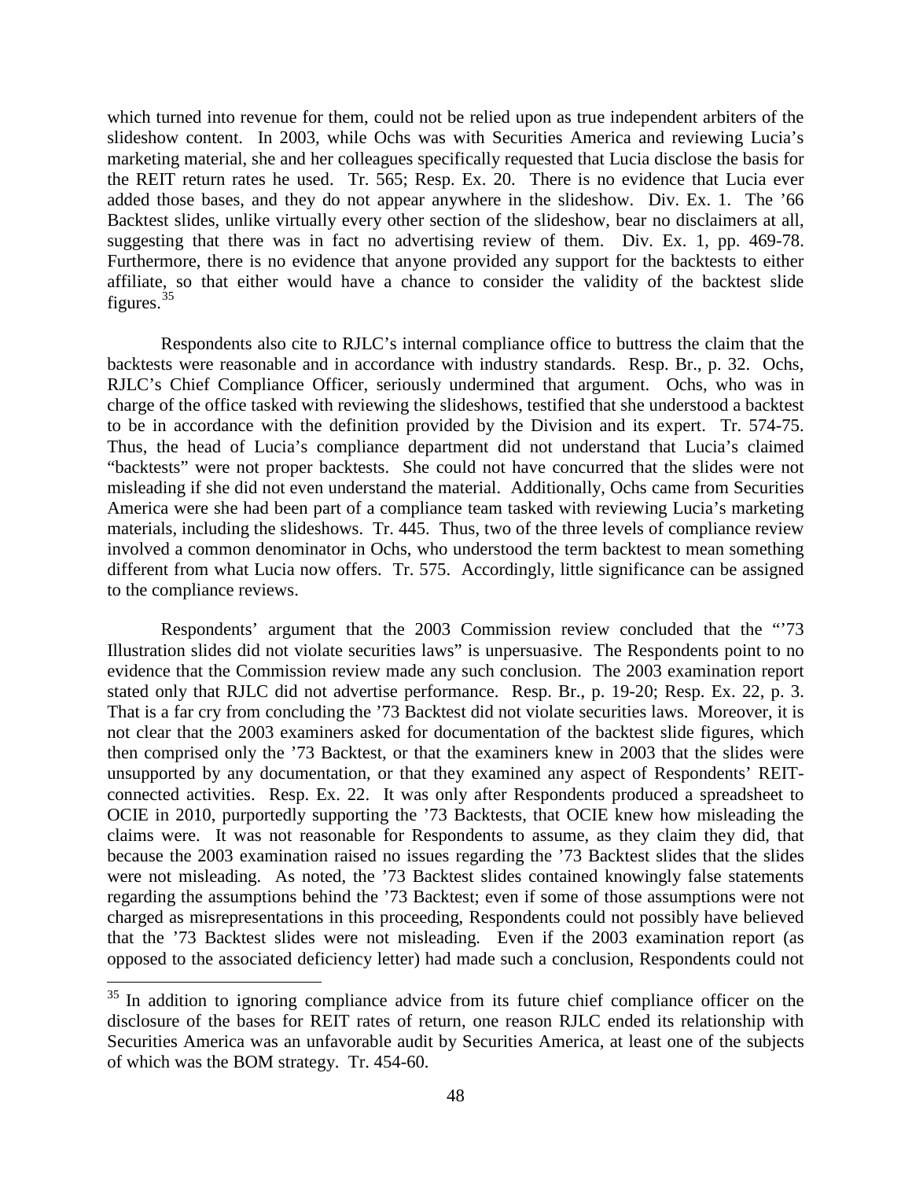which turned into revenue for them, could not be relied upon as true independent arbiters of the slideshow content. In 2003, while Ochs was with Securities America and reviewing Lucia's marketing material, she and her colleagues specifically requested that Lucia disclose the basis for the REIT return rates he used. Tr. 565; Resp. Ex. 20. There is no evidence that Lucia ever added those bases, and they do not appear anywhere in the slideshow. Div. Ex. 1. The '66 Backtest slides, unlike virtually every other section of the slideshow, bear no disclaimers at all, suggesting that there was in fact no advertising review of them. Div. Ex. 1, pp. 469-78. Furthermore, there is no evidence that anyone provided any support for the backtests to either affiliate, so that either would have a chance to consider the validity of the backtest slide figures.[35]

Respondents also cite to RJLC's internal compliance office to buttress the claim that the backtests were reasonable and in accordance with industry standards. Resp. Br., p. 32. Ochs, RJLC's Chief Compliance Officer, seriously undermined that argument. Ochs, who was in charge of the office tasked with reviewing the slideshows, testified that she understood a backtest to be in accordance with the definition provided by the Division and its expert. Tr. 574-75. Thus, the head of Lucia's compliance department did not understand that Lucia's claimed "backtests" were not proper backtests. She could not have concurred that the slides were not misleading if she did not even understand the material. Additionally, Ochs came from Securities America were she had been part of a compliance team tasked with reviewing Lucia's marketing materials, including the slideshows. Tr. 445. Thus, two of the three levels of compliance review involved a common denominator in Ochs, who understood the term backtest to mean something different from what Lucia now offers. Tr. 575. Accordingly, little significance can be assigned to the compliance reviews.

Respondents' argument that the 2003 Commission review concluded that the "'73 Illustration slides did not violate securities laws" is unpersuasive. The Respondents point to no evidence that the Commission review made any such conclusion. The 2003 examination report stated only that RJLC did not advertise performance. Resp. Br., p. 19-20; Resp. Ex. 22, p. 3. That is a far cry from concluding the '73 Backtest did not violate securities laws. Moreover, it is not clear that the 2003 examiners asked for documentation of the backtest slide figures, which then comprised only the '73 Backtest, or that the examiners knew in 2003 that the slides were unsupported by any documentation, or that they examined any aspect of Respondents' REIT-connected activities. Resp. Ex. 22. It was only after Respondents produced a spreadsheet to OCIE in 2010, purportedly supporting the '73 Backtests, that OCIE knew how misleading the claims were. It was not reasonable for Respondents to assume, as they claim they did, that because the 2003 examination raised no issues regarding the '73 Backtest slides that the slides were not misleading. As noted, the '73 Backtest slides contained knowingly false statements regarding the assumptions behind the '73 Backtest; even if some of those assumptions were not charged as misrepresentations in this proceeding, Respondents could not possibly have believed that the '73 Backtest slides were not misleading. Even if the 2003 examination report (as opposed to the associated deficiency letter) had made such a conclusion, Respondents could not

[35] In addition to ignoring compliance advice from its future chief compliance officer on the disclosure of the bases for REIT rates of return, one reason RJLC ended its relationship with Securities America was an unfavorable audit by Securities America, at least one of the subjects of which was the BOM strategy. Tr. 454-60.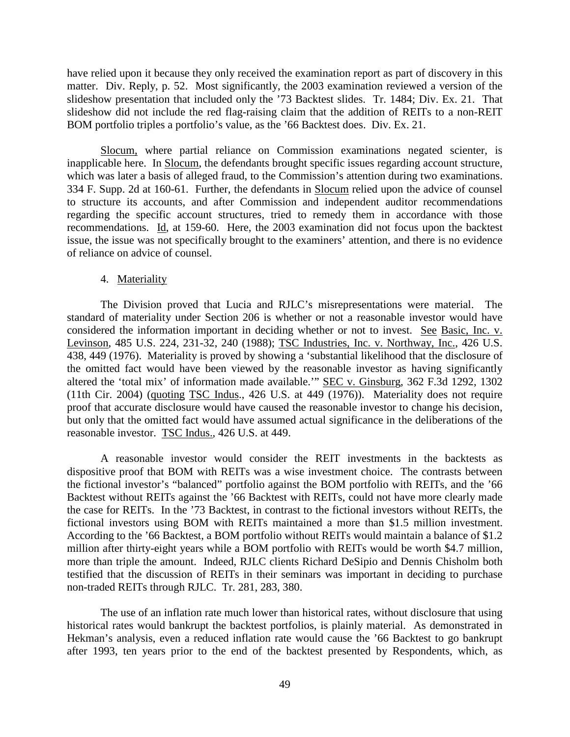have relied upon it because they only received the examination report as part of discovery in this matter. Div. Reply, p. 52. Most significantly, the 2003 examination reviewed a version of the slideshow presentation that included only the ’73 Backtest slides. Tr. 1484; Div. Ex. 21. That slideshow did not include the red flag-raising claim that the addition of REITs to a non-REIT BOM portfolio triples a portfolio’s value, as the ’66 Backtest does. Div. Ex. 21.

Slocum, where partial reliance on Commission examinations negated scienter, is inapplicable here. In Slocum, the defendants brought specific issues regarding account structure, which was later a basis of alleged fraud, to the Commission’s attention during two examinations. 334 F. Supp. 2d at 160-61. Further, the defendants in Slocum relied upon the advice of counsel to structure its accounts, and after Commission and independent auditor recommendations regarding the specific account structures, tried to remedy them in accordance with those recommendations. Id, at 159-60. Here, the 2003 examination did not focus upon the backtest issue, the issue was not specifically brought to the examiners’ attention, and there is no evidence of reliance on advice of counsel.

4. Materiality

The Division proved that Lucia and RJLC’s misrepresentations were material. The standard of materiality under Section 206 is whether or not a reasonable investor would have considered the information important in deciding whether or not to invest. See Basic, Inc. v. Levinson, 485 U.S. 224, 231-32, 240 (1988); TSC Industries, Inc. v. Northway, Inc., 426 U.S. 438, 449 (1976). Materiality is proved by showing a ‘substantial likelihood that the disclosure of the omitted fact would have been viewed by the reasonable investor as having significantly altered the ‘total mix’ of information made available.’” SEC v. Ginsburg, 362 F.3d 1292, 1302 (11th Cir. 2004) (quoting TSC Indus., 426 U.S. at 449 (1976)). Materiality does not require proof that accurate disclosure would have caused the reasonable investor to change his decision, but only that the omitted fact would have assumed actual significance in the deliberations of the reasonable investor. TSC Indus., 426 U.S. at 449.

A reasonable investor would consider the REIT investments in the backtests as dispositive proof that BOM with REITs was a wise investment choice. The contrasts between the fictional investor’s “balanced” portfolio against the BOM portfolio with REITs, and the ’66 Backtest without REITs against the ’66 Backtest with REITs, could not have more clearly made the case for REITs. In the ’73 Backtest, in contrast to the fictional investors without REITs, the fictional investors using BOM with REITs maintained a more than $1.5 million investment. According to the ’66 Backtest, a BOM portfolio without REITs would maintain a balance of $1.2 million after thirty-eight years while a BOM portfolio with REITs would be worth $4.7 million, more than triple the amount. Indeed, RJLC clients Richard DeSipio and Dennis Chisholm both testified that the discussion of REITs in their seminars was important in deciding to purchase non-traded REITs through RJLC. Tr. 281, 283, 380.

The use of an inflation rate much lower than historical rates, without disclosure that using historical rates would bankrupt the backtest portfolios, is plainly material. As demonstrated in Hekman’s analysis, even a reduced inflation rate would cause the ’66 Backtest to go bankrupt after 1993, ten years prior to the end of the backtest presented by Respondents, which, as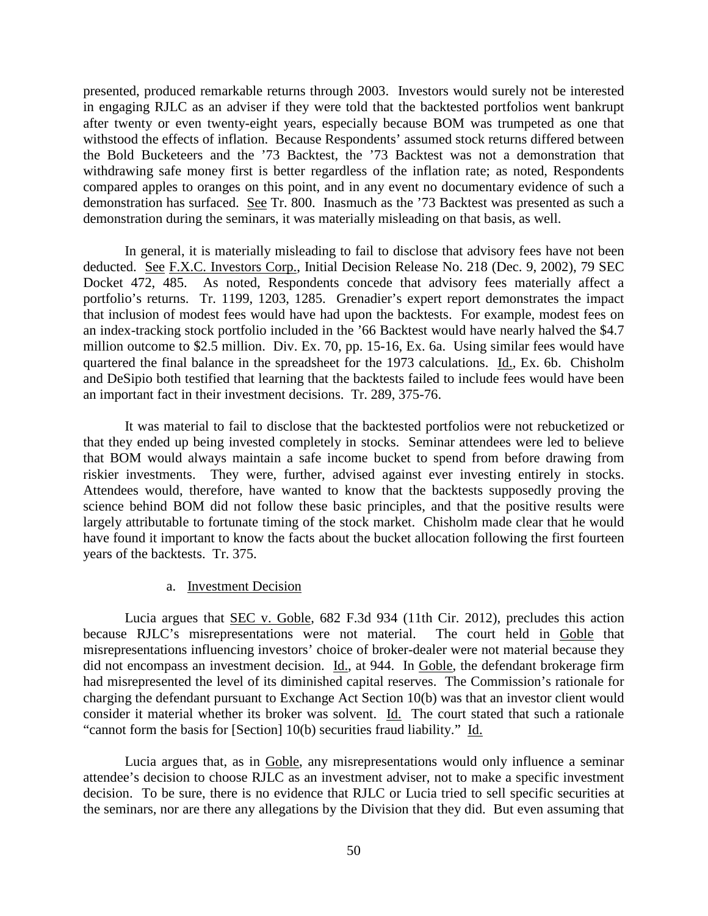presented, produced remarkable returns through 2003. Investors would surely not be interested in engaging RJLC as an adviser if they were told that the backtested portfolios went bankrupt after twenty or even twenty-eight years, especially because BOM was trumpeted as one that withstood the effects of inflation. Because Respondents' assumed stock returns differed between the Bold Bucketeers and the '73 Backtest, the '73 Backtest was not a demonstration that withdrawing safe money first is better regardless of the inflation rate; as noted, Respondents compared apples to oranges on this point, and in any event no documentary evidence of such a demonstration has surfaced. See Tr. 800. Inasmuch as the '73 Backtest was presented as such a demonstration during the seminars, it was materially misleading on that basis, as well.

In general, it is materially misleading to fail to disclose that advisory fees have not been deducted. See F.X.C. Investors Corp., Initial Decision Release No. 218 (Dec. 9, 2002), 79 SEC Docket 472, 485. As noted, Respondents concede that advisory fees materially affect a portfolio's returns. Tr. 1199, 1203, 1285. Grenadier's expert report demonstrates the impact that inclusion of modest fees would have had upon the backtests. For example, modest fees on an index-tracking stock portfolio included in the '66 Backtest would have nearly halved the \$4.7 million outcome to \$2.5 million. Div. Ex. 70, pp. 15-16, Ex. 6a. Using similar fees would have quartered the final balance in the spreadsheet for the 1973 calculations. Id., Ex. 6b. Chisholm and DeSipio both testified that learning that the backtests failed to include fees would have been an important fact in their investment decisions. Tr. 289, 375-76.

It was material to fail to disclose that the backtested portfolios were not rebucketized or that they ended up being invested completely in stocks. Seminar attendees were led to believe that BOM would always maintain a safe income bucket to spend from before drawing from riskier investments. They were, further, advised against ever investing entirely in stocks. Attendees would, therefore, have wanted to know that the backtests supposedly proving the science behind BOM did not follow these basic principles, and that the positive results were largely attributable to fortunate timing of the stock market. Chisholm made clear that he would have found it important to know the facts about the bucket allocation following the first fourteen years of the backtests. Tr. 375.

a. Investment Decision

Lucia argues that SEC v. Goble, 682 F.3d 934 (11th Cir. 2012), precludes this action because RJLC's misrepresentations were not material. The court held in Goble that misrepresentations influencing investors' choice of broker-dealer were not material because they did not encompass an investment decision. Id., at 944. In Goble, the defendant brokerage firm had misrepresented the level of its diminished capital reserves. The Commission's rationale for charging the defendant pursuant to Exchange Act Section 10(b) was that an investor client would consider it material whether its broker was solvent. Id. The court stated that such a rationale "cannot form the basis for [Section] 10(b) securities fraud liability." Id.

Lucia argues that, as in Goble, any misrepresentations would only influence a seminar attendee's decision to choose RJLC as an investment adviser, not to make a specific investment decision. To be sure, there is no evidence that RJLC or Lucia tried to sell specific securities at the seminars, nor are there any allegations by the Division that they did. But even assuming that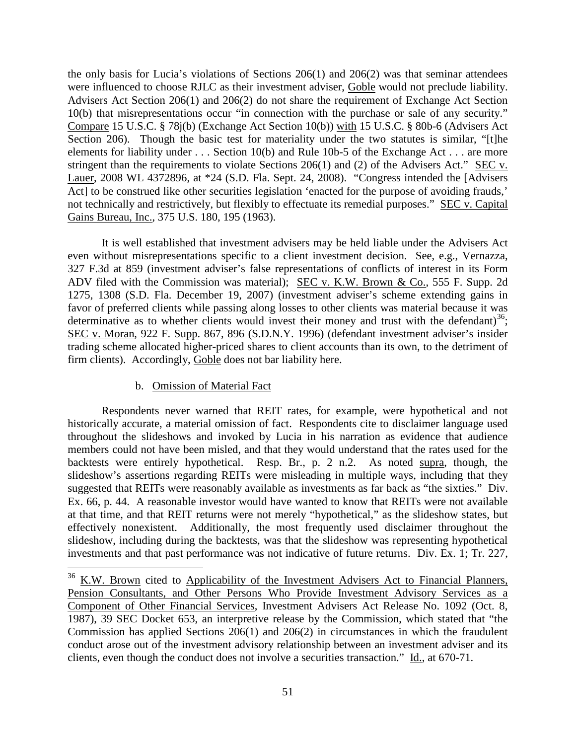the only basis for Lucia's violations of Sections 206(1) and 206(2) was that seminar attendees were influenced to choose RJLC as their investment adviser, Goble would not preclude liability. Advisers Act Section 206(1) and 206(2) do not share the requirement of Exchange Act Section 10(b) that misrepresentations occur "in connection with the purchase or sale of any security." Compare 15 U.S.C. § 78j(b) (Exchange Act Section 10(b)) with 15 U.S.C. § 80b-6 (Advisers Act Section 206). Though the basic test for materiality under the two statutes is similar, "[t]he elements for liability under . . . Section 10(b) and Rule 10b-5 of the Exchange Act . . . are more stringent than the requirements to violate Sections 206(1) and (2) of the Advisers Act." SEC v. Lauer, 2008 WL 4372896, at *24 (S.D. Fla. Sept. 24, 2008). "Congress intended the [Advisers Act] to be construed like other securities legislation 'enacted for the purpose of avoiding frauds,' not technically and restrictively, but flexibly to effectuate its remedial purposes." SEC v. Capital Gains Bureau, Inc., 375 U.S. 180, 195 (1963).

It is well established that investment advisers may be held liable under the Advisers Act even without misrepresentations specific to a client investment decision. See, e.g., Vernazza, 327 F.3d at 859 (investment adviser's false representations of conflicts of interest in its Form ADV filed with the Commission was material); SEC v. K.W. Brown & Co., 555 F. Supp. 2d 1275, 1308 (S.D. Fla. December 19, 2007) (investment adviser's scheme extending gains in favor of preferred clients while passing along losses to other clients was material because it was determinative as to whether clients would invest their money and trust with the defendant)[36]; SEC v. Moran, 922 F. Supp. 867, 896 (S.D.N.Y. 1996) (defendant investment adviser's insider trading scheme allocated higher-priced shares to client accounts than its own, to the detriment of firm clients). Accordingly, Goble does not bar liability here.

b. Omission of Material Fact

Respondents never warned that REIT rates, for example, were hypothetical and not historically accurate, a material omission of fact. Respondents cite to disclaimer language used throughout the slideshows and invoked by Lucia in his narration as evidence that audience members could not have been misled, and that they would understand that the rates used for the backtests were entirely hypothetical. Resp. Br., p. 2 n.2. As noted supra, though, the slideshow's assertions regarding REITs were misleading in multiple ways, including that they suggested that REITs were reasonably available as investments as far back as "the sixties." Div. Ex. 66, p. 44. A reasonable investor would have wanted to know that REITs were not available at that time, and that REIT returns were not merely "hypothetical," as the slideshow states, but effectively nonexistent. Additionally, the most frequently used disclaimer throughout the slideshow, including during the backtests, was that the slideshow was representing hypothetical investments and that past performance was not indicative of future returns. Div. Ex. 1; Tr. 227,

---

[36] K.W. Brown cited to Applicability of the Investment Advisers Act to Financial Planners, Pension Consultants, and Other Persons Who Provide Investment Advisory Services as a Component of Other Financial Services, Investment Advisers Act Release No. 1092 (Oct. 8, 1987), 39 SEC Docket 653, an interpretive release by the Commission, which stated that "the Commission has applied Sections 206(1) and 206(2) in circumstances in which the fraudulent conduct arose out of the investment advisory relationship between an investment adviser and its clients, even though the conduct does not involve a securities transaction." Id., at 670-71.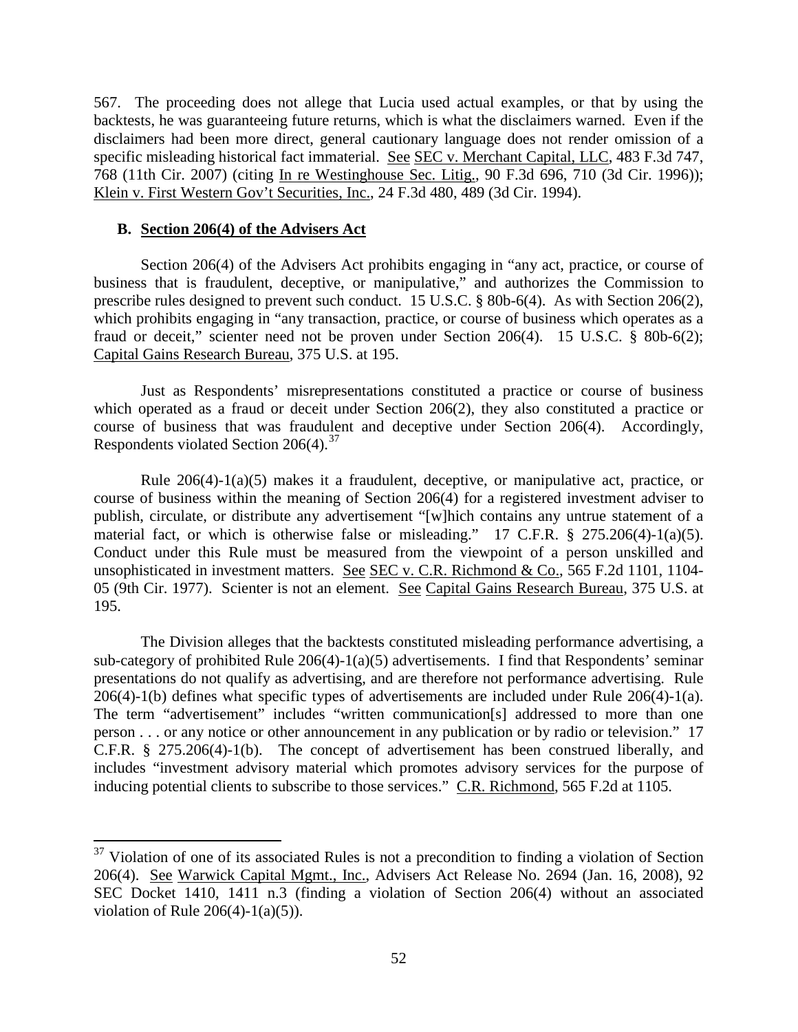567. The proceeding does not allege that Lucia used actual examples, or that by using the backtests, he was guaranteeing future returns, which is what the disclaimers warned. Even if the disclaimers had been more direct, general cautionary language does not render omission of a specific misleading historical fact immaterial. See SEC v. Merchant Capital, LLC, 483 F.3d 747, 768 (11th Cir. 2007) (citing In re Westinghouse Sec. Litig., 90 F.3d 696, 710 (3d Cir. 1996)); Klein v. First Western Gov't Securities, Inc., 24 F.3d 480, 489 (3d Cir. 1994).

### B. Section 206(4) of the Advisers Act

Section 206(4) of the Advisers Act prohibits engaging in "any act, practice, or course of business that is fraudulent, deceptive, or manipulative," and authorizes the Commission to prescribe rules designed to prevent such conduct. 15 U.S.C. § 80b-6(4). As with Section 206(2), which prohibits engaging in "any transaction, practice, or course of business which operates as a fraud or deceit," scienter need not be proven under Section 206(4). 15 U.S.C. § 80b-6(2); Capital Gains Research Bureau, 375 U.S. at 195.

Just as Respondents' misrepresentations constituted a practice or course of business which operated as a fraud or deceit under Section 206(2), they also constituted a practice or course of business that was fraudulent and deceptive under Section 206(4). Accordingly, Respondents violated Section 206(4).[37]

Rule 206(4)-1(a)(5) makes it a fraudulent, deceptive, or manipulative act, practice, or course of business within the meaning of Section 206(4) for a registered investment adviser to publish, circulate, or distribute any advertisement "[w]hich contains any untrue statement of a material fact, or which is otherwise false or misleading." 17 C.F.R. § 275.206(4)-1(a)(5). Conduct under this Rule must be measured from the viewpoint of a person unskilled and unsophisticated in investment matters. See SEC v. C.R. Richmond & Co., 565 F.2d 1101, 1104-05 (9th Cir. 1977). Scienter is not an element. See Capital Gains Research Bureau, 375 U.S. at 195.

The Division alleges that the backtests constituted misleading performance advertising, a sub-category of prohibited Rule 206(4)-1(a)(5) advertisements. I find that Respondents' seminar presentations do not qualify as advertising, and are therefore not performance advertising. Rule 206(4)-1(b) defines what specific types of advertisements are included under Rule 206(4)-1(a). The term "advertisement" includes "written communication[s] addressed to more than one person . . . or any notice or other announcement in any publication or by radio or television." 17 C.F.R. § 275.206(4)-1(b). The concept of advertisement has been construed liberally, and includes "investment advisory material which promotes advisory services for the purpose of inducing potential clients to subscribe to those services." C.R. Richmond, 565 F.2d at 1105.

---

[37] Violation of one of its associated Rules is not a precondition to finding a violation of Section 206(4). See Warwick Capital Mgmt., Inc., Advisers Act Release No. 2694 (Jan. 16, 2008), 92 SEC Docket 1410, 1411 n.3 (finding a violation of Section 206(4) without an associated violation of Rule 206(4)-1(a)(5)).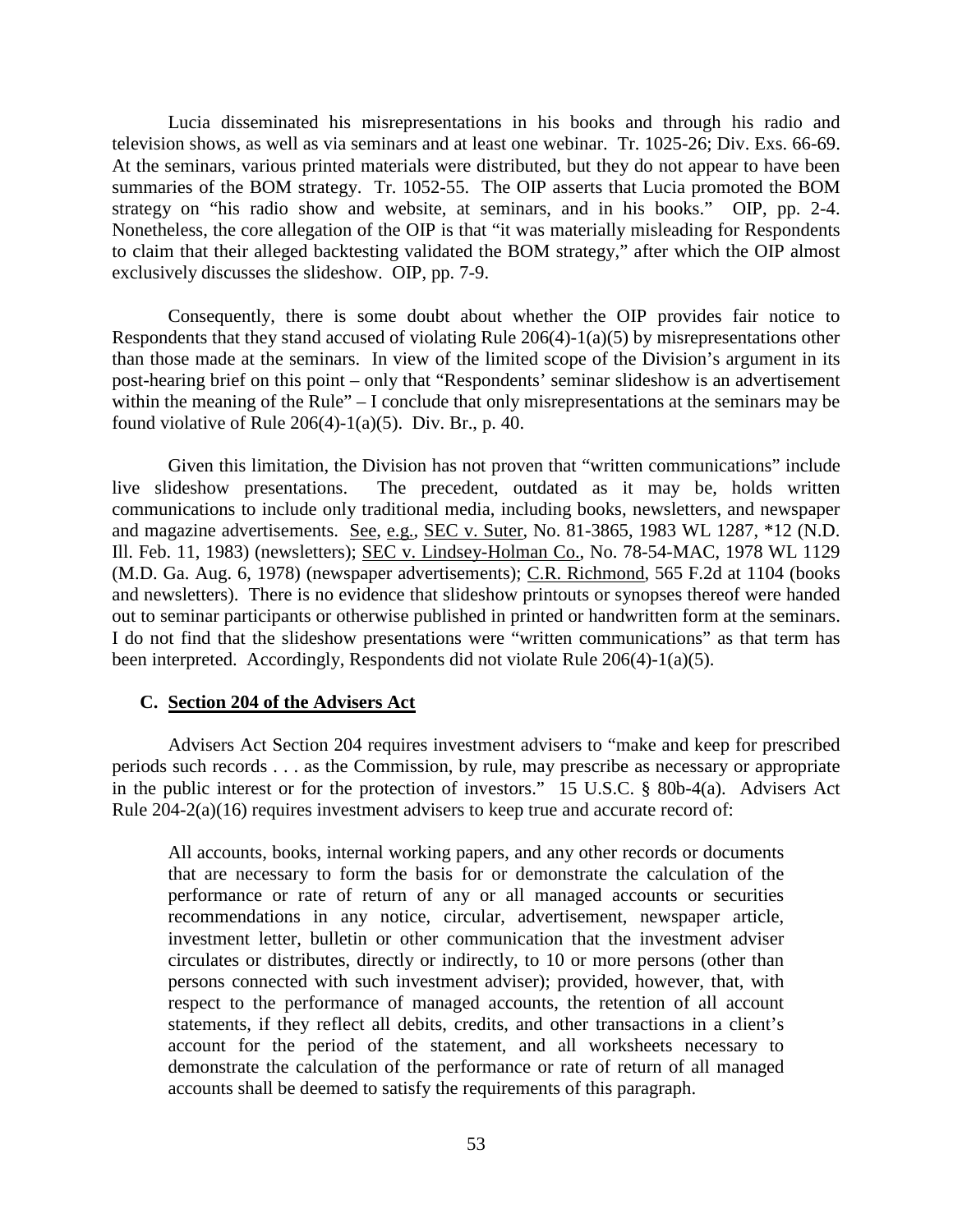Lucia disseminated his misrepresentations in his books and through his radio and television shows, as well as via seminars and at least one webinar. Tr. 1025-26; Div. Exs. 66-69. At the seminars, various printed materials were distributed, but they do not appear to have been summaries of the BOM strategy. Tr. 1052-55. The OIP asserts that Lucia promoted the BOM strategy on "his radio show and website, at seminars, and in his books." OIP, pp. 2-4. Nonetheless, the core allegation of the OIP is that "it was materially misleading for Respondents to claim that their alleged backtesting validated the BOM strategy," after which the OIP almost exclusively discusses the slideshow. OIP, pp. 7-9.

Consequently, there is some doubt about whether the OIP provides fair notice to Respondents that they stand accused of violating Rule 206(4)-1(a)(5) by misrepresentations other than those made at the seminars. In view of the limited scope of the Division's argument in its post-hearing brief on this point – only that "Respondents' seminar slideshow is an advertisement within the meaning of the Rule" – I conclude that only misrepresentations at the seminars may be found violative of Rule 206(4)-1(a)(5). Div. Br., p. 40.

Given this limitation, the Division has not proven that "written communications" include live slideshow presentations. The precedent, outdated as it may be, holds written communications to include only traditional media, including books, newsletters, and newspaper and magazine advertisements. See, e.g., SEC v. Suter, No. 81-3865, 1983 WL 1287, *12 (N.D. Ill. Feb. 11, 1983) (newsletters); SEC v. Lindsey-Holman Co., No. 78-54-MAC, 1978 WL 1129 (M.D. Ga. Aug. 6, 1978) (newspaper advertisements); C.R. Richmond, 565 F.2d at 1104 (books and newsletters). There is no evidence that slideshow printouts or synopses thereof were handed out to seminar participants or otherwise published in printed or handwritten form at the seminars. I do not find that the slideshow presentations were "written communications" as that term has been interpreted. Accordingly, Respondents did not violate Rule 206(4)-1(a)(5).

### C. Section 204 of the Advisers Act

Advisers Act Section 204 requires investment advisers to "make and keep for prescribed periods such records . . . as the Commission, by rule, may prescribe as necessary or appropriate in the public interest or for the protection of investors." 15 U.S.C. § 80b-4(a). Advisers Act Rule 204-2(a)(16) requires investment advisers to keep true and accurate record of:

> All accounts, books, internal working papers, and any other records or documents that are necessary to form the basis for or demonstrate the calculation of the performance or rate of return of any or all managed accounts or securities recommendations in any notice, circular, advertisement, newspaper article, investment letter, bulletin or other communication that the investment adviser circulates or distributes, directly or indirectly, to 10 or more persons (other than persons connected with such investment adviser); provided, however, that, with respect to the performance of managed accounts, the retention of all account statements, if they reflect all debits, credits, and other transactions in a client's account for the period of the statement, and all worksheets necessary to demonstrate the calculation of the performance or rate of return of all managed accounts shall be deemed to satisfy the requirements of this paragraph.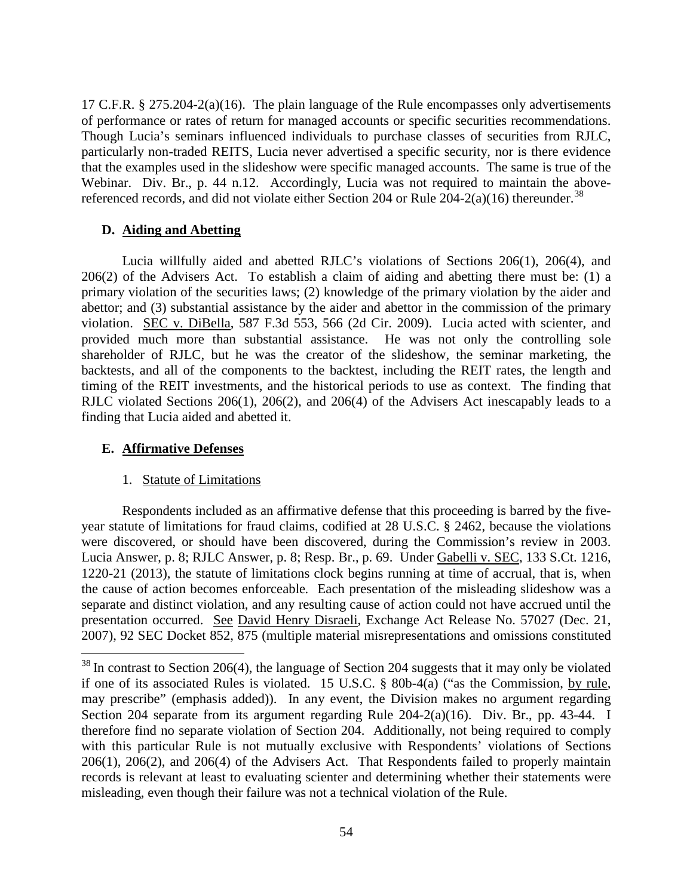17 C.F.R. § 275.204-2(a)(16). The plain language of the Rule encompasses only advertisements of performance or rates of return for managed accounts or specific securities recommendations. Though Lucia's seminars influenced individuals to purchase classes of securities from RJLC, particularly non-traded REITS, Lucia never advertised a specific security, nor is there evidence that the examples used in the slideshow were specific managed accounts. The same is true of the Webinar. Div. Br., p. 44 n.12. Accordingly, Lucia was not required to maintain the above-referenced records, and did not violate either Section 204 or Rule 204-2(a)(16) thereunder.[38]

### D. Aiding and Abetting

Lucia willfully aided and abetted RJLC's violations of Sections 206(1), 206(4), and 206(2) of the Advisers Act. To establish a claim of aiding and abetting there must be: (1) a primary violation of the securities laws; (2) knowledge of the primary violation by the aider and abettor; and (3) substantial assistance by the aider and abettor in the commission of the primary violation. SEC v. DiBella, 587 F.3d 553, 566 (2d Cir. 2009). Lucia acted with scienter, and provided much more than substantial assistance. He was not only the controlling sole shareholder of RJLC, but he was the creator of the slideshow, the seminar marketing, the backtests, and all of the components to the backtest, including the REIT rates, the length and timing of the REIT investments, and the historical periods to use as context. The finding that RJLC violated Sections 206(1), 206(2), and 206(4) of the Advisers Act inescapably leads to a finding that Lucia aided and abetted it.

### E. Affirmative Defenses

1. Statute of Limitations

Respondents included as an affirmative defense that this proceeding is barred by the five-year statute of limitations for fraud claims, codified at 28 U.S.C. § 2462, because the violations were discovered, or should have been discovered, during the Commission's review in 2003. Lucia Answer, p. 8; RJLC Answer, p. 8; Resp. Br., p. 69. Under Gabelli v. SEC, 133 S.Ct. 1216, 1220-21 (2013), the statute of limitations clock begins running at time of accrual, that is, when the cause of action becomes enforceable. Each presentation of the misleading slideshow was a separate and distinct violation, and any resulting cause of action could not have accrued until the presentation occurred. See David Henry Disraeli, Exchange Act Release No. 57027 (Dec. 21, 2007), 92 SEC Docket 852, 875 (multiple material misrepresentations and omissions constituted

---

[38] In contrast to Section 206(4), the language of Section 204 suggests that it may only be violated if one of its associated Rules is violated. 15 U.S.C. § 80b-4(a) ("as the Commission, by rule, may prescribe" (emphasis added)). In any event, the Division makes no argument regarding Section 204 separate from its argument regarding Rule 204-2(a)(16). Div. Br., pp. 43-44. I therefore find no separate violation of Section 204. Additionally, not being required to comply with this particular Rule is not mutually exclusive with Respondents' violations of Sections 206(1), 206(2), and 206(4) of the Advisers Act. That Respondents failed to properly maintain records is relevant at least to evaluating scienter and determining whether their statements were misleading, even though their failure was not a technical violation of the Rule.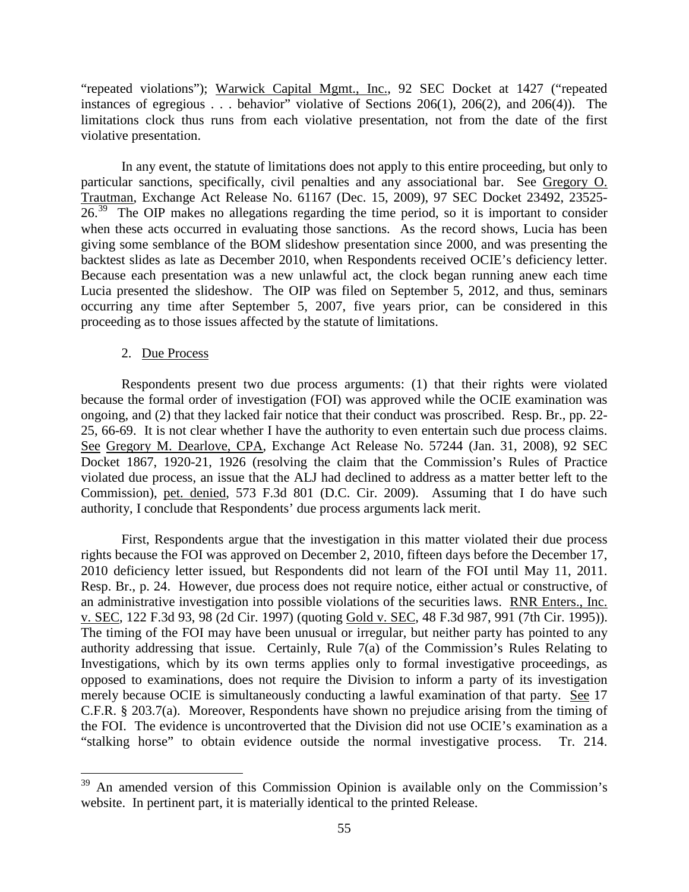"repeated violations"); Warwick Capital Mgmt., Inc., 92 SEC Docket at 1427 ("repeated instances of egregious . . . behavior" violative of Sections 206(1), 206(2), and 206(4)). The limitations clock thus runs from each violative presentation, not from the date of the first violative presentation.

In any event, the statute of limitations does not apply to this entire proceeding, but only to particular sanctions, specifically, civil penalties and any associational bar. See Gregory O. Trautman, Exchange Act Release No. 61167 (Dec. 15, 2009), 97 SEC Docket 23492, 23525-26.[39] The OIP makes no allegations regarding the time period, so it is important to consider when these acts occurred in evaluating those sanctions. As the record shows, Lucia has been giving some semblance of the BOM slideshow presentation since 2000, and was presenting the backtest slides as late as December 2010, when Respondents received OCIE's deficiency letter. Because each presentation was a new unlawful act, the clock began running anew each time Lucia presented the slideshow. The OIP was filed on September 5, 2012, and thus, seminars occurring any time after September 5, 2007, five years prior, can be considered in this proceeding as to those issues affected by the statute of limitations.

2. Due Process

Respondents present two due process arguments: (1) that their rights were violated because the formal order of investigation (FOI) was approved while the OCIE examination was ongoing, and (2) that they lacked fair notice that their conduct was proscribed. Resp. Br., pp. 22-25, 66-69. It is not clear whether I have the authority to even entertain such due process claims. See Gregory M. Dearlove, CPA, Exchange Act Release No. 57244 (Jan. 31, 2008), 92 SEC Docket 1867, 1920-21, 1926 (resolving the claim that the Commission's Rules of Practice violated due process, an issue that the ALJ had declined to address as a matter better left to the Commission), pet. denied, 573 F.3d 801 (D.C. Cir. 2009). Assuming that I do have such authority, I conclude that Respondents' due process arguments lack merit.

First, Respondents argue that the investigation in this matter violated their due process rights because the FOI was approved on December 2, 2010, fifteen days before the December 17, 2010 deficiency letter issued, but Respondents did not learn of the FOI until May 11, 2011. Resp. Br., p. 24. However, due process does not require notice, either actual or constructive, of an administrative investigation into possible violations of the securities laws. RNR Enters., Inc. v. SEC, 122 F.3d 93, 98 (2d Cir. 1997) (quoting Gold v. SEC, 48 F.3d 987, 991 (7th Cir. 1995)). The timing of the FOI may have been unusual or irregular, but neither party has pointed to any authority addressing that issue. Certainly, Rule 7(a) of the Commission's Rules Relating to Investigations, which by its own terms applies only to formal investigative proceedings, as opposed to examinations, does not require the Division to inform a party of its investigation merely because OCIE is simultaneously conducting a lawful examination of that party. See 17 C.F.R. § 203.7(a). Moreover, Respondents have shown no prejudice arising from the timing of the FOI. The evidence is uncontroverted that the Division did not use OCIE's examination as a "stalking horse" to obtain evidence outside the normal investigative process. Tr. 214.

---

[39] An amended version of this Commission Opinion is available only on the Commission's website. In pertinent part, it is materially identical to the printed Release.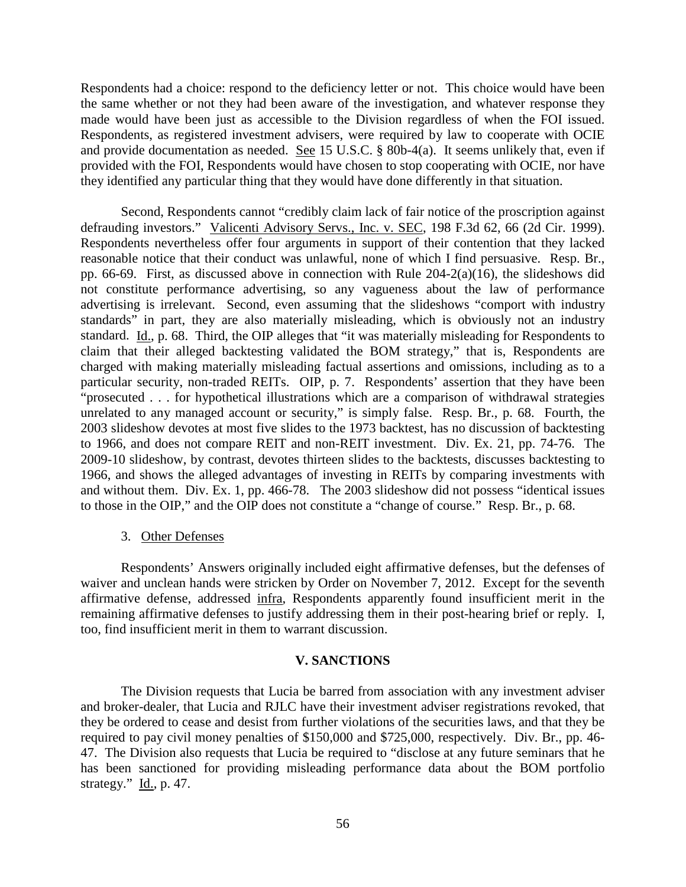Respondents had a choice: respond to the deficiency letter or not. This choice would have been the same whether or not they had been aware of the investigation, and whatever response they made would have been just as accessible to the Division regardless of when the FOI issued. Respondents, as registered investment advisers, were required by law to cooperate with OCIE and provide documentation as needed. See 15 U.S.C. § 80b-4(a). It seems unlikely that, even if provided with the FOI, Respondents would have chosen to stop cooperating with OCIE, nor have they identified any particular thing that they would have done differently in that situation.

Second, Respondents cannot "credibly claim lack of fair notice of the proscription against defrauding investors." Valicenti Advisory Servs., Inc. v. SEC, 198 F.3d 62, 66 (2d Cir. 1999). Respondents nevertheless offer four arguments in support of their contention that they lacked reasonable notice that their conduct was unlawful, none of which I find persuasive. Resp. Br., pp. 66-69. First, as discussed above in connection with Rule 204-2(a)(16), the slideshows did not constitute performance advertising, so any vagueness about the law of performance advertising is irrelevant. Second, even assuming that the slideshows "comport with industry standards" in part, they are also materially misleading, which is obviously not an industry standard. Id., p. 68. Third, the OIP alleges that "it was materially misleading for Respondents to claim that their alleged backtesting validated the BOM strategy," that is, Respondents are charged with making materially misleading factual assertions and omissions, including as to a particular security, non-traded REITs. OIP, p. 7. Respondents' assertion that they have been "prosecuted . . . for hypothetical illustrations which are a comparison of withdrawal strategies unrelated to any managed account or security," is simply false. Resp. Br., p. 68. Fourth, the 2003 slideshow devotes at most five slides to the 1973 backtest, has no discussion of backtesting to 1966, and does not compare REIT and non-REIT investment. Div. Ex. 21, pp. 74-76. The 2009-10 slideshow, by contrast, devotes thirteen slides to the backtests, discusses backtesting to 1966, and shows the alleged advantages of investing in REITs by comparing investments with and without them. Div. Ex. 1, pp. 466-78. The 2003 slideshow did not possess "identical issues to those in the OIP," and the OIP does not constitute a "change of course." Resp. Br., p. 68.

3. Other Defenses

Respondents' Answers originally included eight affirmative defenses, but the defenses of waiver and unclean hands were stricken by Order on November 7, 2012. Except for the seventh affirmative defense, addressed infra, Respondents apparently found insufficient merit in the remaining affirmative defenses to justify addressing them in their post-hearing brief or reply. I, too, find insufficient merit in them to warrant discussion.

## V. SANCTIONS

The Division requests that Lucia be barred from association with any investment adviser and broker-dealer, that Lucia and RJLC have their investment adviser registrations revoked, that they be ordered to cease and desist from further violations of the securities laws, and that they be required to pay civil money penalties of $150,000 and $725,000, respectively. Div. Br., pp. 46-47. The Division also requests that Lucia be required to "disclose at any future seminars that he has been sanctioned for providing misleading performance data about the BOM portfolio strategy." Id., p. 47.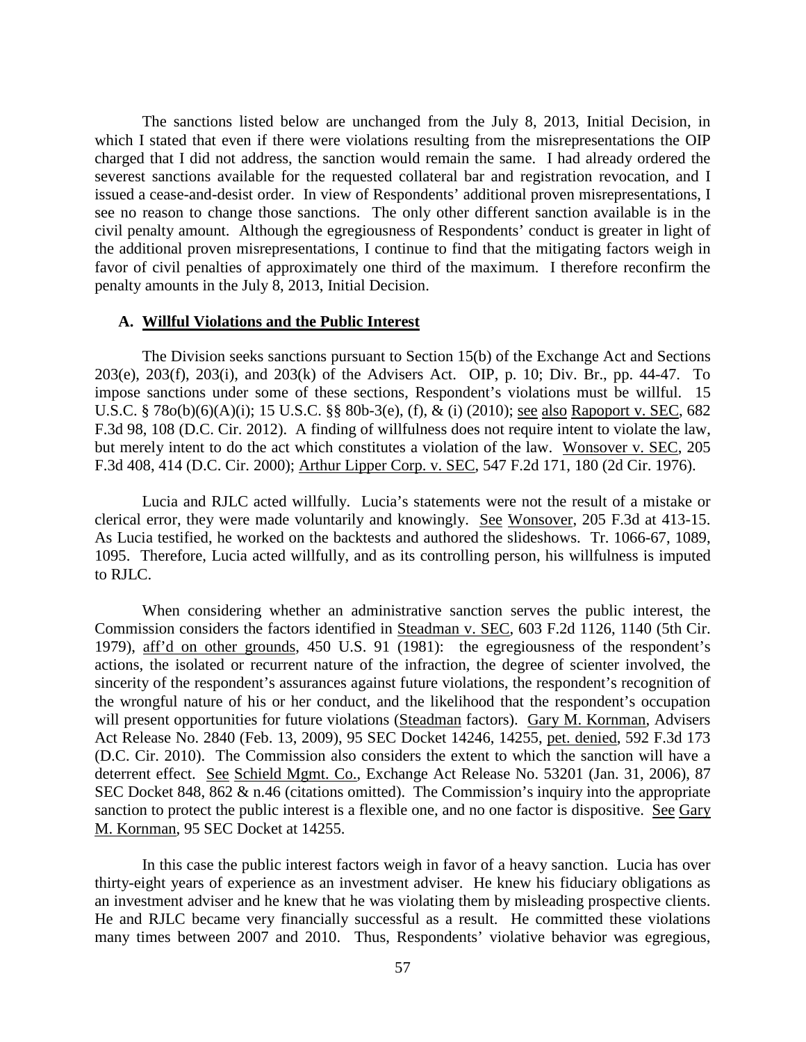The sanctions listed below are unchanged from the July 8, 2013, Initial Decision, in which I stated that even if there were violations resulting from the misrepresentations the OIP charged that I did not address, the sanction would remain the same. I had already ordered the severest sanctions available for the requested collateral bar and registration revocation, and I issued a cease-and-desist order. In view of Respondents' additional proven misrepresentations, I see no reason to change those sanctions. The only other different sanction available is in the civil penalty amount. Although the egregiousness of Respondents' conduct is greater in light of the additional proven misrepresentations, I continue to find that the mitigating factors weigh in favor of civil penalties of approximately one third of the maximum. I therefore reconfirm the penalty amounts in the July 8, 2013, Initial Decision.

### A. Willful Violations and the Public Interest

The Division seeks sanctions pursuant to Section 15(b) of the Exchange Act and Sections 203(e), 203(f), 203(i), and 203(k) of the Advisers Act. OIP, p. 10; Div. Br., pp. 44-47. To impose sanctions under some of these sections, Respondent's violations must be willful. 15 U.S.C. § 78o(b)(6)(A)(i); 15 U.S.C. §§ 80b-3(e), (f), & (i) (2010); see also Rapoport v. SEC, 682 F.3d 98, 108 (D.C. Cir. 2012). A finding of willfulness does not require intent to violate the law, but merely intent to do the act which constitutes a violation of the law. Wonsover v. SEC, 205 F.3d 408, 414 (D.C. Cir. 2000); Arthur Lipper Corp. v. SEC, 547 F.2d 171, 180 (2d Cir. 1976).

Lucia and RJLC acted willfully. Lucia's statements were not the result of a mistake or clerical error, they were made voluntarily and knowingly. See Wonsover, 205 F.3d at 413-15. As Lucia testified, he worked on the backtests and authored the slideshows. Tr. 1066-67, 1089, 1095. Therefore, Lucia acted willfully, and as its controlling person, his willfulness is imputed to RJLC.

When considering whether an administrative sanction serves the public interest, the Commission considers the factors identified in Steadman v. SEC, 603 F.2d 1126, 1140 (5th Cir. 1979), aff'd on other grounds, 450 U.S. 91 (1981): the egregiousness of the respondent's actions, the isolated or recurrent nature of the infraction, the degree of scienter involved, the sincerity of the respondent's assurances against future violations, the respondent's recognition of the wrongful nature of his or her conduct, and the likelihood that the respondent's occupation will present opportunities for future violations (Steadman factors). Gary M. Kornman, Advisers Act Release No. 2840 (Feb. 13, 2009), 95 SEC Docket 14246, 14255, pet. denied, 592 F.3d 173 (D.C. Cir. 2010). The Commission also considers the extent to which the sanction will have a deterrent effect. See Schield Mgmt. Co., Exchange Act Release No. 53201 (Jan. 31, 2006), 87 SEC Docket 848, 862 & n.46 (citations omitted). The Commission's inquiry into the appropriate sanction to protect the public interest is a flexible one, and no one factor is dispositive. See Gary M. Kornman, 95 SEC Docket at 14255.

In this case the public interest factors weigh in favor of a heavy sanction. Lucia has over thirty-eight years of experience as an investment adviser. He knew his fiduciary obligations as an investment adviser and he knew that he was violating them by misleading prospective clients. He and RJLC became very financially successful as a result. He committed these violations many times between 2007 and 2010. Thus, Respondents' violative behavior was egregious,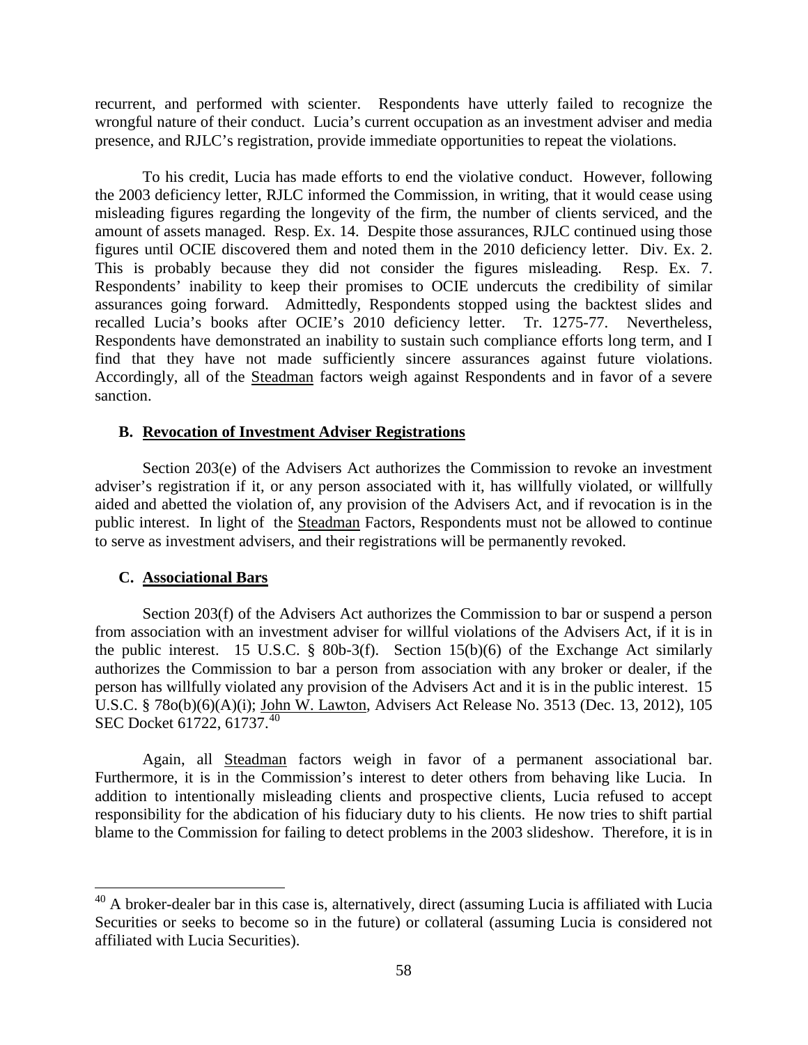recurrent, and performed with scienter. Respondents have utterly failed to recognize the wrongful nature of their conduct. Lucia's current occupation as an investment adviser and media presence, and RJLC's registration, provide immediate opportunities to repeat the violations.

To his credit, Lucia has made efforts to end the violative conduct. However, following the 2003 deficiency letter, RJLC informed the Commission, in writing, that it would cease using misleading figures regarding the longevity of the firm, the number of clients serviced, and the amount of assets managed. Resp. Ex. 14. Despite those assurances, RJLC continued using those figures until OCIE discovered them and noted them in the 2010 deficiency letter. Div. Ex. 2. This is probably because they did not consider the figures misleading. Resp. Ex. 7. Respondents' inability to keep their promises to OCIE undercuts the credibility of similar assurances going forward. Admittedly, Respondents stopped using the backtest slides and recalled Lucia's books after OCIE's 2010 deficiency letter. Tr. 1275-77. Nevertheless, Respondents have demonstrated an inability to sustain such compliance efforts long term, and I find that they have not made sufficiently sincere assurances against future violations. Accordingly, all of the Steadman factors weigh against Respondents and in favor of a severe sanction.

### B. Revocation of Investment Adviser Registrations

Section 203(e) of the Advisers Act authorizes the Commission to revoke an investment adviser's registration if it, or any person associated with it, has willfully violated, or willfully aided and abetted the violation of, any provision of the Advisers Act, and if revocation is in the public interest. In light of the Steadman Factors, Respondents must not be allowed to continue to serve as investment advisers, and their registrations will be permanently revoked.

### C. Associational Bars

Section 203(f) of the Advisers Act authorizes the Commission to bar or suspend a person from association with an investment adviser for willful violations of the Advisers Act, if it is in the public interest. 15 U.S.C. § 80b-3(f). Section 15(b)(6) of the Exchange Act similarly authorizes the Commission to bar a person from association with any broker or dealer, if the person has willfully violated any provision of the Advisers Act and it is in the public interest. 15 U.S.C. § 78o(b)(6)(A)(i); John W. Lawton, Advisers Act Release No. 3513 (Dec. 13, 2012), 105 SEC Docket 61722, 61737.[40]

Again, all Steadman factors weigh in favor of a permanent associational bar. Furthermore, it is in the Commission's interest to deter others from behaving like Lucia. In addition to intentionally misleading clients and prospective clients, Lucia refused to accept responsibility for the abdication of his fiduciary duty to his clients. He now tries to shift partial blame to the Commission for failing to detect problems in the 2003 slideshow. Therefore, it is in

---

[40] A broker-dealer bar in this case is, alternatively, direct (assuming Lucia is affiliated with Lucia Securities or seeks to become so in the future) or collateral (assuming Lucia is considered not affiliated with Lucia Securities).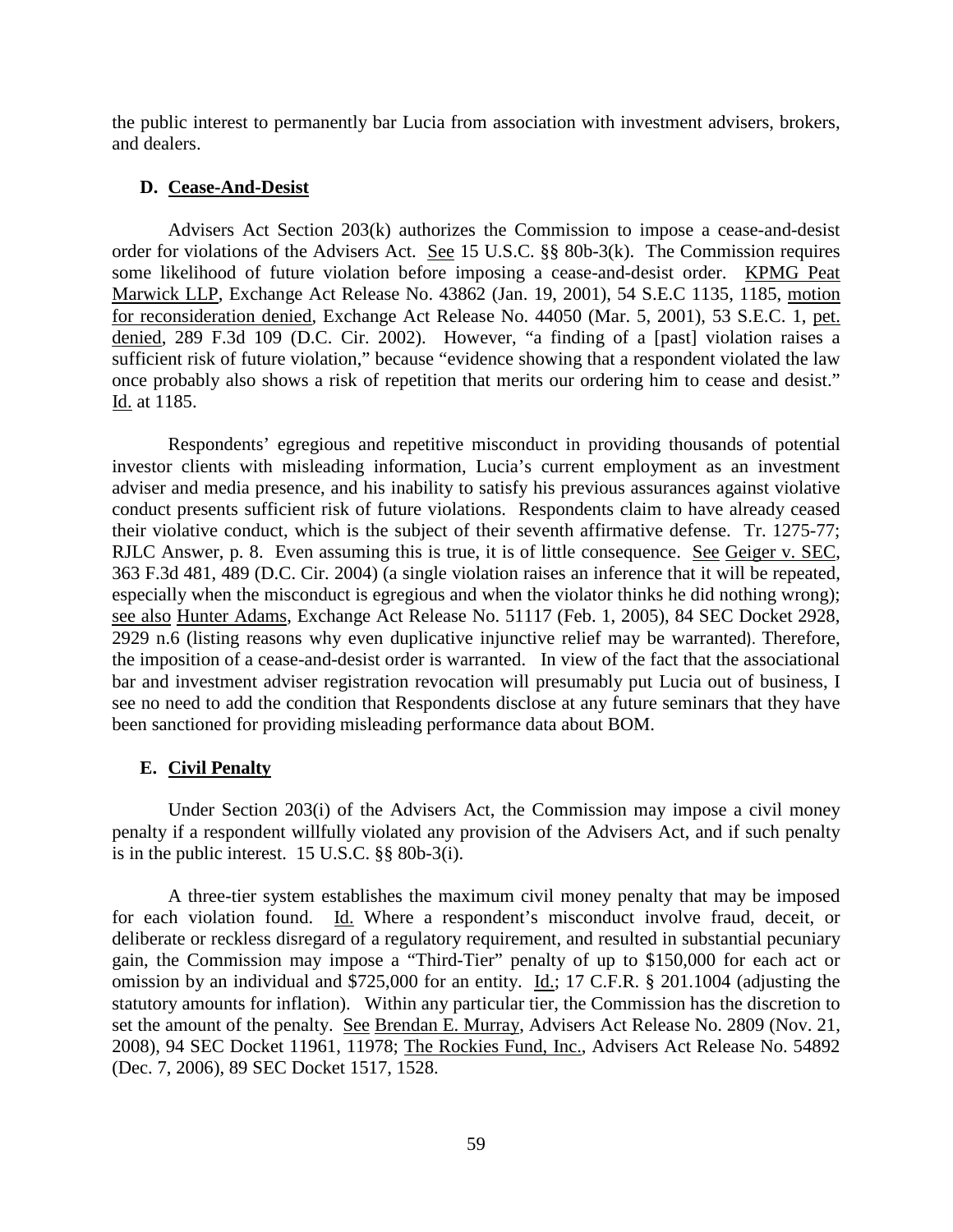the public interest to permanently bar Lucia from association with investment advisers, brokers, and dealers.

### D. Cease-And-Desist

Advisers Act Section 203(k) authorizes the Commission to impose a cease-and-desist order for violations of the Advisers Act. See 15 U.S.C. §§ 80b-3(k). The Commission requires some likelihood of future violation before imposing a cease-and-desist order. KPMG Peat Marwick LLP, Exchange Act Release No. 43862 (Jan. 19, 2001), 54 S.E.C 1135, 1185, motion for reconsideration denied, Exchange Act Release No. 44050 (Mar. 5, 2001), 53 S.E.C. 1, pet. denied, 289 F.3d 109 (D.C. Cir. 2002). However, "a finding of a [past] violation raises a sufficient risk of future violation," because "evidence showing that a respondent violated the law once probably also shows a risk of repetition that merits our ordering him to cease and desist." Id. at 1185.

Respondents' egregious and repetitive misconduct in providing thousands of potential investor clients with misleading information, Lucia's current employment as an investment adviser and media presence, and his inability to satisfy his previous assurances against violative conduct presents sufficient risk of future violations. Respondents claim to have already ceased their violative conduct, which is the subject of their seventh affirmative defense. Tr. 1275-77; RJLC Answer, p. 8. Even assuming this is true, it is of little consequence. See Geiger v. SEC, 363 F.3d 481, 489 (D.C. Cir. 2004) (a single violation raises an inference that it will be repeated, especially when the misconduct is egregious and when the violator thinks he did nothing wrong); see also Hunter Adams, Exchange Act Release No. 51117 (Feb. 1, 2005), 84 SEC Docket 2928, 2929 n.6 (listing reasons why even duplicative injunctive relief may be warranted). Therefore, the imposition of a cease-and-desist order is warranted. In view of the fact that the associational bar and investment adviser registration revocation will presumably put Lucia out of business, I see no need to add the condition that Respondents disclose at any future seminars that they have been sanctioned for providing misleading performance data about BOM.

### E. Civil Penalty

Under Section 203(i) of the Advisers Act, the Commission may impose a civil money penalty if a respondent willfully violated any provision of the Advisers Act, and if such penalty is in the public interest. 15 U.S.C. §§ 80b-3(i).

A three-tier system establishes the maximum civil money penalty that may be imposed for each violation found. Id. Where a respondent's misconduct involve fraud, deceit, or deliberate or reckless disregard of a regulatory requirement, and resulted in substantial pecuniary gain, the Commission may impose a "Third-Tier" penalty of up to \$150,000 for each act or omission by an individual and \$725,000 for an entity. Id.; 17 C.F.R. § 201.1004 (adjusting the statutory amounts for inflation). Within any particular tier, the Commission has the discretion to set the amount of the penalty. See Brendan E. Murray, Advisers Act Release No. 2809 (Nov. 21, 2008), 94 SEC Docket 11961, 11978; The Rockies Fund, Inc., Advisers Act Release No. 54892 (Dec. 7, 2006), 89 SEC Docket 1517, 1528.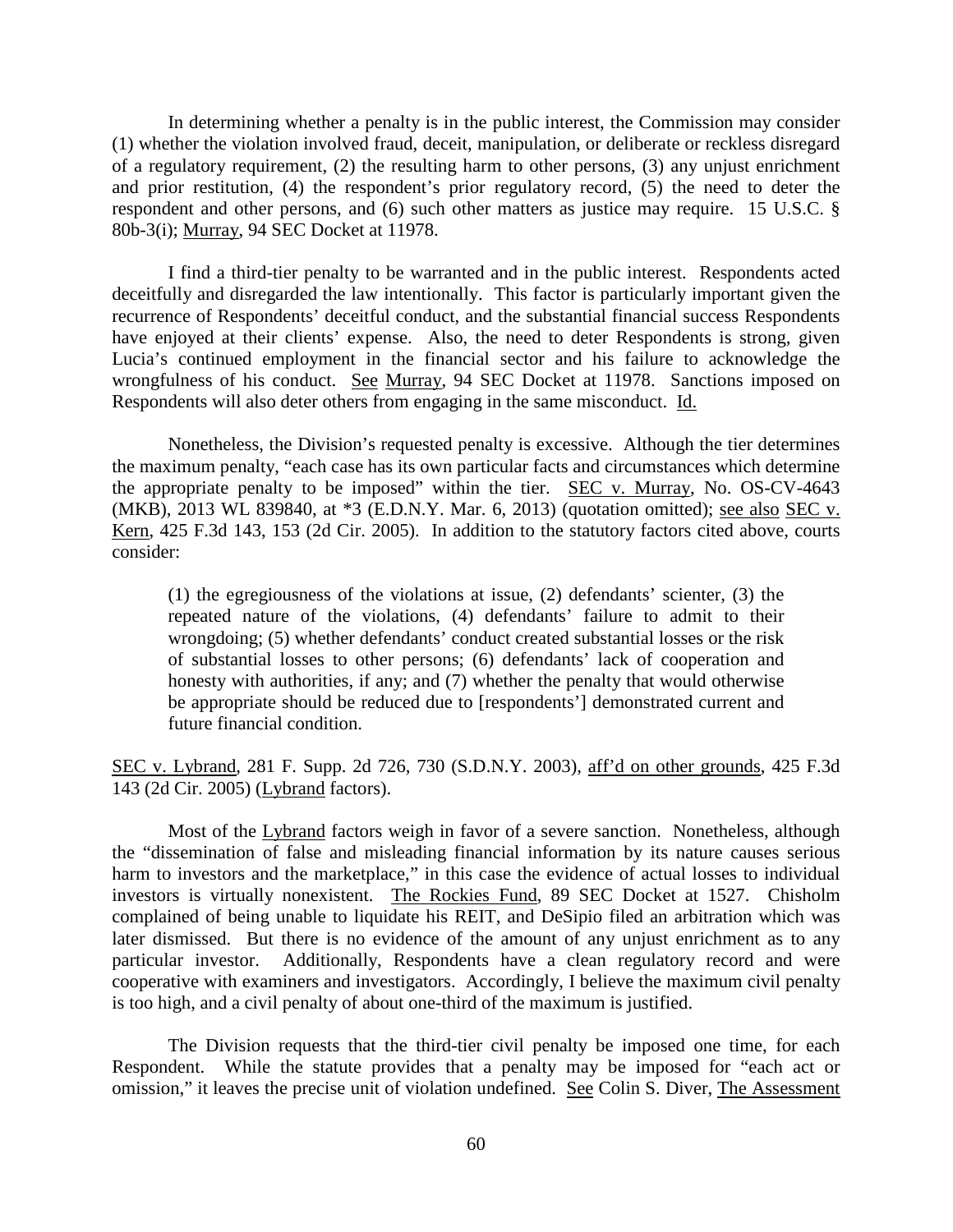In determining whether a penalty is in the public interest, the Commission may consider (1) whether the violation involved fraud, deceit, manipulation, or deliberate or reckless disregard of a regulatory requirement, (2) the resulting harm to other persons, (3) any unjust enrichment and prior restitution, (4) the respondent's prior regulatory record, (5) the need to deter the respondent and other persons, and (6) such other matters as justice may require. 15 U.S.C. § 80b-3(i); Murray, 94 SEC Docket at 11978.

I find a third-tier penalty to be warranted and in the public interest. Respondents acted deceitfully and disregarded the law intentionally. This factor is particularly important given the recurrence of Respondents' deceitful conduct, and the substantial financial success Respondents have enjoyed at their clients' expense. Also, the need to deter Respondents is strong, given Lucia's continued employment in the financial sector and his failure to acknowledge the wrongfulness of his conduct. See Murray, 94 SEC Docket at 11978. Sanctions imposed on Respondents will also deter others from engaging in the same misconduct. Id.

Nonetheless, the Division's requested penalty is excessive. Although the tier determines the maximum penalty, "each case has its own particular facts and circumstances which determine the appropriate penalty to be imposed" within the tier. SEC v. Murray, No. OS-CV-4643 (MKB), 2013 WL 839840, at *3 (E.D.N.Y. Mar. 6, 2013) (quotation omitted); see also SEC v. Kern, 425 F.3d 143, 153 (2d Cir. 2005). In addition to the statutory factors cited above, courts consider:

> (1) the egregiousness of the violations at issue, (2) defendants' scienter, (3) the repeated nature of the violations, (4) defendants' failure to admit to their wrongdoing; (5) whether defendants' conduct created substantial losses or the risk of substantial losses to other persons; (6) defendants' lack of cooperation and honesty with authorities, if any; and (7) whether the penalty that would otherwise be appropriate should be reduced due to [respondents'] demonstrated current and future financial condition.

SEC v. Lybrand, 281 F. Supp. 2d 726, 730 (S.D.N.Y. 2003), aff'd on other grounds, 425 F.3d 143 (2d Cir. 2005) (Lybrand factors).

Most of the Lybrand factors weigh in favor of a severe sanction. Nonetheless, although the "dissemination of false and misleading financial information by its nature causes serious harm to investors and the marketplace," in this case the evidence of actual losses to individual investors is virtually nonexistent. The Rockies Fund, 89 SEC Docket at 1527. Chisholm complained of being unable to liquidate his REIT, and DeSipio filed an arbitration which was later dismissed. But there is no evidence of the amount of any unjust enrichment as to any particular investor. Additionally, Respondents have a clean regulatory record and were cooperative with examiners and investigators. Accordingly, I believe the maximum civil penalty is too high, and a civil penalty of about one-third of the maximum is justified.

The Division requests that the third-tier civil penalty be imposed one time, for each Respondent. While the statute provides that a penalty may be imposed for "each act or omission," it leaves the precise unit of violation undefined. See Colin S. Diver, The Assessment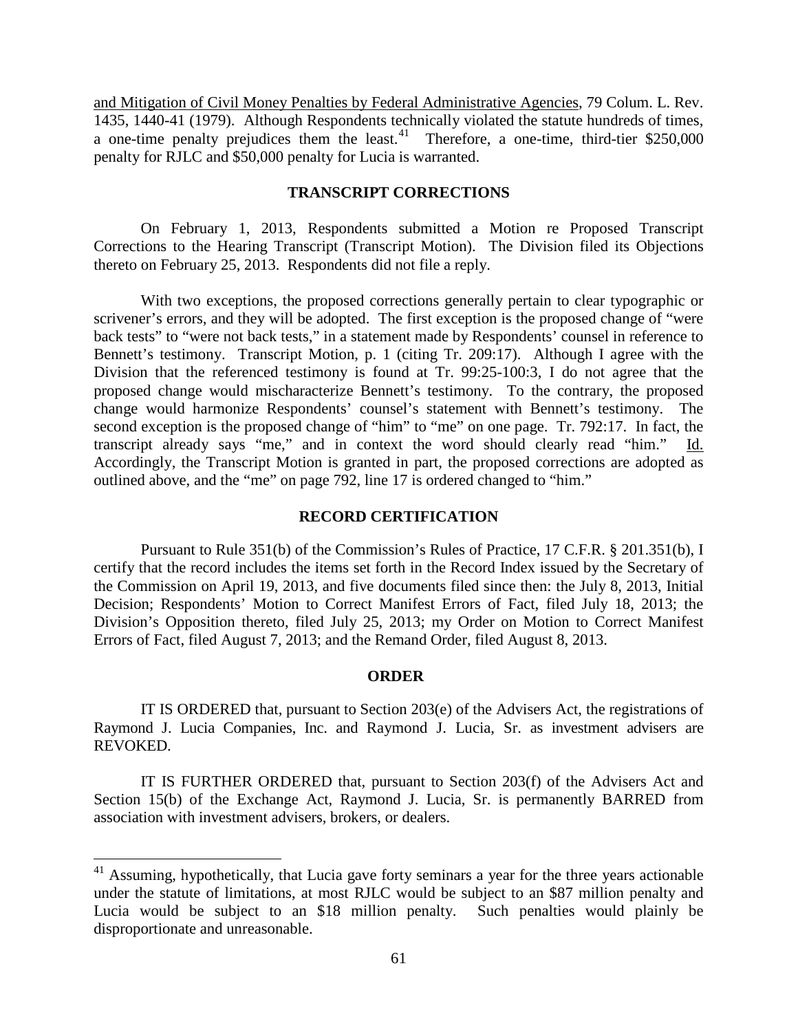and Mitigation of Civil Money Penalties by Federal Administrative Agencies, 79 Colum. L. Rev. 1435, 1440-41 (1979). Although Respondents technically violated the statute hundreds of times, a one-time penalty prejudices them the least.[41] Therefore, a one-time, third-tier $250,000 penalty for RJLC and $50,000 penalty for Lucia is warranted.

## TRANSCRIPT CORRECTIONS

On February 1, 2013, Respondents submitted a Motion re Proposed Transcript Corrections to the Hearing Transcript (Transcript Motion). The Division filed its Objections thereto on February 25, 2013. Respondents did not file a reply.

With two exceptions, the proposed corrections generally pertain to clear typographic or scrivener's errors, and they will be adopted. The first exception is the proposed change of "were back tests" to "were not back tests," in a statement made by Respondents' counsel in reference to Bennett's testimony. Transcript Motion, p. 1 (citing Tr. 209:17). Although I agree with the Division that the referenced testimony is found at Tr. 99:25-100:3, I do not agree that the proposed change would mischaracterize Bennett's testimony. To the contrary, the proposed change would harmonize Respondents' counsel's statement with Bennett's testimony. The second exception is the proposed change of "him" to "me" on one page. Tr. 792:17. In fact, the transcript already says "me," and in context the word should clearly read "him." Id. Accordingly, the Transcript Motion is granted in part, the proposed corrections are adopted as outlined above, and the "me" on page 792, line 17 is ordered changed to "him."

## RECORD CERTIFICATION

Pursuant to Rule 351(b) of the Commission's Rules of Practice, 17 C.F.R. § 201.351(b), I certify that the record includes the items set forth in the Record Index issued by the Secretary of the Commission on April 19, 2013, and five documents filed since then: the July 8, 2013, Initial Decision; Respondents' Motion to Correct Manifest Errors of Fact, filed July 18, 2013; the Division's Opposition thereto, filed July 25, 2013; my Order on Motion to Correct Manifest Errors of Fact, filed August 7, 2013; and the Remand Order, filed August 8, 2013.

## ORDER

IT IS ORDERED that, pursuant to Section 203(e) of the Advisers Act, the registrations of Raymond J. Lucia Companies, Inc. and Raymond J. Lucia, Sr. as investment advisers are REVOKED.

IT IS FURTHER ORDERED that, pursuant to Section 203(f) of the Advisers Act and Section 15(b) of the Exchange Act, Raymond J. Lucia, Sr. is permanently BARRED from association with investment advisers, brokers, or dealers.

---

[41] Assuming, hypothetically, that Lucia gave forty seminars a year for the three years actionable under the statute of limitations, at most RJLC would be subject to an $87 million penalty and Lucia would be subject to an $18 million penalty. Such penalties would plainly be disproportionate and unreasonable.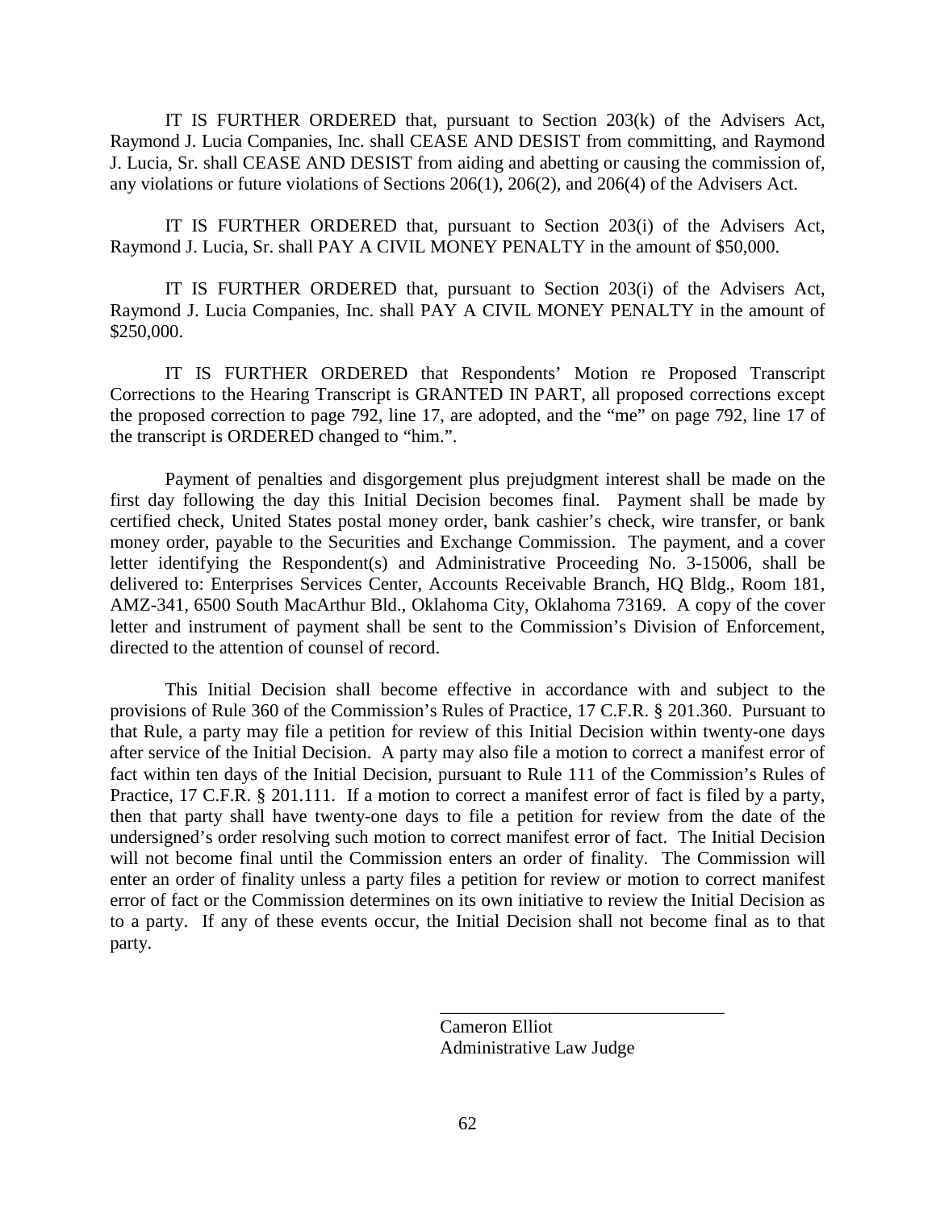IT IS FURTHER ORDERED that, pursuant to Section 203(k) of the Advisers Act, Raymond J. Lucia Companies, Inc. shall CEASE AND DESIST from committing, and Raymond J. Lucia, Sr. shall CEASE AND DESIST from aiding and abetting or causing the commission of, any violations or future violations of Sections 206(1), 206(2), and 206(4) of the Advisers Act.

IT IS FURTHER ORDERED that, pursuant to Section 203(i) of the Advisers Act, Raymond J. Lucia, Sr. shall PAY A CIVIL MONEY PENALTY in the amount of $50,000.

IT IS FURTHER ORDERED that, pursuant to Section 203(i) of the Advisers Act, Raymond J. Lucia Companies, Inc. shall PAY A CIVIL MONEY PENALTY in the amount of $250,000.

IT IS FURTHER ORDERED that Respondents' Motion re Proposed Transcript Corrections to the Hearing Transcript is GRANTED IN PART, all proposed corrections except the proposed correction to page 792, line 17, are adopted, and the "me" on page 792, line 17 of the transcript is ORDERED changed to "him.".

Payment of penalties and disgorgement plus prejudgment interest shall be made on the first day following the day this Initial Decision becomes final. Payment shall be made by certified check, United States postal money order, bank cashier's check, wire transfer, or bank money order, payable to the Securities and Exchange Commission. The payment, and a cover letter identifying the Respondent(s) and Administrative Proceeding No. 3-15006, shall be delivered to: Enterprises Services Center, Accounts Receivable Branch, HQ Bldg., Room 181, AMZ-341, 6500 South MacArthur Bld., Oklahoma City, Oklahoma 73169. A copy of the cover letter and instrument of payment shall be sent to the Commission's Division of Enforcement, directed to the attention of counsel of record.

This Initial Decision shall become effective in accordance with and subject to the provisions of Rule 360 of the Commission's Rules of Practice, 17 C.F.R. § 201.360. Pursuant to that Rule, a party may file a petition for review of this Initial Decision within twenty-one days after service of the Initial Decision. A party may also file a motion to correct a manifest error of fact within ten days of the Initial Decision, pursuant to Rule 111 of the Commission's Rules of Practice, 17 C.F.R. § 201.111. If a motion to correct a manifest error of fact is filed by a party, then that party shall have twenty-one days to file a petition for review from the date of the undersigned's order resolving such motion to correct manifest error of fact. The Initial Decision will not become final until the Commission enters an order of finality. The Commission will enter an order of finality unless a party files a petition for review or motion to correct manifest error of fact or the Commission determines on its own initiative to review the Initial Decision as to a party. If any of these events occur, the Initial Decision shall not become final as to that party.

_______________________________
Cameron Elliot
Administrative Law Judge